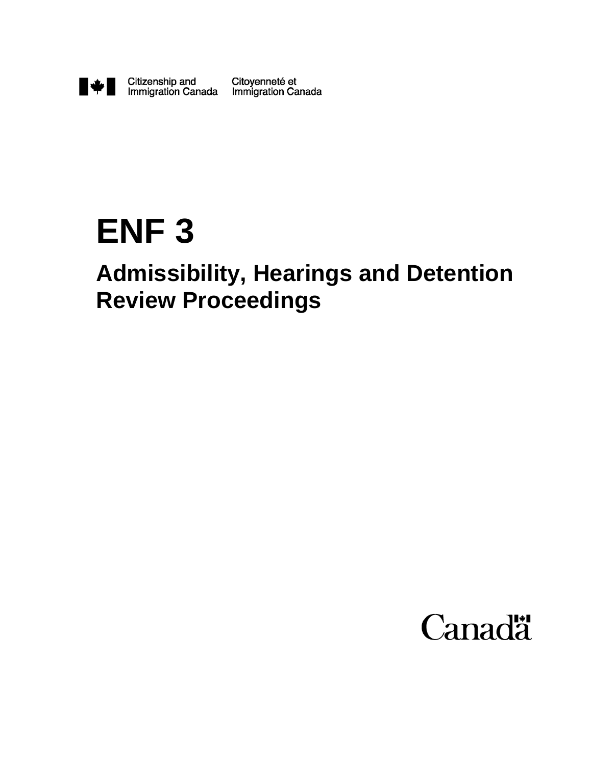Citizenship and Immigration Canada    Citoyenneté et Immigration Canada

# ENF 3

## Admissibility, Hearings and Detention Review Proceedings

Canada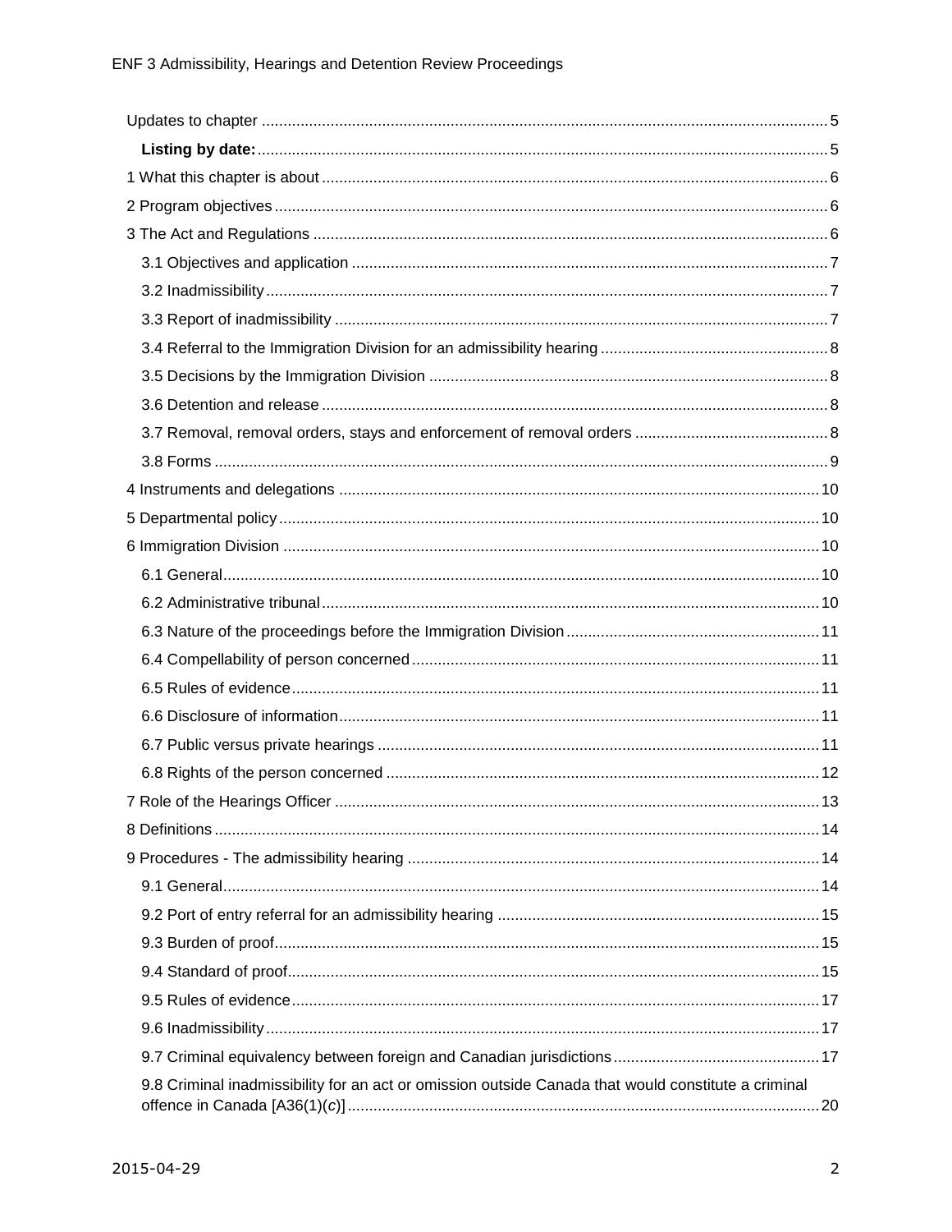Updates to chapter ........................................................................................................................ 5

**Listing by date:** ........................................................................................................................ 5

1 What this chapter is about ........................................................................................................ 6

2 Program objectives ..................................................................................................................... 6

3 The Act and Regulations ............................................................................................................ 6

3.1 Objectives and application ..................................................................................................... 7

3.2 Inadmissibility ......................................................................................................................... 7

3.3 Report of inadmissibility ......................................................................................................... 7

3.4 Referral to the Immigration Division for an admissibility hearing ........................................... 8

3.5 Decisions by the Immigration Division ................................................................................... 8

3.6 Detention and release ............................................................................................................ 8

3.7 Removal, removal orders, stays and enforcement of removal orders .................................... 8

3.8 Forms ..................................................................................................................................... 9

4 Instruments and delegations .................................................................................................... 10

5 Departmental policy .................................................................................................................. 10

6 Immigration Division ................................................................................................................. 10

6.1 General ................................................................................................................................. 10

6.2 Administrative tribunal .......................................................................................................... 10

6.3 Nature of the proceedings before the Immigration Division ................................................. 11

6.4 Compellability of person concerned ..................................................................................... 11

6.5 Rules of evidence ................................................................................................................. 11

6.6 Disclosure of information ...................................................................................................... 11

6.7 Public versus private hearings .............................................................................................. 11

6.8 Rights of the person concerned ........................................................................................... 12

7 Role of the Hearings Officer ..................................................................................................... 13

8 Definitions ................................................................................................................................. 14

9 Procedures - The admissibility hearing .................................................................................... 14

9.1 General ................................................................................................................................. 14

9.2 Port of entry referral for an admissibility hearing .................................................................. 15

9.3 Burden of proof ..................................................................................................................... 15

9.4 Standard of proof .................................................................................................................. 15

9.5 Rules of evidence ................................................................................................................. 17

9.6 Inadmissibility ....................................................................................................................... 17

9.7 Criminal equivalency between foreign and Canadian jurisdictions ...................................... 17

9.8 Criminal inadmissibility for an act or omission outside Canada that would constitute a criminal offence in Canada [A36(1)(*c*)] ........................................................................................... 20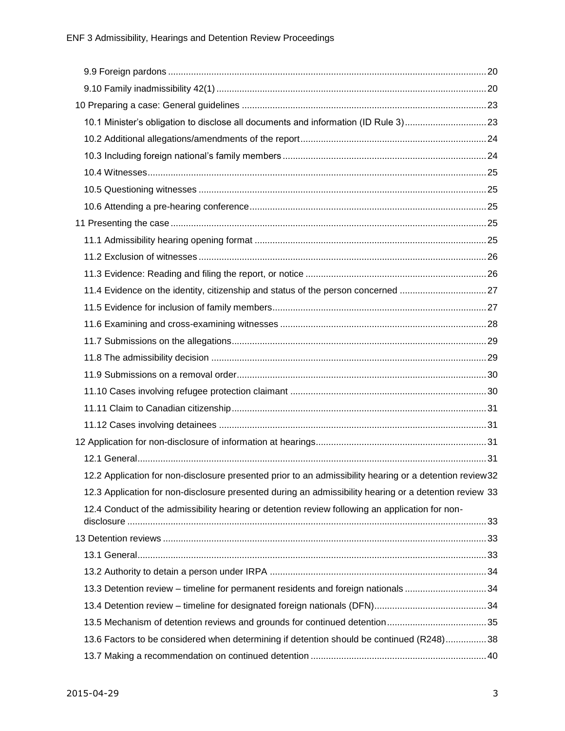9.9 Foreign pardons ........................................................................................................................ 20

9.10 Family inadmissibility 42(1) ..................................................................................................... 20

10 Preparing a case: General guidelines ............................................................................................ 23

10.1 Minister's obligation to disclose all documents and information (ID Rule 3) ............................ 23

10.2 Additional allegations/amendments of the report ..................................................................... 24

10.3 Including foreign national's family members ............................................................................ 24

10.4 Witnesses ................................................................................................................................. 25

10.5 Questioning witnesses ............................................................................................................. 25

10.6 Attending a pre-hearing conference ......................................................................................... 25

11 Presenting the case ........................................................................................................................ 25

11.1 Admissibility hearing opening format ....................................................................................... 25

11.2 Exclusion of witnesses ............................................................................................................. 26

11.3 Evidence: Reading and filing the report, or notice ................................................................... 26

11.4 Evidence on the identity, citizenship and status of the person concerned .............................. 27

11.5 Evidence for inclusion of family members ................................................................................ 27

11.6 Examining and cross-examining witnesses ............................................................................. 28

11.7 Submissions on the allegations ................................................................................................ 29

11.8 The admissibility decision ........................................................................................................ 29

11.9 Submissions on a removal order .............................................................................................. 30

11.10 Cases involving refugee protection claimant ......................................................................... 30

11.11 Claim to Canadian citizenship ................................................................................................ 31

11.12 Cases involving detainees ..................................................................................................... 31

12 Application for non-disclosure of information at hearings ............................................................... 31

12.1 General ..................................................................................................................................... 31

12.2 Application for non-disclosure presented prior to an admissibility hearing or a detention review 32

12.3 Application for non-disclosure presented during an admissibility hearing or a detention review 33

12.4 Conduct of the admissibility hearing or detention review following an application for non-disclosure ......................................................................................................................................... 33

13 Detention reviews ........................................................................................................................... 33

13.1 General ..................................................................................................................................... 33

13.2 Authority to detain a person under IRPA ................................................................................. 34

13.3 Detention review – timeline for permanent residents and foreign nationals ............................. 34

13.4 Detention review – timeline for designated foreign nationals (DFN) ........................................ 34

13.5 Mechanism of detention reviews and grounds for continued detention .................................... 35

13.6 Factors to be considered when determining if detention should be continued (R248) ............. 38

13.7 Making a recommendation on continued detention ................................................................. 40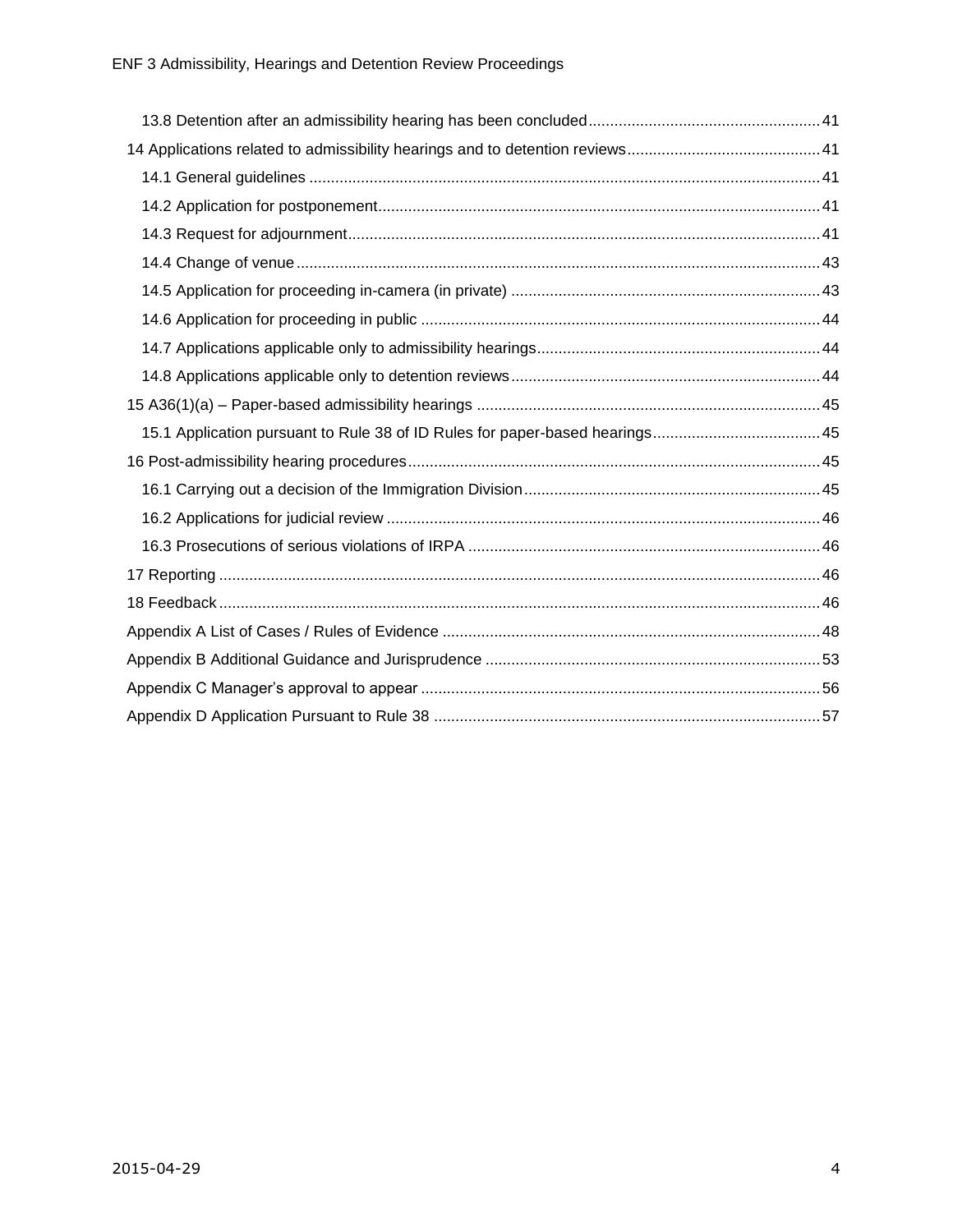13.8 Detention after an admissibility hearing has been concluded ..... 41

14 Applications related to admissibility hearings and to detention reviews ..... 41

14.1 General guidelines ..... 41

14.2 Application for postponement ..... 41

14.3 Request for adjournment ..... 41

14.4 Change of venue ..... 43

14.5 Application for proceeding in-camera (in private) ..... 43

14.6 Application for proceeding in public ..... 44

14.7 Applications applicable only to admissibility hearings ..... 44

14.8 Applications applicable only to detention reviews ..... 44

15 A36(1)(a) – Paper-based admissibility hearings ..... 45

15.1 Application pursuant to Rule 38 of ID Rules for paper-based hearings ..... 45

16 Post-admissibility hearing procedures ..... 45

16.1 Carrying out a decision of the Immigration Division ..... 45

16.2 Applications for judicial review ..... 46

16.3 Prosecutions of serious violations of IRPA ..... 46

17 Reporting ..... 46

18 Feedback ..... 46

Appendix A List of Cases / Rules of Evidence ..... 48

Appendix B Additional Guidance and Jurisprudence ..... 53

Appendix C Manager's approval to appear ..... 56

Appendix D Application Pursuant to Rule 38 ..... 57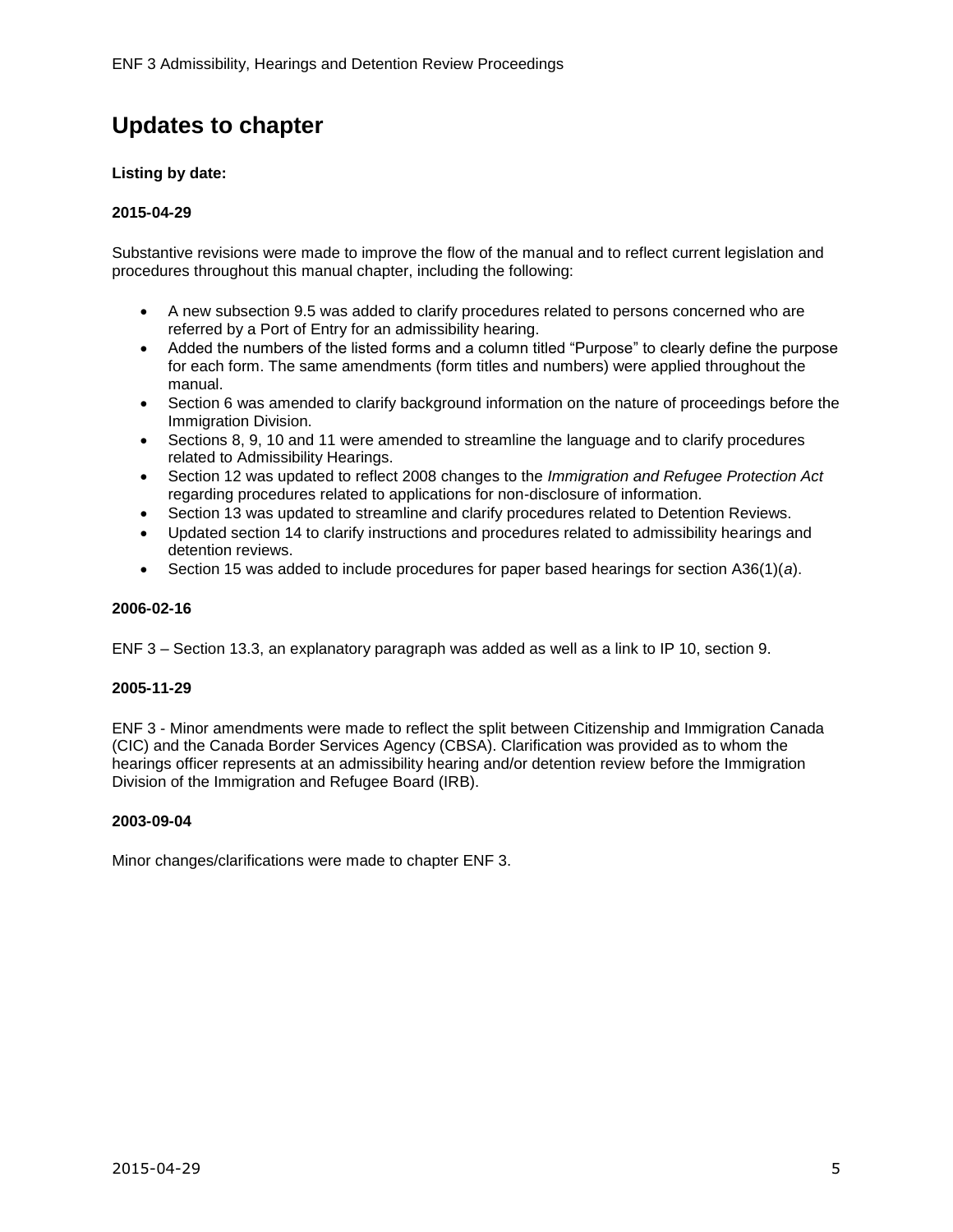# Updates to chapter

**Listing by date:**

**2015-04-29**

Substantive revisions were made to improve the flow of the manual and to reflect current legislation and procedures throughout this manual chapter, including the following:

- A new subsection 9.5 was added to clarify procedures related to persons concerned who are referred by a Port of Entry for an admissibility hearing.
- Added the numbers of the listed forms and a column titled "Purpose" to clearly define the purpose for each form. The same amendments (form titles and numbers) were applied throughout the manual.
- Section 6 was amended to clarify background information on the nature of proceedings before the Immigration Division.
- Sections 8, 9, 10 and 11 were amended to streamline the language and to clarify procedures related to Admissibility Hearings.
- Section 12 was updated to reflect 2008 changes to the *Immigration and Refugee Protection Act* regarding procedures related to applications for non-disclosure of information.
- Section 13 was updated to streamline and clarify procedures related to Detention Reviews.
- Updated section 14 to clarify instructions and procedures related to admissibility hearings and detention reviews.
- Section 15 was added to include procedures for paper based hearings for section A36(1)(*a*).

**2006-02-16**

ENF 3 – Section 13.3, an explanatory paragraph was added as well as a link to IP 10, section 9.

**2005-11-29**

ENF 3 - Minor amendments were made to reflect the split between Citizenship and Immigration Canada (CIC) and the Canada Border Services Agency (CBSA). Clarification was provided as to whom the hearings officer represents at an admissibility hearing and/or detention review before the Immigration Division of the Immigration and Refugee Board (IRB).

**2003-09-04**

Minor changes/clarifications were made to chapter ENF 3.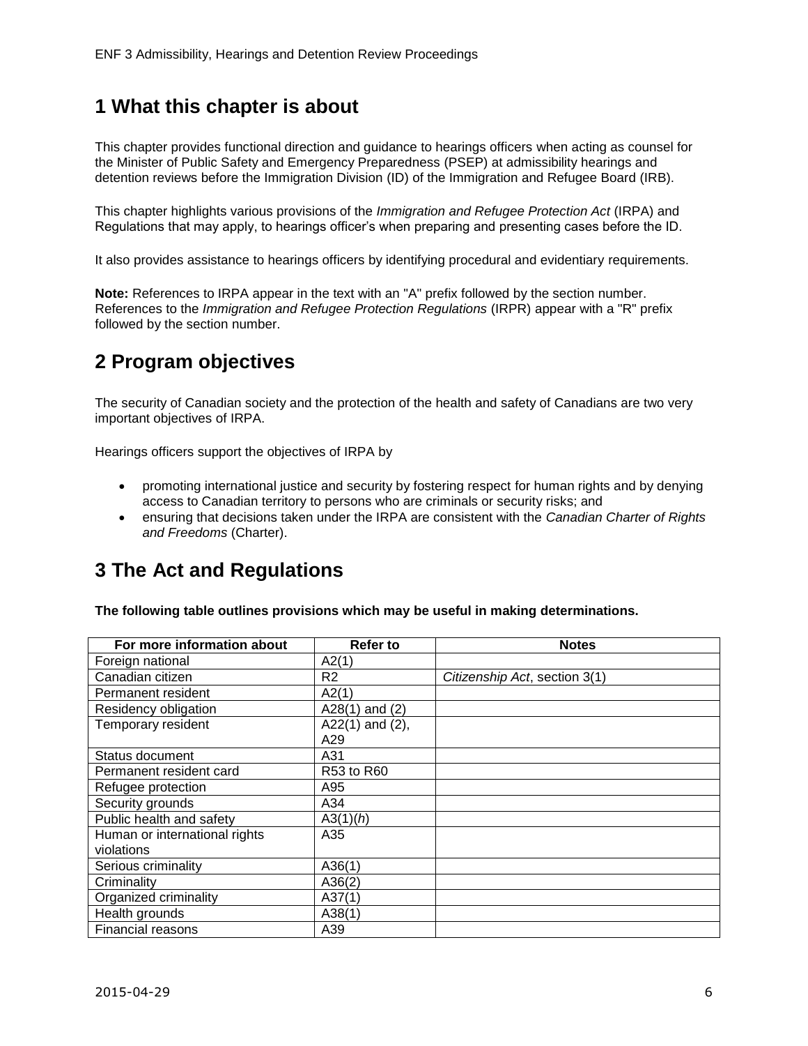## 1 What this chapter is about

This chapter provides functional direction and guidance to hearings officers when acting as counsel for the Minister of Public Safety and Emergency Preparedness (PSEP) at admissibility hearings and detention reviews before the Immigration Division (ID) of the Immigration and Refugee Board (IRB).

This chapter highlights various provisions of the *Immigration and Refugee Protection Act* (IRPA) and Regulations that may apply, to hearings officer's when preparing and presenting cases before the ID.

It also provides assistance to hearings officers by identifying procedural and evidentiary requirements.

**Note:** References to IRPA appear in the text with an "A" prefix followed by the section number. References to the *Immigration and Refugee Protection Regulations* (IRPR) appear with a "R" prefix followed by the section number.

## 2 Program objectives

The security of Canadian society and the protection of the health and safety of Canadians are two very important objectives of IRPA.

Hearings officers support the objectives of IRPA by

- promoting international justice and security by fostering respect for human rights and by denying access to Canadian territory to persons who are criminals or security risks; and
- ensuring that decisions taken under the IRPA are consistent with the *Canadian Charter of Rights and Freedoms* (Charter).

## 3 The Act and Regulations

**The following table outlines provisions which may be useful in making determinations.**

| For more information about | Refer to | Notes |
|---|---|---|
| Foreign national | A2(1) | |
| Canadian citizen | R2 | *Citizenship Act*, section 3(1) |
| Permanent resident | A2(1) | |
| Residency obligation | A28(1) and (2) | |
| Temporary resident | A22(1) and (2), A29 | |
| Status document | A31 | |
| Permanent resident card | R53 to R60 | |
| Refugee protection | A95 | |
| Security grounds | A34 | |
| Public health and safety | A3(1)(*h*) | |
| Human or international rights violations | A35 | |
| Serious criminality | A36(1) | |
| Criminality | A36(2) | |
| Organized criminality | A37(1) | |
| Health grounds | A38(1) | |
| Financial reasons | A39 | |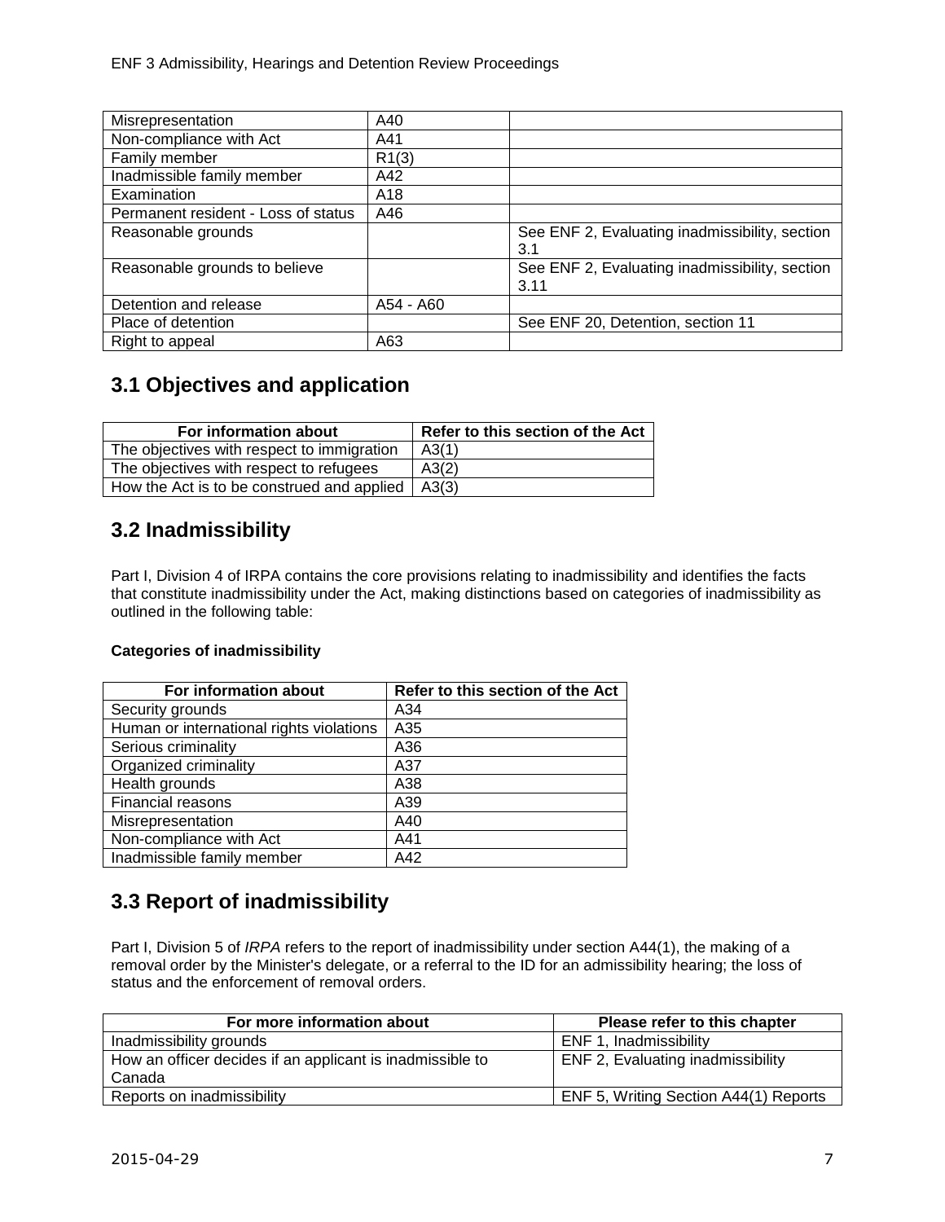| | | |
|---|---|---|
| Misrepresentation | A40 | |
| Non-compliance with Act | A41 | |
| Family member | R1(3) | |
| Inadmissible family member | A42 | |
| Examination | A18 | |
| Permanent resident - Loss of status | A46 | |
| Reasonable grounds | | See ENF 2, Evaluating inadmissibility, section 3.1 |
| Reasonable grounds to believe | | See ENF 2, Evaluating inadmissibility, section 3.11 |
| Detention and release | A54 - A60 | |
| Place of detention | | See ENF 20, Detention, section 11 |
| Right to appeal | A63 | |

## 3.1 Objectives and application

| For information about | Refer to this section of the Act |
|---|---|
| The objectives with respect to immigration | A3(1) |
| The objectives with respect to refugees | A3(2) |
| How the Act is to be construed and applied | A3(3) |

## 3.2 Inadmissibility

Part I, Division 4 of IRPA contains the core provisions relating to inadmissibility and identifies the facts that constitute inadmissibility under the Act, making distinctions based on categories of inadmissibility as outlined in the following table:

**Categories of inadmissibility**

| For information about | Refer to this section of the Act |
|---|---|
| Security grounds | A34 |
| Human or international rights violations | A35 |
| Serious criminality | A36 |
| Organized criminality | A37 |
| Health grounds | A38 |
| Financial reasons | A39 |
| Misrepresentation | A40 |
| Non-compliance with Act | A41 |
| Inadmissible family member | A42 |

## 3.3 Report of inadmissibility

Part I, Division 5 of *IRPA* refers to the report of inadmissibility under section A44(1), the making of a removal order by the Minister's delegate, or a referral to the ID for an admissibility hearing; the loss of status and the enforcement of removal orders.

| For more information about | Please refer to this chapter |
|---|---|
| Inadmissibility grounds | ENF 1, Inadmissibility |
| How an officer decides if an applicant is inadmissible to Canada | ENF 2, Evaluating inadmissibility |
| Reports on inadmissibility | ENF 5, Writing Section A44(1) Reports |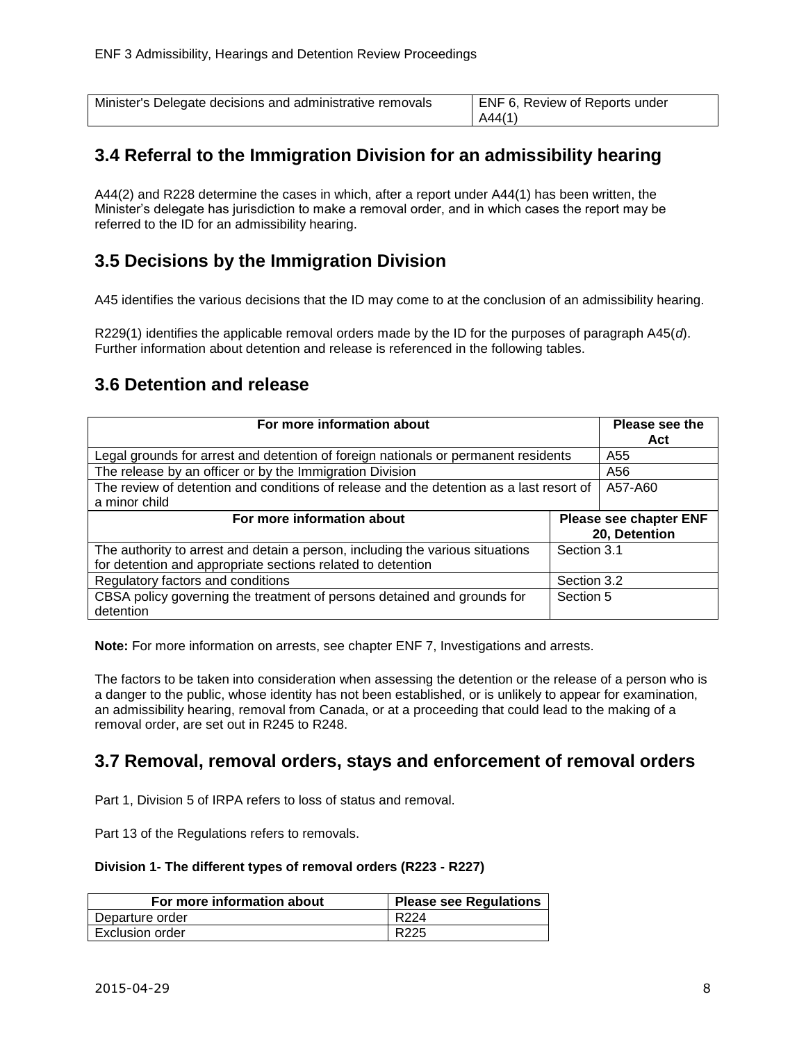| Minister's Delegate decisions and administrative removals | ENF 6, Review of Reports under A44(1) |
|---|---|

## 3.4 Referral to the Immigration Division for an admissibility hearing

A44(2) and R228 determine the cases in which, after a report under A44(1) has been written, the Minister's delegate has jurisdiction to make a removal order, and in which cases the report may be referred to the ID for an admissibility hearing.

## 3.5 Decisions by the Immigration Division

A45 identifies the various decisions that the ID may come to at the conclusion of an admissibility hearing.

R229(1) identifies the applicable removal orders made by the ID for the purposes of paragraph A45(*d*). Further information about detention and release is referenced in the following tables.

## 3.6 Detention and release

| For more information about | Please see the Act |
|---|---|
| Legal grounds for arrest and detention of foreign nationals or permanent residents | A55 |
| The release by an officer or by the Immigration Division | A56 |
| The review of detention and conditions of release and the detention as a last resort of a minor child | A57-A60 |

| For more information about | Please see chapter ENF 20, Detention |
|---|---|
| The authority to arrest and detain a person, including the various situations for detention and appropriate sections related to detention | Section 3.1 |
| Regulatory factors and conditions | Section 3.2 |
| CBSA policy governing the treatment of persons detained and grounds for detention | Section 5 |

**Note:** For more information on arrests, see chapter ENF 7, Investigations and arrests.

The factors to be taken into consideration when assessing the detention or the release of a person who is a danger to the public, whose identity has not been established, or is unlikely to appear for examination, an admissibility hearing, removal from Canada, or at a proceeding that could lead to the making of a removal order, are set out in R245 to R248.

## 3.7 Removal, removal orders, stays and enforcement of removal orders

Part 1, Division 5 of IRPA refers to loss of status and removal.

Part 13 of the Regulations refers to removals.

**Division 1- The different types of removal orders (R223 - R227)**

| For more information about | Please see Regulations |
|---|---|
| Departure order | R224 |
| Exclusion order | R225 |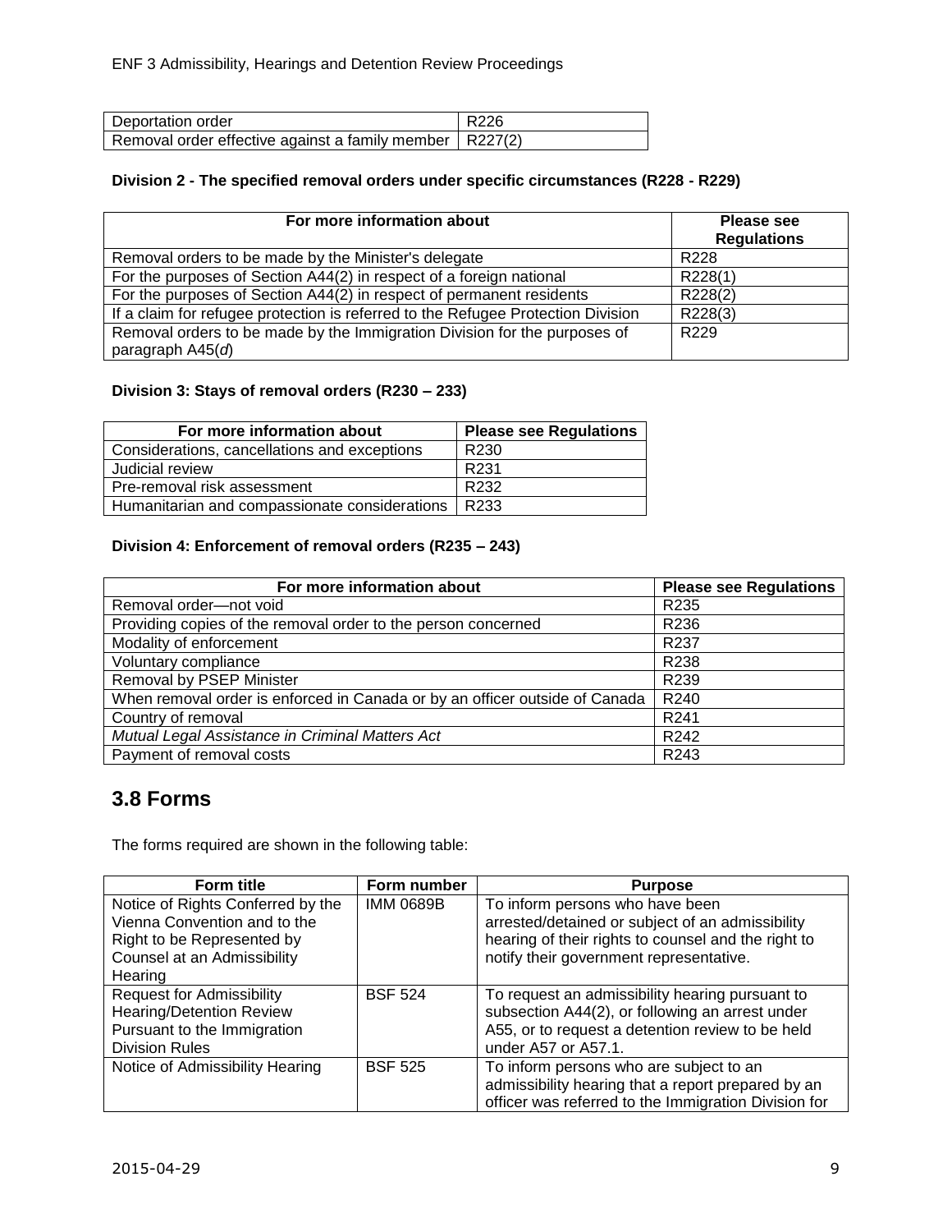| Deportation order | R226 |
| --- | --- |
| Removal order effective against a family member | R227(2) |

**Division 2 - The specified removal orders under specific circumstances (R228 - R229)**

| For more information about | Please see Regulations |
| --- | --- |
| Removal orders to be made by the Minister's delegate | R228 |
| For the purposes of Section A44(2) in respect of a foreign national | R228(1) |
| For the purposes of Section A44(2) in respect of permanent residents | R228(2) |
| If a claim for refugee protection is referred to the Refugee Protection Division | R228(3) |
| Removal orders to be made by the Immigration Division for the purposes of paragraph A45(*d*) | R229 |

**Division 3: Stays of removal orders (R230 – 233)**

| For more information about | Please see Regulations |
| --- | --- |
| Considerations, cancellations and exceptions | R230 |
| Judicial review | R231 |
| Pre-removal risk assessment | R232 |
| Humanitarian and compassionate considerations | R233 |

**Division 4: Enforcement of removal orders (R235 – 243)**

| For more information about | Please see Regulations |
| --- | --- |
| Removal order—not void | R235 |
| Providing copies of the removal order to the person concerned | R236 |
| Modality of enforcement | R237 |
| Voluntary compliance | R238 |
| Removal by PSEP Minister | R239 |
| When removal order is enforced in Canada or by an officer outside of Canada | R240 |
| Country of removal | R241 |
| *Mutual Legal Assistance in Criminal Matters Act* | R242 |
| Payment of removal costs | R243 |

## 3.8 Forms

The forms required are shown in the following table:

| Form title | Form number | Purpose |
| --- | --- | --- |
| Notice of Rights Conferred by the Vienna Convention and to the Right to be Represented by Counsel at an Admissibility Hearing | IMM 0689B | To inform persons who have been arrested/detained or subject of an admissibility hearing of their rights to counsel and the right to notify their government representative. |
| Request for Admissibility Hearing/Detention Review Pursuant to the Immigration Division Rules | BSF 524 | To request an admissibility hearing pursuant to subsection A44(2), or following an arrest under A55, or to request a detention review to be held under A57 or A57.1. |
| Notice of Admissibility Hearing | BSF 525 | To inform persons who are subject to an admissibility hearing that a report prepared by an officer was referred to the Immigration Division for |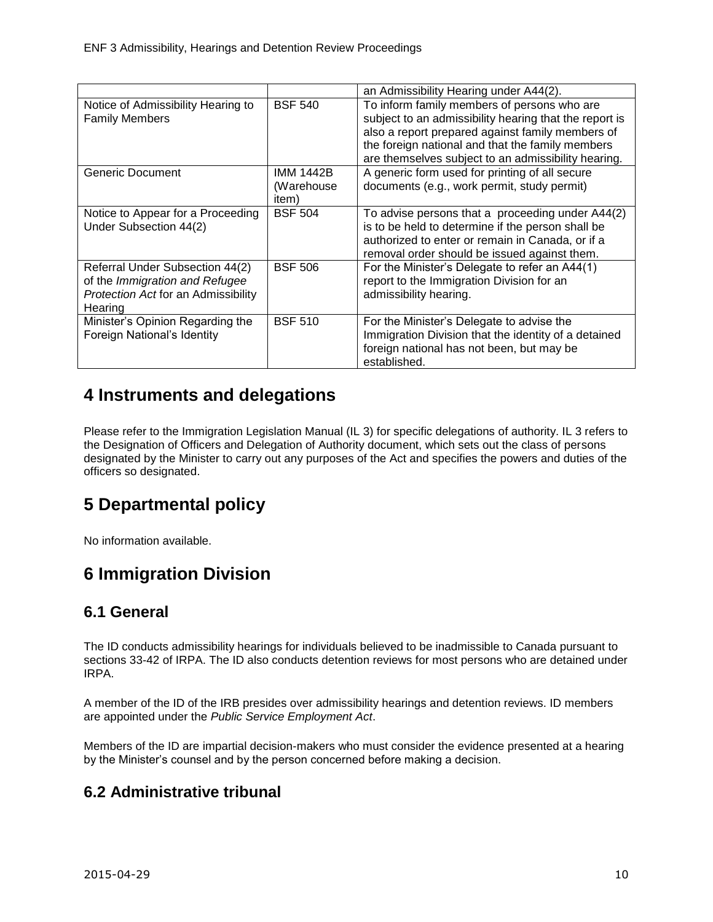| | | |
|---|---|---|
| | | an Admissibility Hearing under A44(2). |
| Notice of Admissibility Hearing to Family Members | BSF 540 | To inform family members of persons who are subject to an admissibility hearing that the report is also a report prepared against family members of the foreign national and that the family members are themselves subject to an admissibility hearing. |
| Generic Document | IMM 1442B (Warehouse item) | A generic form used for printing of all secure documents (e.g., work permit, study permit) |
| Notice to Appear for a Proceeding Under Subsection 44(2) | BSF 504 | To advise persons that a proceeding under A44(2) is to be held to determine if the person shall be authorized to enter or remain in Canada, or if a removal order should be issued against them. |
| Referral Under Subsection 44(2) of the *Immigration and Refugee Protection Act* for an Admissibility Hearing | BSF 506 | For the Minister's Delegate to refer an A44(1) report to the Immigration Division for an admissibility hearing. |
| Minister's Opinion Regarding the Foreign National's Identity | BSF 510 | For the Minister's Delegate to advise the Immigration Division that the identity of a detained foreign national has not been, but may be established. |

# 4 Instruments and delegations

Please refer to the Immigration Legislation Manual (IL 3) for specific delegations of authority. IL 3 refers to the Designation of Officers and Delegation of Authority document, which sets out the class of persons designated by the Minister to carry out any purposes of the Act and specifies the powers and duties of the officers so designated.

# 5 Departmental policy

No information available.

# 6 Immigration Division

## 6.1 General

The ID conducts admissibility hearings for individuals believed to be inadmissible to Canada pursuant to sections 33-42 of IRPA. The ID also conducts detention reviews for most persons who are detained under IRPA.

A member of the ID of the IRB presides over admissibility hearings and detention reviews. ID members are appointed under the *Public Service Employment Act*.

Members of the ID are impartial decision-makers who must consider the evidence presented at a hearing by the Minister's counsel and by the person concerned before making a decision.

## 6.2 Administrative tribunal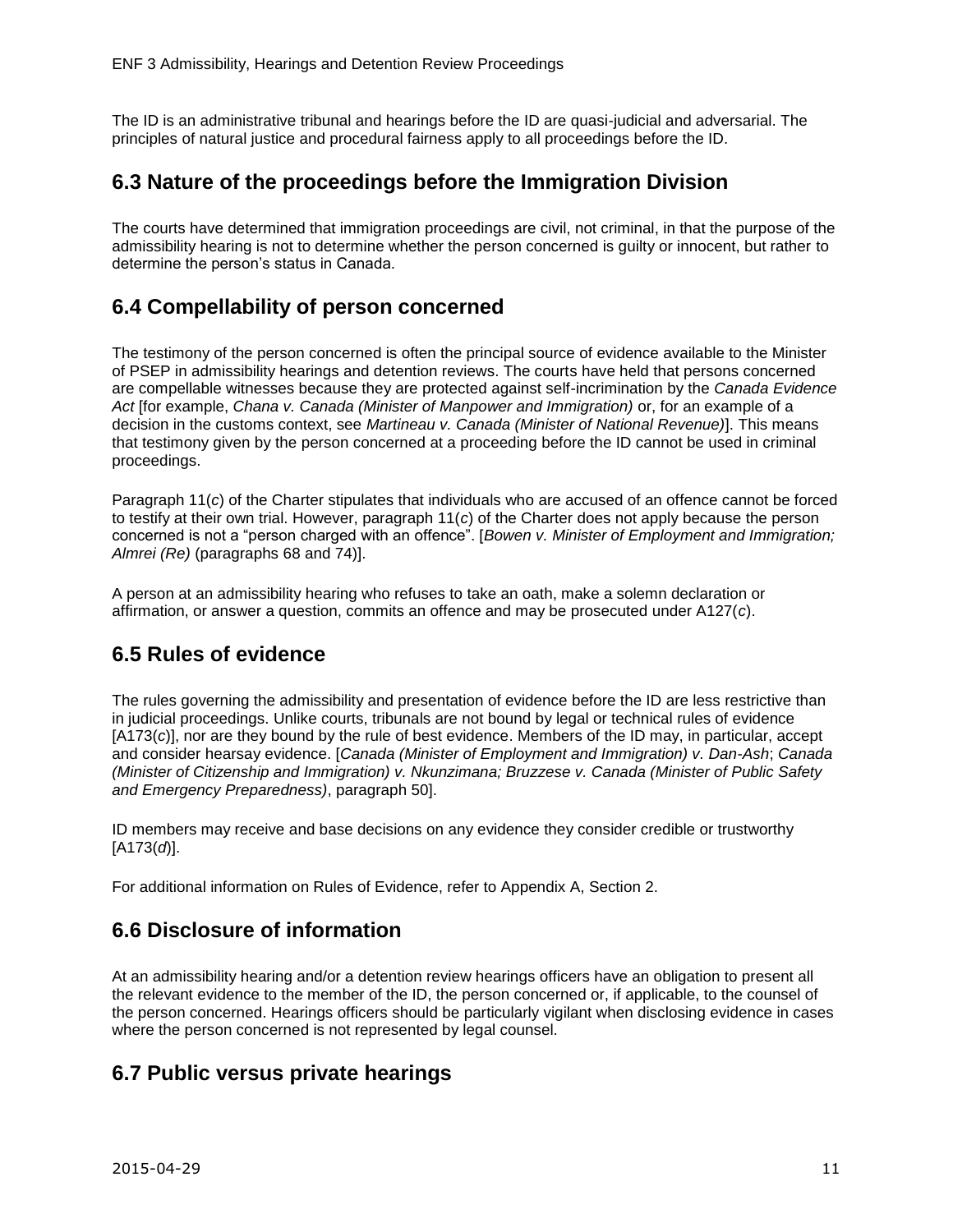The ID is an administrative tribunal and hearings before the ID are quasi-judicial and adversarial. The principles of natural justice and procedural fairness apply to all proceedings before the ID.

## 6.3 Nature of the proceedings before the Immigration Division

The courts have determined that immigration proceedings are civil, not criminal, in that the purpose of the admissibility hearing is not to determine whether the person concerned is guilty or innocent, but rather to determine the person's status in Canada.

## 6.4 Compellability of person concerned

The testimony of the person concerned is often the principal source of evidence available to the Minister of PSEP in admissibility hearings and detention reviews. The courts have held that persons concerned are compellable witnesses because they are protected against self-incrimination by the *Canada Evidence Act* [for example, *Chana v. Canada (Minister of Manpower and Immigration)* or, for an example of a decision in the customs context, see *Martineau v. Canada (Minister of National Revenue)*]. This means that testimony given by the person concerned at a proceeding before the ID cannot be used in criminal proceedings.

Paragraph 11(*c*) of the Charter stipulates that individuals who are accused of an offence cannot be forced to testify at their own trial. However, paragraph 11(*c*) of the Charter does not apply because the person concerned is not a "person charged with an offence". [*Bowen v. Minister of Employment and Immigration; Almrei (Re)* (paragraphs 68 and 74)].

A person at an admissibility hearing who refuses to take an oath, make a solemn declaration or affirmation, or answer a question, commits an offence and may be prosecuted under A127(*c*).

## 6.5 Rules of evidence

The rules governing the admissibility and presentation of evidence before the ID are less restrictive than in judicial proceedings. Unlike courts, tribunals are not bound by legal or technical rules of evidence [A173(*c*)], nor are they bound by the rule of best evidence. Members of the ID may, in particular, accept and consider hearsay evidence. [*Canada (Minister of Employment and Immigration) v. Dan-Ash*; *Canada (Minister of Citizenship and Immigration) v. Nkunzimana; Bruzzese v. Canada (Minister of Public Safety and Emergency Preparedness)*, paragraph 50].

ID members may receive and base decisions on any evidence they consider credible or trustworthy [A173(*d*)].

For additional information on Rules of Evidence, refer to Appendix A, Section 2.

## 6.6 Disclosure of information

At an admissibility hearing and/or a detention review hearings officers have an obligation to present all the relevant evidence to the member of the ID, the person concerned or, if applicable, to the counsel of the person concerned. Hearings officers should be particularly vigilant when disclosing evidence in cases where the person concerned is not represented by legal counsel.

## 6.7 Public versus private hearings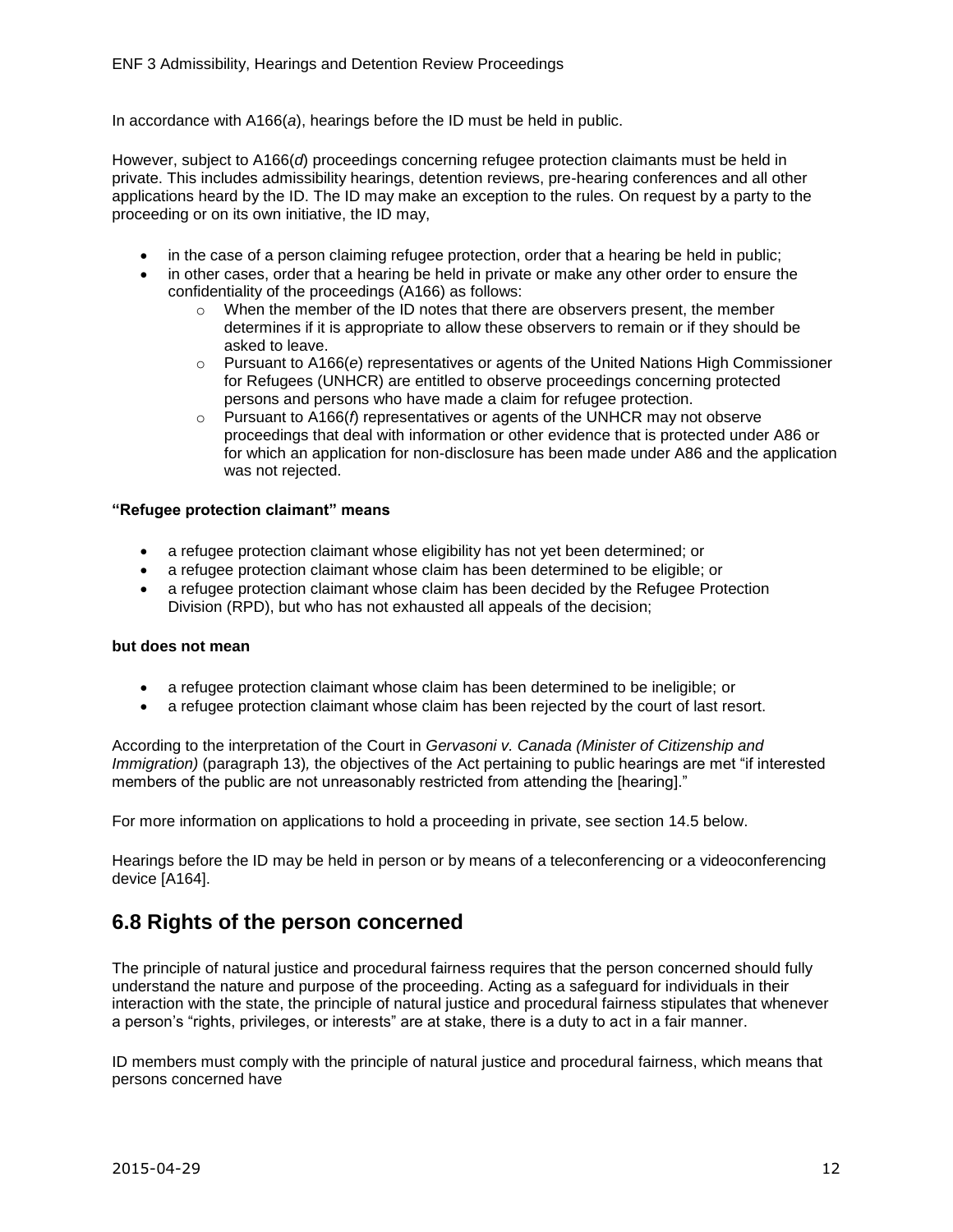In accordance with A166(*a*), hearings before the ID must be held in public.

However, subject to A166(*d*) proceedings concerning refugee protection claimants must be held in private. This includes admissibility hearings, detention reviews, pre-hearing conferences and all other applications heard by the ID. The ID may make an exception to the rules. On request by a party to the proceeding or on its own initiative, the ID may,

- in the case of a person claiming refugee protection, order that a hearing be held in public;
- in other cases, order that a hearing be held in private or make any other order to ensure the confidentiality of the proceedings (A166) as follows:
  - When the member of the ID notes that there are observers present, the member determines if it is appropriate to allow these observers to remain or if they should be asked to leave.
  - Pursuant to A166(*e*) representatives or agents of the United Nations High Commissioner for Refugees (UNHCR) are entitled to observe proceedings concerning protected persons and persons who have made a claim for refugee protection.
  - Pursuant to A166(*f*) representatives or agents of the UNHCR may not observe proceedings that deal with information or other evidence that is protected under A86 or for which an application for non-disclosure has been made under A86 and the application was not rejected.

**"Refugee protection claimant" means**

- a refugee protection claimant whose eligibility has not yet been determined; or
- a refugee protection claimant whose claim has been determined to be eligible; or
- a refugee protection claimant whose claim has been decided by the Refugee Protection Division (RPD), but who has not exhausted all appeals of the decision;

**but does not mean**

- a refugee protection claimant whose claim has been determined to be ineligible; or
- a refugee protection claimant whose claim has been rejected by the court of last resort.

According to the interpretation of the Court in *Gervasoni v. Canada (Minister of Citizenship and Immigration)* (paragraph 13), the objectives of the Act pertaining to public hearings are met "if interested members of the public are not unreasonably restricted from attending the [hearing]."

For more information on applications to hold a proceeding in private, see section 14.5 below.

Hearings before the ID may be held in person or by means of a teleconferencing or a videoconferencing device [A164].

## 6.8 Rights of the person concerned

The principle of natural justice and procedural fairness requires that the person concerned should fully understand the nature and purpose of the proceeding. Acting as a safeguard for individuals in their interaction with the state, the principle of natural justice and procedural fairness stipulates that whenever a person's "rights, privileges, or interests" are at stake, there is a duty to act in a fair manner.

ID members must comply with the principle of natural justice and procedural fairness, which means that persons concerned have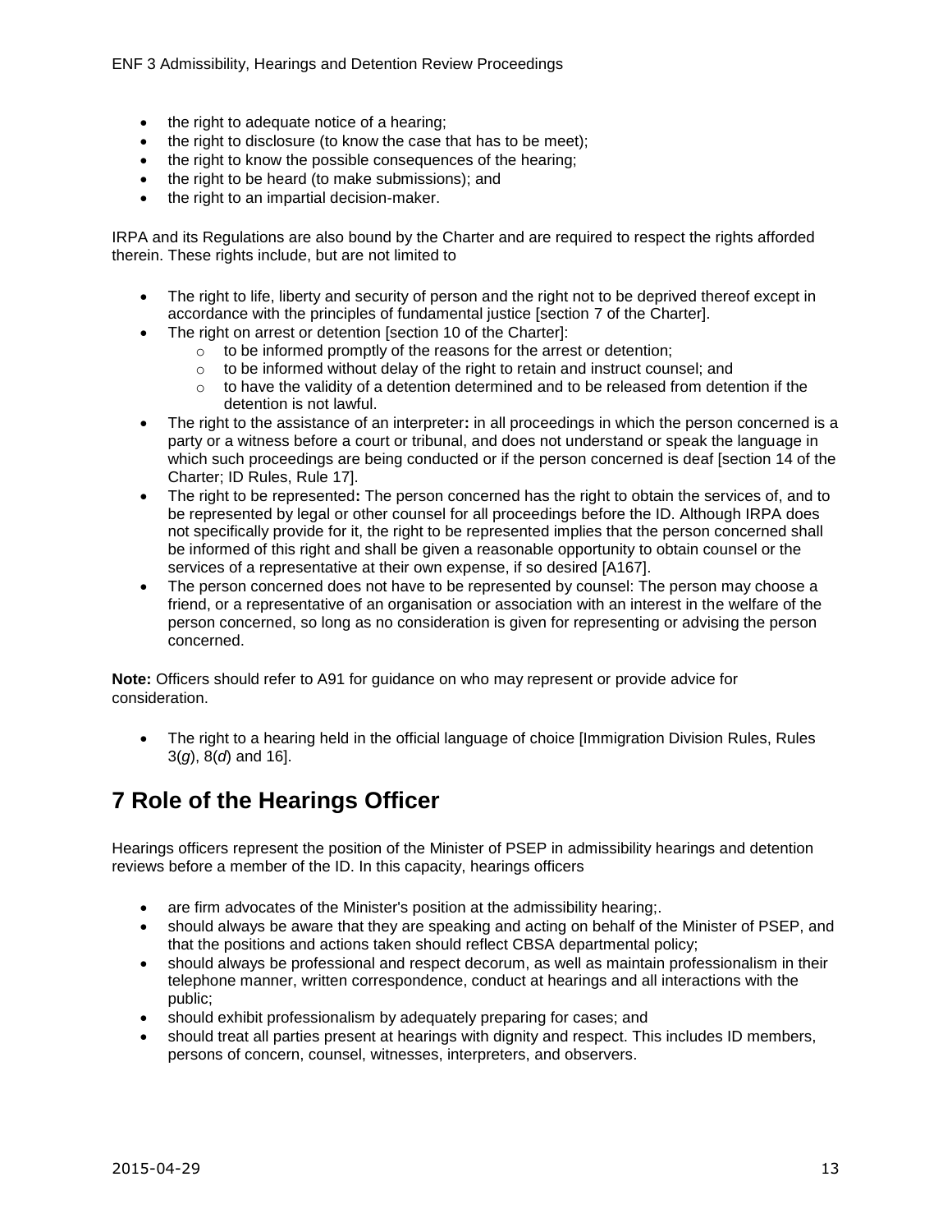- the right to adequate notice of a hearing;
- the right to disclosure (to know the case that has to be meet);
- the right to know the possible consequences of the hearing;
- the right to be heard (to make submissions); and
- the right to an impartial decision-maker.

IRPA and its Regulations are also bound by the Charter and are required to respect the rights afforded therein. These rights include, but are not limited to

- The right to life, liberty and security of person and the right not to be deprived thereof except in accordance with the principles of fundamental justice [section 7 of the Charter].
- The right on arrest or detention [section 10 of the Charter]:
  - to be informed promptly of the reasons for the arrest or detention;
  - to be informed without delay of the right to retain and instruct counsel; and
  - to have the validity of a detention determined and to be released from detention if the detention is not lawful.
- The right to the assistance of an interpreter**:** in all proceedings in which the person concerned is a party or a witness before a court or tribunal, and does not understand or speak the language in which such proceedings are being conducted or if the person concerned is deaf [section 14 of the Charter; ID Rules, Rule 17].
- The right to be represented**:** The person concerned has the right to obtain the services of, and to be represented by legal or other counsel for all proceedings before the ID. Although IRPA does not specifically provide for it, the right to be represented implies that the person concerned shall be informed of this right and shall be given a reasonable opportunity to obtain counsel or the services of a representative at their own expense, if so desired [A167].
- The person concerned does not have to be represented by counsel: The person may choose a friend, or a representative of an organisation or association with an interest in the welfare of the person concerned, so long as no consideration is given for representing or advising the person concerned.

**Note:** Officers should refer to A91 for guidance on who may represent or provide advice for consideration.

- The right to a hearing held in the official language of choice [Immigration Division Rules, Rules 3(*g*), 8(*d*) and 16].

# 7 Role of the Hearings Officer

Hearings officers represent the position of the Minister of PSEP in admissibility hearings and detention reviews before a member of the ID. In this capacity, hearings officers

- are firm advocates of the Minister's position at the admissibility hearing;.
- should always be aware that they are speaking and acting on behalf of the Minister of PSEP, and that the positions and actions taken should reflect CBSA departmental policy;
- should always be professional and respect decorum, as well as maintain professionalism in their telephone manner, written correspondence, conduct at hearings and all interactions with the public;
- should exhibit professionalism by adequately preparing for cases; and
- should treat all parties present at hearings with dignity and respect. This includes ID members, persons of concern, counsel, witnesses, interpreters, and observers.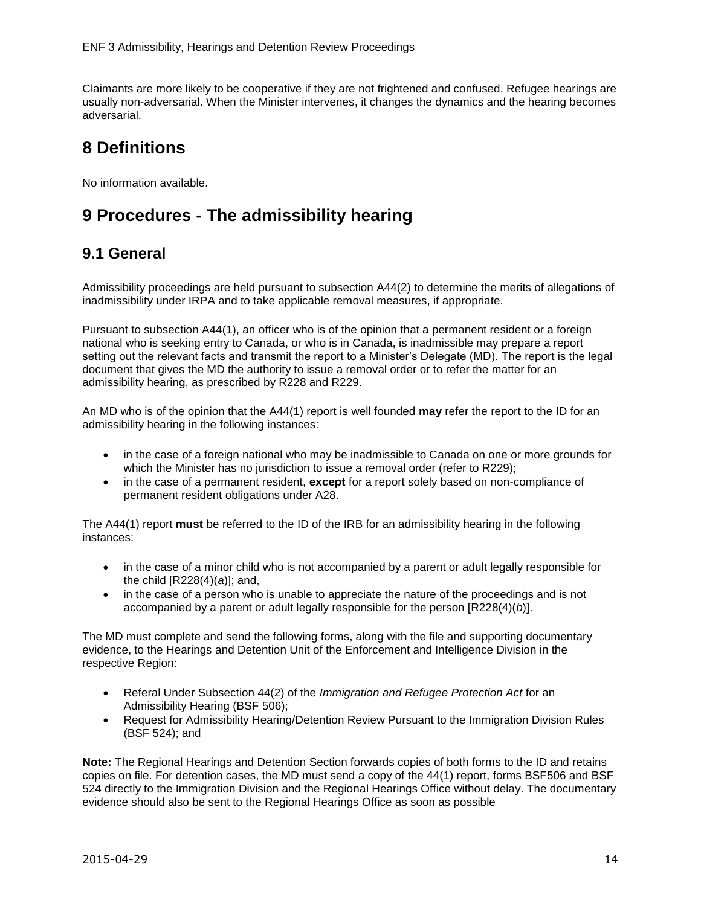Claimants are more likely to be cooperative if they are not frightened and confused. Refugee hearings are usually non-adversarial. When the Minister intervenes, it changes the dynamics and the hearing becomes adversarial.

# 8 Definitions

No information available.

# 9 Procedures - The admissibility hearing

## 9.1 General

Admissibility proceedings are held pursuant to subsection A44(2) to determine the merits of allegations of inadmissibility under IRPA and to take applicable removal measures, if appropriate.

Pursuant to subsection A44(1), an officer who is of the opinion that a permanent resident or a foreign national who is seeking entry to Canada, or who is in Canada, is inadmissible may prepare a report setting out the relevant facts and transmit the report to a Minister's Delegate (MD). The report is the legal document that gives the MD the authority to issue a removal order or to refer the matter for an admissibility hearing, as prescribed by R228 and R229.

An MD who is of the opinion that the A44(1) report is well founded **may** refer the report to the ID for an admissibility hearing in the following instances:

- in the case of a foreign national who may be inadmissible to Canada on one or more grounds for which the Minister has no jurisdiction to issue a removal order (refer to R229);
- in the case of a permanent resident, **except** for a report solely based on non-compliance of permanent resident obligations under A28.

The A44(1) report **must** be referred to the ID of the IRB for an admissibility hearing in the following instances:

- in the case of a minor child who is not accompanied by a parent or adult legally responsible for the child [R228(4)(*a*)]; and,
- in the case of a person who is unable to appreciate the nature of the proceedings and is not accompanied by a parent or adult legally responsible for the person [R228(4)(*b*)].

The MD must complete and send the following forms, along with the file and supporting documentary evidence, to the Hearings and Detention Unit of the Enforcement and Intelligence Division in the respective Region:

- Referal Under Subsection 44(2) of the *Immigration and Refugee Protection Act* for an Admissibility Hearing (BSF 506);
- Request for Admissibility Hearing/Detention Review Pursuant to the Immigration Division Rules (BSF 524); and

**Note:** The Regional Hearings and Detention Section forwards copies of both forms to the ID and retains copies on file. For detention cases, the MD must send a copy of the 44(1) report, forms BSF506 and BSF 524 directly to the Immigration Division and the Regional Hearings Office without delay. The documentary evidence should also be sent to the Regional Hearings Office as soon as possible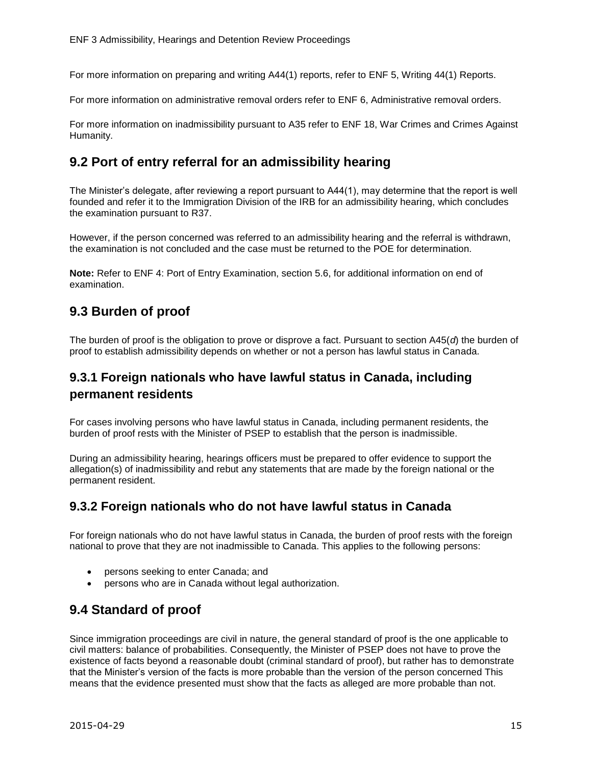For more information on preparing and writing A44(1) reports, refer to ENF 5, Writing 44(1) Reports.

For more information on administrative removal orders refer to ENF 6, Administrative removal orders.

For more information on inadmissibility pursuant to A35 refer to ENF 18, War Crimes and Crimes Against Humanity.

## 9.2 Port of entry referral for an admissibility hearing

The Minister's delegate, after reviewing a report pursuant to A44(1), may determine that the report is well founded and refer it to the Immigration Division of the IRB for an admissibility hearing, which concludes the examination pursuant to R37.

However, if the person concerned was referred to an admissibility hearing and the referral is withdrawn, the examination is not concluded and the case must be returned to the POE for determination.

**Note:** Refer to ENF 4: Port of Entry Examination, section 5.6, for additional information on end of examination.

## 9.3 Burden of proof

The burden of proof is the obligation to prove or disprove a fact. Pursuant to section A45(*d*) the burden of proof to establish admissibility depends on whether or not a person has lawful status in Canada.

### 9.3.1 Foreign nationals who have lawful status in Canada, including permanent residents

For cases involving persons who have lawful status in Canada, including permanent residents, the burden of proof rests with the Minister of PSEP to establish that the person is inadmissible.

During an admissibility hearing, hearings officers must be prepared to offer evidence to support the allegation(s) of inadmissibility and rebut any statements that are made by the foreign national or the permanent resident.

### 9.3.2 Foreign nationals who do not have lawful status in Canada

For foreign nationals who do not have lawful status in Canada, the burden of proof rests with the foreign national to prove that they are not inadmissible to Canada. This applies to the following persons:

- persons seeking to enter Canada; and
- persons who are in Canada without legal authorization.

## 9.4 Standard of proof

Since immigration proceedings are civil in nature, the general standard of proof is the one applicable to civil matters: balance of probabilities. Consequently, the Minister of PSEP does not have to prove the existence of facts beyond a reasonable doubt (criminal standard of proof), but rather has to demonstrate that the Minister's version of the facts is more probable than the version of the person concerned This means that the evidence presented must show that the facts as alleged are more probable than not.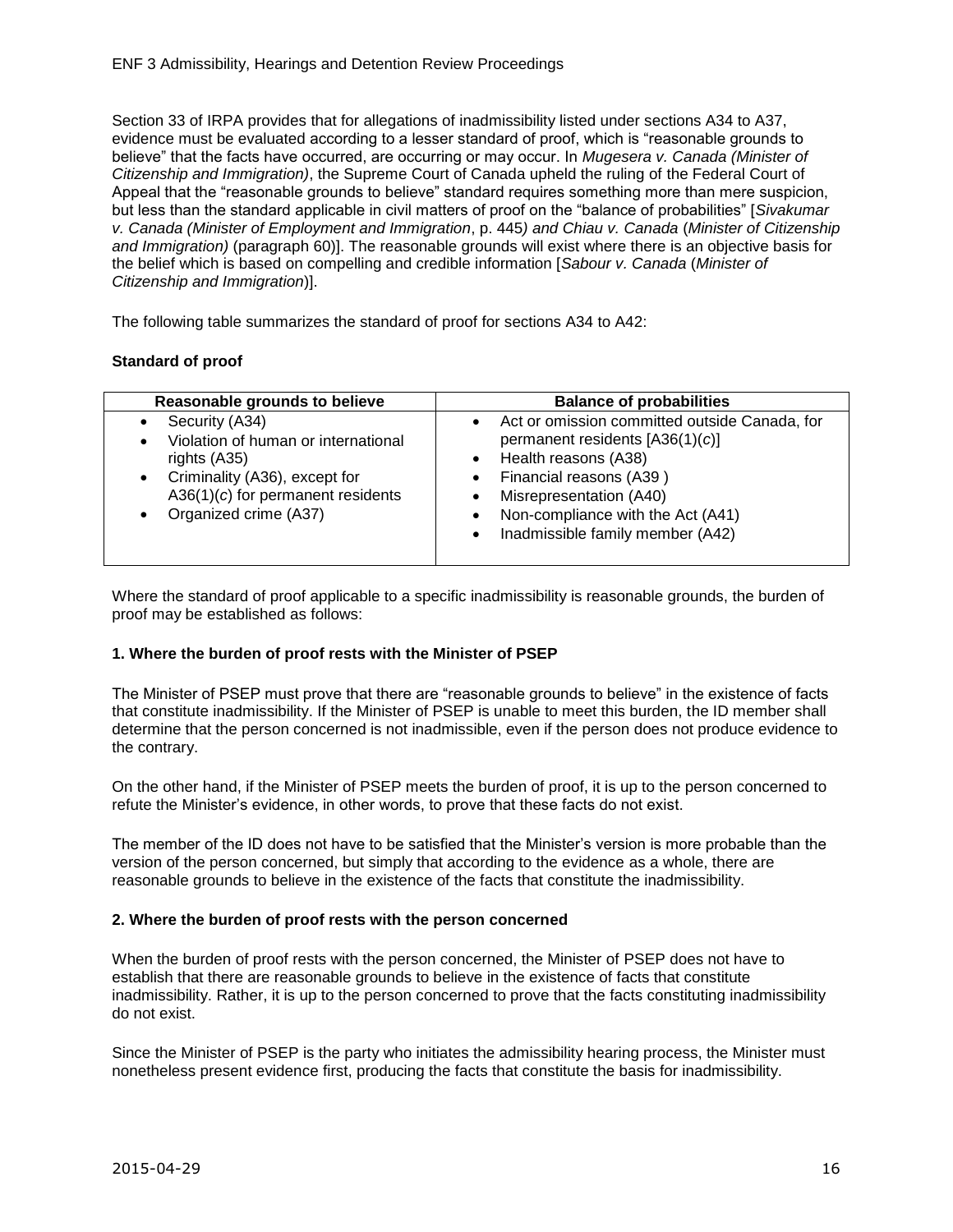Section 33 of IRPA provides that for allegations of inadmissibility listed under sections A34 to A37, evidence must be evaluated according to a lesser standard of proof, which is "reasonable grounds to believe" that the facts have occurred, are occurring or may occur. In *Mugesera v. Canada (Minister of Citizenship and Immigration)*, the Supreme Court of Canada upheld the ruling of the Federal Court of Appeal that the "reasonable grounds to believe" standard requires something more than mere suspicion, but less than the standard applicable in civil matters of proof on the "balance of probabilities" [*Sivakumar v. Canada (Minister of Employment and Immigration*, p. 445*) and Chiau v. Canada* (*Minister of Citizenship and Immigration)* (paragraph 60)]. The reasonable grounds will exist where there is an objective basis for the belief which is based on compelling and credible information [*Sabour v. Canada* (*Minister of Citizenship and Immigration*)].

The following table summarizes the standard of proof for sections A34 to A42:

**Standard of proof**

| Reasonable grounds to believe | Balance of probabilities |
| --- | --- |
| • Security (A34)<br>• Violation of human or international rights (A35)<br>• Criminality (A36), except for A36(1)(*c*) for permanent residents<br>• Organized crime (A37) | • Act or omission committed outside Canada, for permanent residents [A36(1)(*c*)]<br>• Health reasons (A38)<br>• Financial reasons (A39 )<br>• Misrepresentation (A40)<br>• Non-compliance with the Act (A41)<br>• Inadmissible family member (A42) |

Where the standard of proof applicable to a specific inadmissibility is reasonable grounds, the burden of proof may be established as follows:

**1. Where the burden of proof rests with the Minister of PSEP**

The Minister of PSEP must prove that there are "reasonable grounds to believe" in the existence of facts that constitute inadmissibility. If the Minister of PSEP is unable to meet this burden, the ID member shall determine that the person concerned is not inadmissible, even if the person does not produce evidence to the contrary.

On the other hand, if the Minister of PSEP meets the burden of proof, it is up to the person concerned to refute the Minister's evidence, in other words, to prove that these facts do not exist.

The member of the ID does not have to be satisfied that the Minister's version is more probable than the version of the person concerned, but simply that according to the evidence as a whole, there are reasonable grounds to believe in the existence of the facts that constitute the inadmissibility.

**2. Where the burden of proof rests with the person concerned**

When the burden of proof rests with the person concerned, the Minister of PSEP does not have to establish that there are reasonable grounds to believe in the existence of facts that constitute inadmissibility. Rather, it is up to the person concerned to prove that the facts constituting inadmissibility do not exist.

Since the Minister of PSEP is the party who initiates the admissibility hearing process, the Minister must nonetheless present evidence first, producing the facts that constitute the basis for inadmissibility.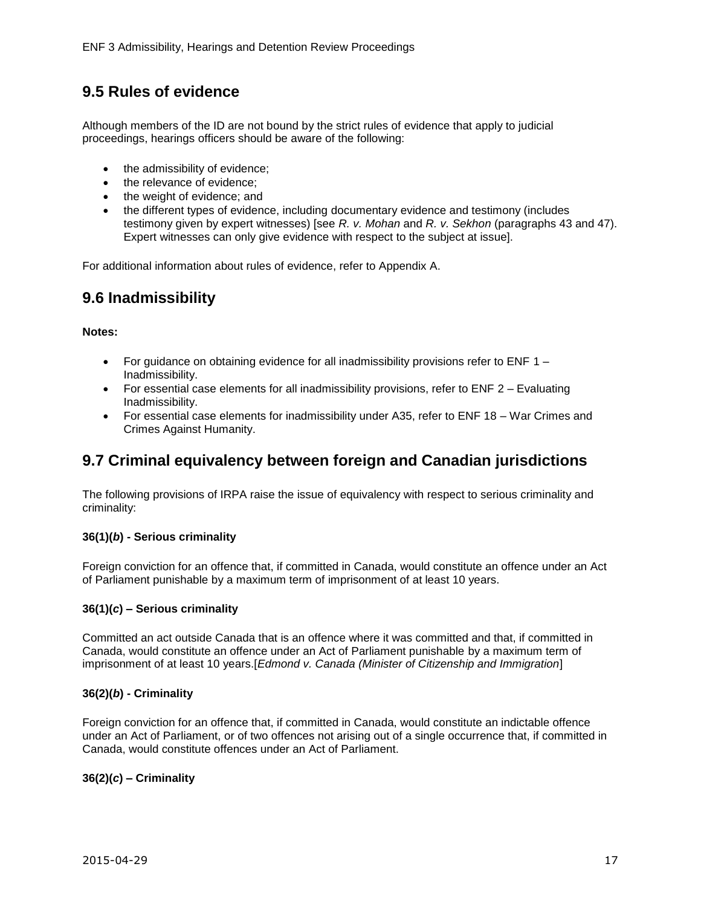## 9.5 Rules of evidence

Although members of the ID are not bound by the strict rules of evidence that apply to judicial proceedings, hearings officers should be aware of the following:

- the admissibility of evidence;
- the relevance of evidence;
- the weight of evidence; and
- the different types of evidence, including documentary evidence and testimony (includes testimony given by expert witnesses) [see *R. v. Mohan* and *R. v. Sekhon* (paragraphs 43 and 47). Expert witnesses can only give evidence with respect to the subject at issue].

For additional information about rules of evidence, refer to Appendix A.

## 9.6 Inadmissibility

**Notes:**

- For guidance on obtaining evidence for all inadmissibility provisions refer to ENF 1 – Inadmissibility.
- For essential case elements for all inadmissibility provisions, refer to ENF 2 – Evaluating Inadmissibility.
- For essential case elements for inadmissibility under A35, refer to ENF 18 – War Crimes and Crimes Against Humanity.

## 9.7 Criminal equivalency between foreign and Canadian jurisdictions

The following provisions of IRPA raise the issue of equivalency with respect to serious criminality and criminality:

#### 36(1)(*b*) - Serious criminality

Foreign conviction for an offence that, if committed in Canada, would constitute an offence under an Act of Parliament punishable by a maximum term of imprisonment of at least 10 years.

#### 36(1)(*c*) – Serious criminality

Committed an act outside Canada that is an offence where it was committed and that, if committed in Canada, would constitute an offence under an Act of Parliament punishable by a maximum term of imprisonment of at least 10 years.[*Edmond v. Canada (Minister of Citizenship and Immigration*]

#### 36(2)(*b*) - Criminality

Foreign conviction for an offence that, if committed in Canada, would constitute an indictable offence under an Act of Parliament, or of two offences not arising out of a single occurrence that, if committed in Canada, would constitute offences under an Act of Parliament.

#### 36(2)(*c*) – Criminality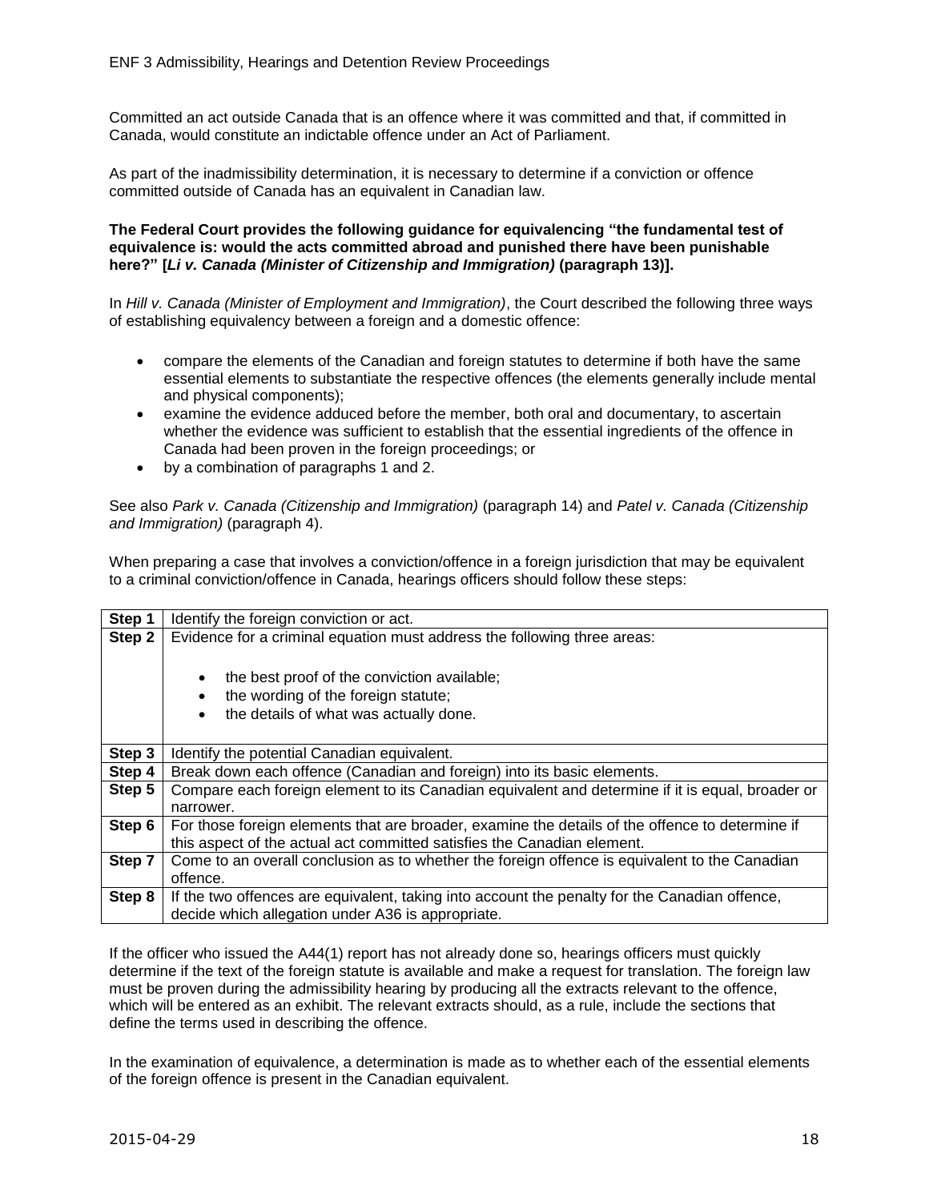Committed an act outside Canada that is an offence where it was committed and that, if committed in Canada, would constitute an indictable offence under an Act of Parliament.

As part of the inadmissibility determination, it is necessary to determine if a conviction or offence committed outside of Canada has an equivalent in Canadian law.

**The Federal Court provides the following guidance for equivalencing "the fundamental test of equivalence is: would the acts committed abroad and punished there have been punishable here?" [*Li v. Canada (Minister of Citizenship and Immigration)* (paragraph 13)].**

In *Hill v. Canada (Minister of Employment and Immigration)*, the Court described the following three ways of establishing equivalency between a foreign and a domestic offence:

- compare the elements of the Canadian and foreign statutes to determine if both have the same essential elements to substantiate the respective offences (the elements generally include mental and physical components);
- examine the evidence adduced before the member, both oral and documentary, to ascertain whether the evidence was sufficient to establish that the essential ingredients of the offence in Canada had been proven in the foreign proceedings; or
- by a combination of paragraphs 1 and 2.

See also *Park v. Canada (Citizenship and Immigration)* (paragraph 14) and *Patel v. Canada (Citizenship and Immigration)* (paragraph 4).

When preparing a case that involves a conviction/offence in a foreign jurisdiction that may be equivalent to a criminal conviction/offence in Canada, hearings officers should follow these steps:

| | |
|---|---|
| **Step 1** | Identify the foreign conviction or act. |
| **Step 2** | Evidence for a criminal equation must address the following three areas:<br>• the best proof of the conviction available;<br>• the wording of the foreign statute;<br>• the details of what was actually done. |
| **Step 3** | Identify the potential Canadian equivalent. |
| **Step 4** | Break down each offence (Canadian and foreign) into its basic elements. |
| **Step 5** | Compare each foreign element to its Canadian equivalent and determine if it is equal, broader or narrower. |
| **Step 6** | For those foreign elements that are broader, examine the details of the offence to determine if this aspect of the actual act committed satisfies the Canadian element. |
| **Step 7** | Come to an overall conclusion as to whether the foreign offence is equivalent to the Canadian offence. |
| **Step 8** | If the two offences are equivalent, taking into account the penalty for the Canadian offence, decide which allegation under A36 is appropriate. |

If the officer who issued the A44(1) report has not already done so, hearings officers must quickly determine if the text of the foreign statute is available and make a request for translation. The foreign law must be proven during the admissibility hearing by producing all the extracts relevant to the offence, which will be entered as an exhibit. The relevant extracts should, as a rule, include the sections that define the terms used in describing the offence.

In the examination of equivalence, a determination is made as to whether each of the essential elements of the foreign offence is present in the Canadian equivalent.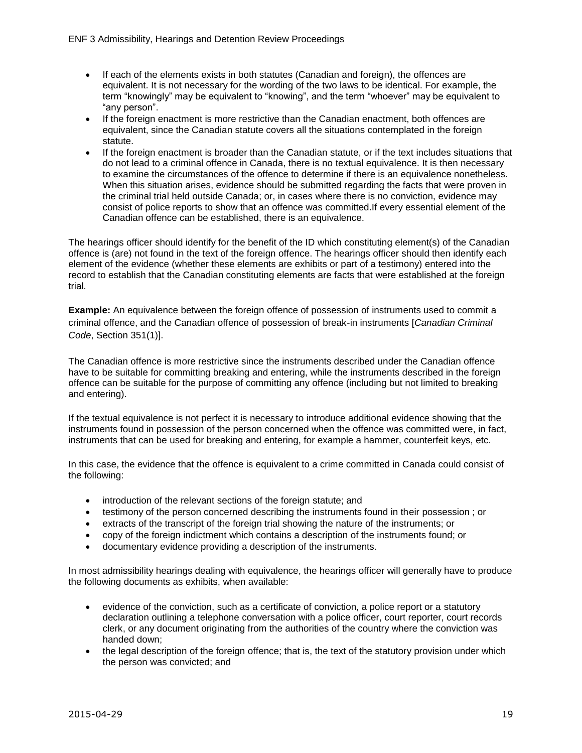- If each of the elements exists in both statutes (Canadian and foreign), the offences are equivalent. It is not necessary for the wording of the two laws to be identical. For example, the term "knowingly" may be equivalent to "knowing", and the term "whoever" may be equivalent to "any person".
- If the foreign enactment is more restrictive than the Canadian enactment, both offences are equivalent, since the Canadian statute covers all the situations contemplated in the foreign statute.
- If the foreign enactment is broader than the Canadian statute, or if the text includes situations that do not lead to a criminal offence in Canada, there is no textual equivalence. It is then necessary to examine the circumstances of the offence to determine if there is an equivalence nonetheless. When this situation arises, evidence should be submitted regarding the facts that were proven in the criminal trial held outside Canada; or, in cases where there is no conviction, evidence may consist of police reports to show that an offence was committed.If every essential element of the Canadian offence can be established, there is an equivalence.

The hearings officer should identify for the benefit of the ID which constituting element(s) of the Canadian offence is (are) not found in the text of the foreign offence. The hearings officer should then identify each element of the evidence (whether these elements are exhibits or part of a testimony) entered into the record to establish that the Canadian constituting elements are facts that were established at the foreign trial.

**Example:** An equivalence between the foreign offence of possession of instruments used to commit a criminal offence, and the Canadian offence of possession of break-in instruments [*Canadian Criminal Code*, Section 351(1)].

The Canadian offence is more restrictive since the instruments described under the Canadian offence have to be suitable for committing breaking and entering, while the instruments described in the foreign offence can be suitable for the purpose of committing any offence (including but not limited to breaking and entering).

If the textual equivalence is not perfect it is necessary to introduce additional evidence showing that the instruments found in possession of the person concerned when the offence was committed were, in fact, instruments that can be used for breaking and entering, for example a hammer, counterfeit keys, etc.

In this case, the evidence that the offence is equivalent to a crime committed in Canada could consist of the following:

- introduction of the relevant sections of the foreign statute; and
- testimony of the person concerned describing the instruments found in their possession ; or
- extracts of the transcript of the foreign trial showing the nature of the instruments; or
- copy of the foreign indictment which contains a description of the instruments found; or
- documentary evidence providing a description of the instruments.

In most admissibility hearings dealing with equivalence, the hearings officer will generally have to produce the following documents as exhibits, when available:

- evidence of the conviction, such as a certificate of conviction, a police report or a statutory declaration outlining a telephone conversation with a police officer, court reporter, court records clerk, or any document originating from the authorities of the country where the conviction was handed down;
- the legal description of the foreign offence; that is, the text of the statutory provision under which the person was convicted; and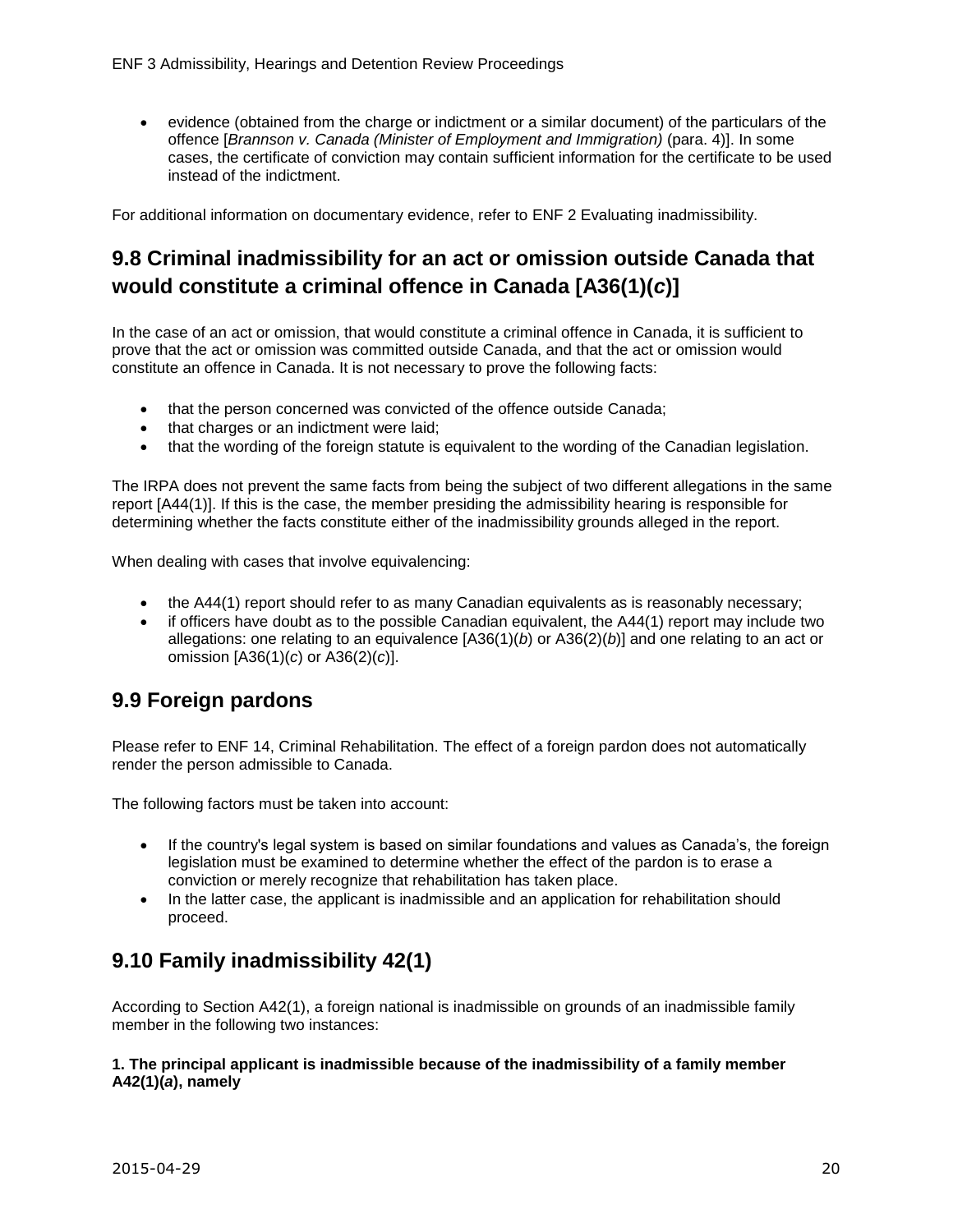- evidence (obtained from the charge or indictment or a similar document) of the particulars of the offence [*Brannson v. Canada (Minister of Employment and Immigration)* (para. 4)]. In some cases, the certificate of conviction may contain sufficient information for the certificate to be used instead of the indictment.

For additional information on documentary evidence, refer to ENF 2 Evaluating inadmissibility.

## 9.8 Criminal inadmissibility for an act or omission outside Canada that would constitute a criminal offence in Canada [A36(1)(*c*)]

In the case of an act or omission, that would constitute a criminal offence in Canada, it is sufficient to prove that the act or omission was committed outside Canada, and that the act or omission would constitute an offence in Canada. It is not necessary to prove the following facts:

- that the person concerned was convicted of the offence outside Canada;
- that charges or an indictment were laid;
- that the wording of the foreign statute is equivalent to the wording of the Canadian legislation.

The IRPA does not prevent the same facts from being the subject of two different allegations in the same report [A44(1)]. If this is the case, the member presiding the admissibility hearing is responsible for determining whether the facts constitute either of the inadmissibility grounds alleged in the report.

When dealing with cases that involve equivalencing:

- the A44(1) report should refer to as many Canadian equivalents as is reasonably necessary;
- if officers have doubt as to the possible Canadian equivalent, the A44(1) report may include two allegations: one relating to an equivalence [A36(1)(*b*) or A36(2)(*b*)] and one relating to an act or omission [A36(1)(*c*) or A36(2)(*c*)].

## 9.9 Foreign pardons

Please refer to ENF 14, Criminal Rehabilitation. The effect of a foreign pardon does not automatically render the person admissible to Canada.

The following factors must be taken into account:

- If the country's legal system is based on similar foundations and values as Canada's, the foreign legislation must be examined to determine whether the effect of the pardon is to erase a conviction or merely recognize that rehabilitation has taken place.
- In the latter case, the applicant is inadmissible and an application for rehabilitation should proceed.

## 9.10 Family inadmissibility 42(1)

According to Section A42(1), a foreign national is inadmissible on grounds of an inadmissible family member in the following two instances:

**1. The principal applicant is inadmissible because of the inadmissibility of a family member A42(1)(*a*), namely**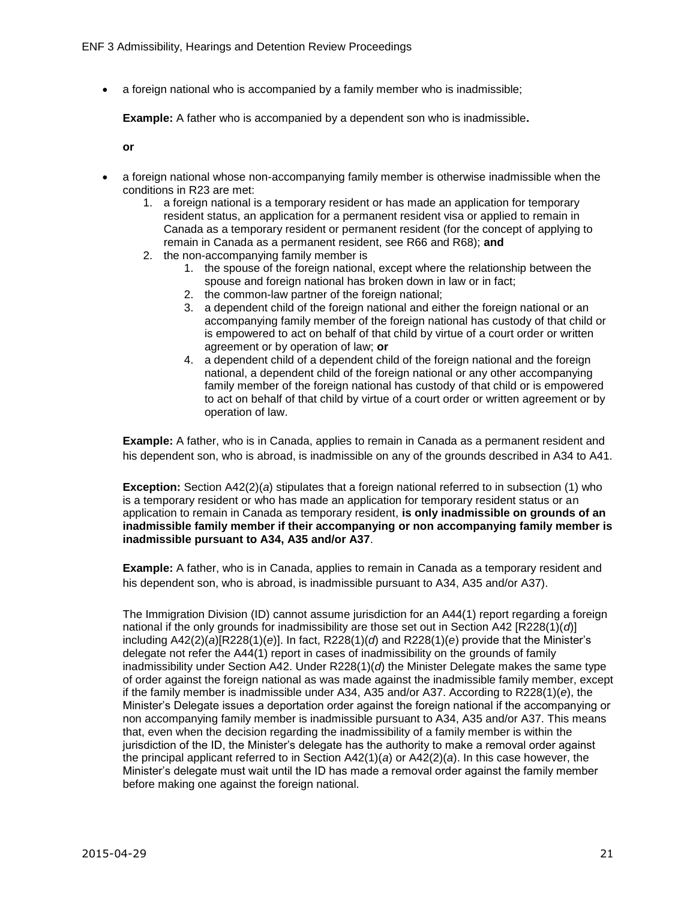- a foreign national who is accompanied by a family member who is inadmissible;

  **Example:** A father who is accompanied by a dependent son who is inadmissible**.**

  **or**

- a foreign national whose non-accompanying family member is otherwise inadmissible when the conditions in R23 are met:
  1. a foreign national is a temporary resident or has made an application for temporary resident status, an application for a permanent resident visa or applied to remain in Canada as a temporary resident or permanent resident (for the concept of applying to remain in Canada as a permanent resident, see R66 and R68); **and**
  2. the non-accompanying family member is
     1. the spouse of the foreign national, except where the relationship between the spouse and foreign national has broken down in law or in fact;
     2. the common-law partner of the foreign national;
     3. a dependent child of the foreign national and either the foreign national or an accompanying family member of the foreign national has custody of that child or is empowered to act on behalf of that child by virtue of a court order or written agreement or by operation of law; **or**
     4. a dependent child of a dependent child of the foreign national and the foreign national, a dependent child of the foreign national or any other accompanying family member of the foreign national has custody of that child or is empowered to act on behalf of that child by virtue of a court order or written agreement or by operation of law.

  **Example:** A father, who is in Canada, applies to remain in Canada as a permanent resident and his dependent son, who is abroad, is inadmissible on any of the grounds described in A34 to A41.

  **Exception:** Section A42(2)(*a*) stipulates that a foreign national referred to in subsection (1) who is a temporary resident or who has made an application for temporary resident status or an application to remain in Canada as temporary resident, **is only inadmissible on grounds of an inadmissible family member if their accompanying or non accompanying family member is inadmissible pursuant to A34, A35 and/or A37**.

  **Example:** A father, who is in Canada, applies to remain in Canada as a temporary resident and his dependent son, who is abroad, is inadmissible pursuant to A34, A35 and/or A37).

  The Immigration Division (ID) cannot assume jurisdiction for an A44(1) report regarding a foreign national if the only grounds for inadmissibility are those set out in Section A42 [R228(1)(*d*)] including A42(2)(*a*)[R228(1)(*e*)]. In fact, R228(1)(*d*) and R228(1)(*e*) provide that the Minister's delegate not refer the A44(1) report in cases of inadmissibility on the grounds of family inadmissibility under Section A42. Under R228(1)(*d*) the Minister Delegate makes the same type of order against the foreign national as was made against the inadmissible family member, except if the family member is inadmissible under A34, A35 and/or A37. According to R228(1)(*e*), the Minister's Delegate issues a deportation order against the foreign national if the accompanying or non accompanying family member is inadmissible pursuant to A34, A35 and/or A37. This means that, even when the decision regarding the inadmissibility of a family member is within the jurisdiction of the ID, the Minister's delegate has the authority to make a removal order against the principal applicant referred to in Section A42(1)(*a*) or A42(2)(*a*). In this case however, the Minister's delegate must wait until the ID has made a removal order against the family member before making one against the foreign national.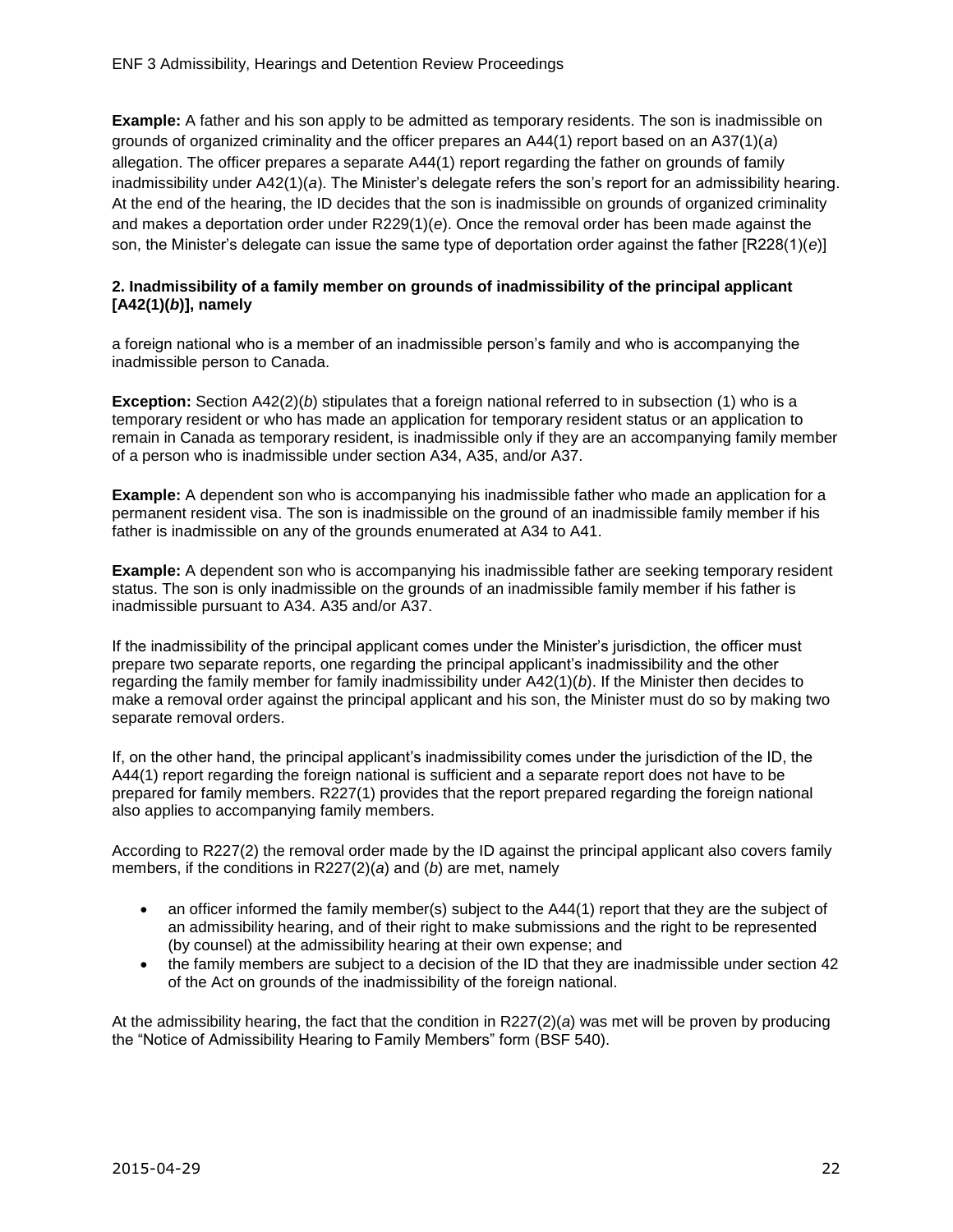**Example:** A father and his son apply to be admitted as temporary residents. The son is inadmissible on grounds of organized criminality and the officer prepares an A44(1) report based on an A37(1)(*a*) allegation. The officer prepares a separate A44(1) report regarding the father on grounds of family inadmissibility under A42(1)(*a*). The Minister's delegate refers the son's report for an admissibility hearing. At the end of the hearing, the ID decides that the son is inadmissible on grounds of organized criminality and makes a deportation order under R229(1)(*e*). Once the removal order has been made against the son, the Minister's delegate can issue the same type of deportation order against the father [R228(1)(*e*)]

**2. Inadmissibility of a family member on grounds of inadmissibility of the principal applicant [A42(1)(*b*)], namely**

a foreign national who is a member of an inadmissible person's family and who is accompanying the inadmissible person to Canada.

**Exception:** Section A42(2)(*b*) stipulates that a foreign national referred to in subsection (1) who is a temporary resident or who has made an application for temporary resident status or an application to remain in Canada as temporary resident, is inadmissible only if they are an accompanying family member of a person who is inadmissible under section A34, A35, and/or A37.

**Example:** A dependent son who is accompanying his inadmissible father who made an application for a permanent resident visa. The son is inadmissible on the ground of an inadmissible family member if his father is inadmissible on any of the grounds enumerated at A34 to A41.

**Example:** A dependent son who is accompanying his inadmissible father are seeking temporary resident status. The son is only inadmissible on the grounds of an inadmissible family member if his father is inadmissible pursuant to A34. A35 and/or A37.

If the inadmissibility of the principal applicant comes under the Minister's jurisdiction, the officer must prepare two separate reports, one regarding the principal applicant's inadmissibility and the other regarding the family member for family inadmissibility under A42(1)(*b*). If the Minister then decides to make a removal order against the principal applicant and his son, the Minister must do so by making two separate removal orders.

If, on the other hand, the principal applicant's inadmissibility comes under the jurisdiction of the ID, the A44(1) report regarding the foreign national is sufficient and a separate report does not have to be prepared for family members. R227(1) provides that the report prepared regarding the foreign national also applies to accompanying family members.

According to R227(2) the removal order made by the ID against the principal applicant also covers family members, if the conditions in R227(2)(*a*) and (*b*) are met, namely

- an officer informed the family member(s) subject to the A44(1) report that they are the subject of an admissibility hearing, and of their right to make submissions and the right to be represented (by counsel) at the admissibility hearing at their own expense; and
- the family members are subject to a decision of the ID that they are inadmissible under section 42 of the Act on grounds of the inadmissibility of the foreign national.

At the admissibility hearing, the fact that the condition in R227(2)(*a*) was met will be proven by producing the "Notice of Admissibility Hearing to Family Members" form (BSF 540).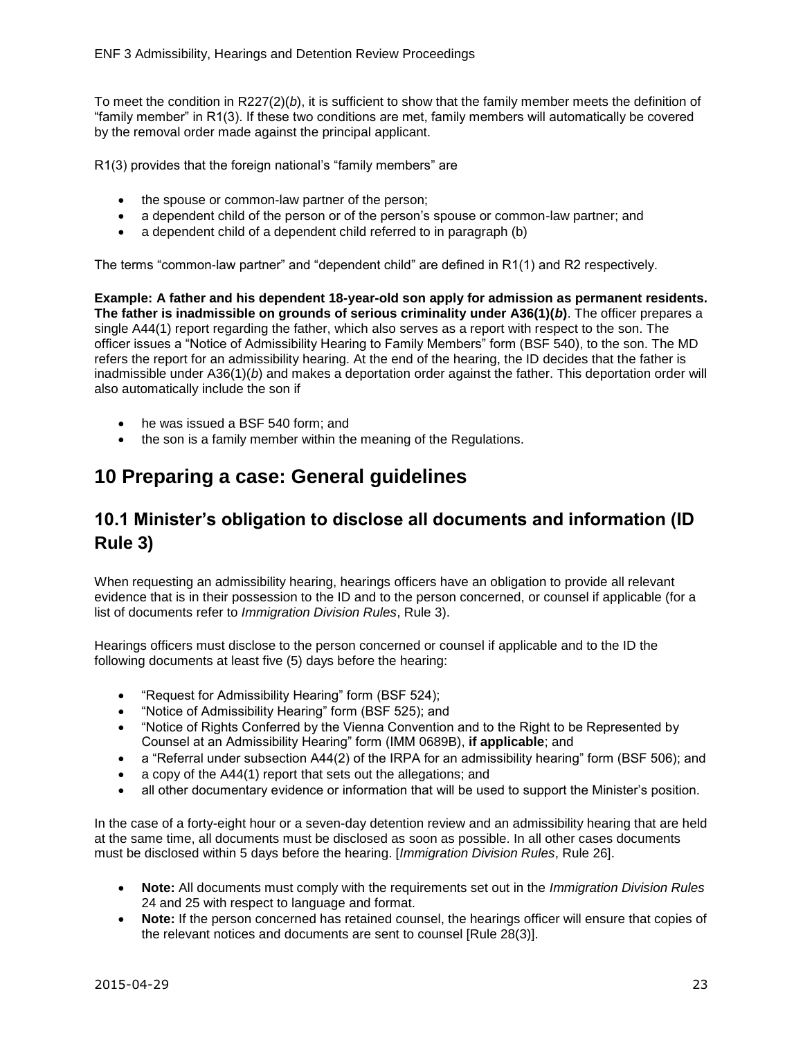To meet the condition in R227(2)(*b*), it is sufficient to show that the family member meets the definition of "family member" in R1(3). If these two conditions are met, family members will automatically be covered by the removal order made against the principal applicant.

R1(3) provides that the foreign national's "family members" are

- the spouse or common-law partner of the person;
- a dependent child of the person or of the person's spouse or common-law partner; and
- a dependent child of a dependent child referred to in paragraph (b)

The terms "common-law partner" and "dependent child" are defined in R1(1) and R2 respectively.

**Example: A father and his dependent 18-year-old son apply for admission as permanent residents. The father is inadmissible on grounds of serious criminality under A36(1)(*b*)**. The officer prepares a single A44(1) report regarding the father, which also serves as a report with respect to the son. The officer issues a "Notice of Admissibility Hearing to Family Members" form (BSF 540), to the son. The MD refers the report for an admissibility hearing. At the end of the hearing, the ID decides that the father is inadmissible under A36(1)(*b*) and makes a deportation order against the father. This deportation order will also automatically include the son if

- he was issued a BSF 540 form; and
- the son is a family member within the meaning of the Regulations.

# 10 Preparing a case: General guidelines

## 10.1 Minister's obligation to disclose all documents and information (ID Rule 3)

When requesting an admissibility hearing, hearings officers have an obligation to provide all relevant evidence that is in their possession to the ID and to the person concerned, or counsel if applicable (for a list of documents refer to *Immigration Division Rules*, Rule 3).

Hearings officers must disclose to the person concerned or counsel if applicable and to the ID the following documents at least five (5) days before the hearing:

- "Request for Admissibility Hearing" form (BSF 524);
- "Notice of Admissibility Hearing" form (BSF 525); and
- "Notice of Rights Conferred by the Vienna Convention and to the Right to be Represented by Counsel at an Admissibility Hearing" form (IMM 0689B), **if applicable**; and
- a "Referral under subsection A44(2) of the IRPA for an admissibility hearing" form (BSF 506); and
- a copy of the A44(1) report that sets out the allegations; and
- all other documentary evidence or information that will be used to support the Minister's position.

In the case of a forty-eight hour or a seven-day detention review and an admissibility hearing that are held at the same time, all documents must be disclosed as soon as possible. In all other cases documents must be disclosed within 5 days before the hearing. [*Immigration Division Rules*, Rule 26].

- **Note:** All documents must comply with the requirements set out in the *Immigration Division Rules* 24 and 25 with respect to language and format.
- **Note:** If the person concerned has retained counsel, the hearings officer will ensure that copies of the relevant notices and documents are sent to counsel [Rule 28(3)].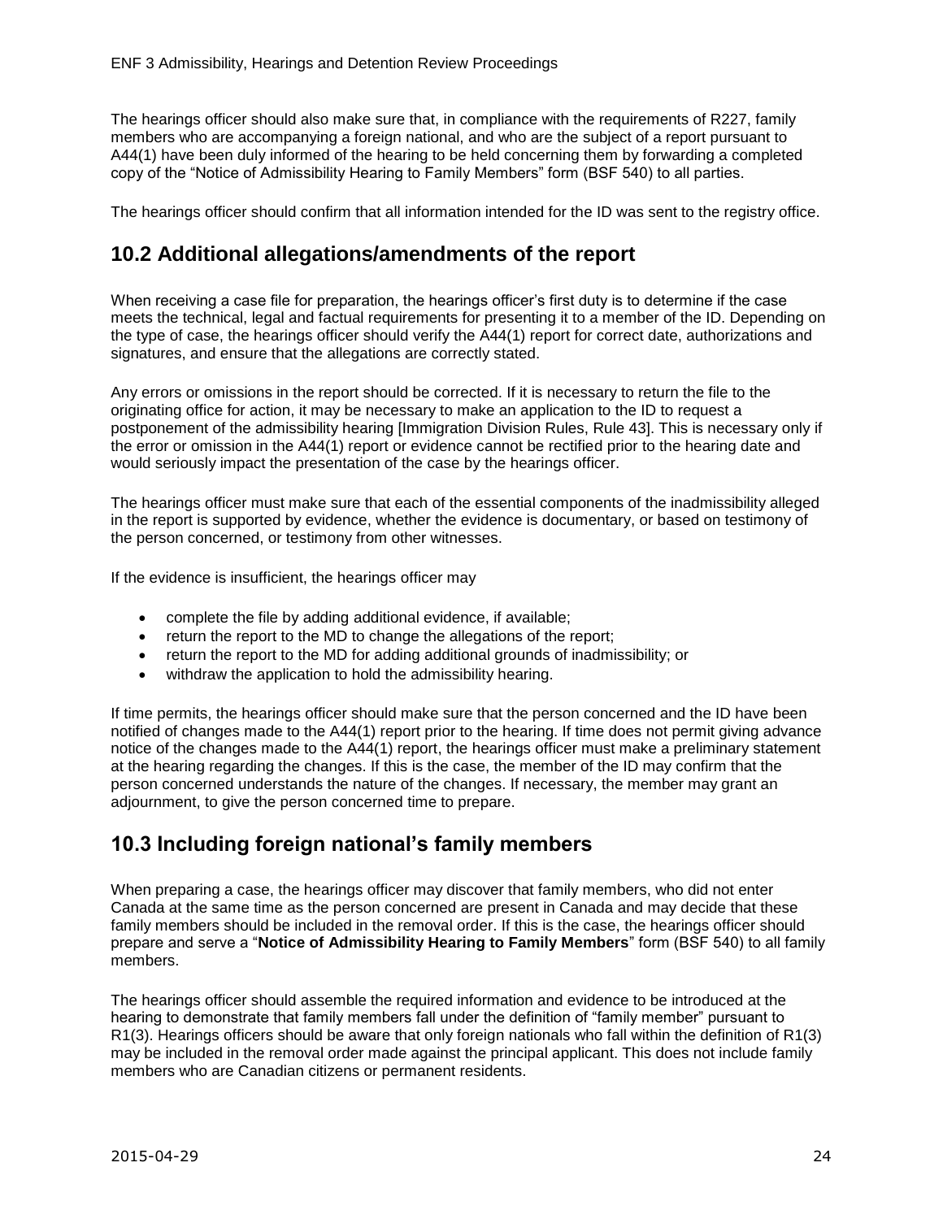The hearings officer should also make sure that, in compliance with the requirements of R227, family members who are accompanying a foreign national, and who are the subject of a report pursuant to A44(1) have been duly informed of the hearing to be held concerning them by forwarding a completed copy of the "Notice of Admissibility Hearing to Family Members" form (BSF 540) to all parties.

The hearings officer should confirm that all information intended for the ID was sent to the registry office.

## 10.2 Additional allegations/amendments of the report

When receiving a case file for preparation, the hearings officer's first duty is to determine if the case meets the technical, legal and factual requirements for presenting it to a member of the ID. Depending on the type of case, the hearings officer should verify the A44(1) report for correct date, authorizations and signatures, and ensure that the allegations are correctly stated.

Any errors or omissions in the report should be corrected. If it is necessary to return the file to the originating office for action, it may be necessary to make an application to the ID to request a postponement of the admissibility hearing [Immigration Division Rules, Rule 43]. This is necessary only if the error or omission in the A44(1) report or evidence cannot be rectified prior to the hearing date and would seriously impact the presentation of the case by the hearings officer.

The hearings officer must make sure that each of the essential components of the inadmissibility alleged in the report is supported by evidence, whether the evidence is documentary, or based on testimony of the person concerned, or testimony from other witnesses.

If the evidence is insufficient, the hearings officer may

- complete the file by adding additional evidence, if available;
- return the report to the MD to change the allegations of the report;
- return the report to the MD for adding additional grounds of inadmissibility; or
- withdraw the application to hold the admissibility hearing.

If time permits, the hearings officer should make sure that the person concerned and the ID have been notified of changes made to the A44(1) report prior to the hearing. If time does not permit giving advance notice of the changes made to the A44(1) report, the hearings officer must make a preliminary statement at the hearing regarding the changes. If this is the case, the member of the ID may confirm that the person concerned understands the nature of the changes. If necessary, the member may grant an adjournment, to give the person concerned time to prepare.

## 10.3 Including foreign national's family members

When preparing a case, the hearings officer may discover that family members, who did not enter Canada at the same time as the person concerned are present in Canada and may decide that these family members should be included in the removal order. If this is the case, the hearings officer should prepare and serve a "**Notice of Admissibility Hearing to Family Members**" form (BSF 540) to all family members.

The hearings officer should assemble the required information and evidence to be introduced at the hearing to demonstrate that family members fall under the definition of "family member" pursuant to R1(3). Hearings officers should be aware that only foreign nationals who fall within the definition of R1(3) may be included in the removal order made against the principal applicant. This does not include family members who are Canadian citizens or permanent residents.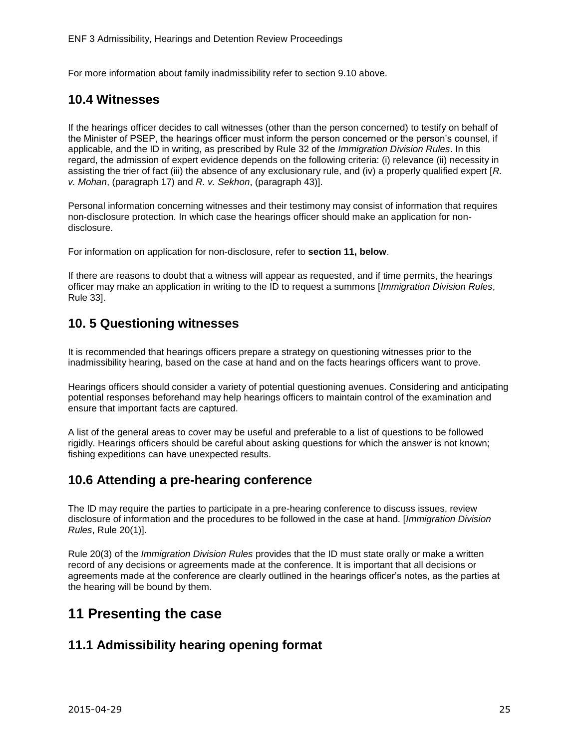For more information about family inadmissibility refer to section 9.10 above.

## 10.4 Witnesses

If the hearings officer decides to call witnesses (other than the person concerned) to testify on behalf of the Minister of PSEP, the hearings officer must inform the person concerned or the person's counsel, if applicable, and the ID in writing, as prescribed by Rule 32 of the *Immigration Division Rules*. In this regard, the admission of expert evidence depends on the following criteria: (i) relevance (ii) necessity in assisting the trier of fact (iii) the absence of any exclusionary rule, and (iv) a properly qualified expert [*R. v. Mohan*, (paragraph 17) and *R. v. Sekhon*, (paragraph 43)].

Personal information concerning witnesses and their testimony may consist of information that requires non-disclosure protection. In which case the hearings officer should make an application for non-disclosure.

For information on application for non-disclosure, refer to **section 11, below**.

If there are reasons to doubt that a witness will appear as requested, and if time permits, the hearings officer may make an application in writing to the ID to request a summons [*Immigration Division Rules*, Rule 33].

## 10. 5 Questioning witnesses

It is recommended that hearings officers prepare a strategy on questioning witnesses prior to the inadmissibility hearing, based on the case at hand and on the facts hearings officers want to prove.

Hearings officers should consider a variety of potential questioning avenues. Considering and anticipating potential responses beforehand may help hearings officers to maintain control of the examination and ensure that important facts are captured.

A list of the general areas to cover may be useful and preferable to a list of questions to be followed rigidly. Hearings officers should be careful about asking questions for which the answer is not known; fishing expeditions can have unexpected results.

## 10.6 Attending a pre-hearing conference

The ID may require the parties to participate in a pre-hearing conference to discuss issues, review disclosure of information and the procedures to be followed in the case at hand. [*Immigration Division Rules*, Rule 20(1)].

Rule 20(3) of the *Immigration Division Rules* provides that the ID must state orally or make a written record of any decisions or agreements made at the conference. It is important that all decisions or agreements made at the conference are clearly outlined in the hearings officer's notes, as the parties at the hearing will be bound by them.

# 11 Presenting the case

## 11.1 Admissibility hearing opening format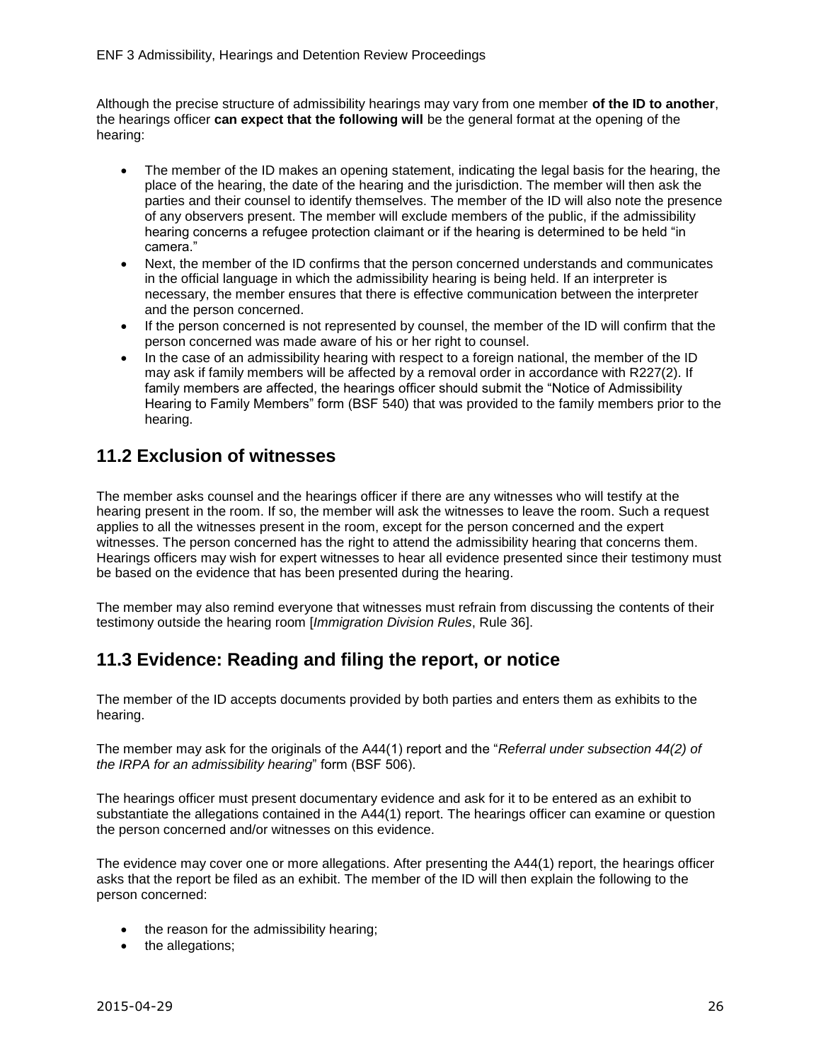Although the precise structure of admissibility hearings may vary from one member **of the ID to another**, the hearings officer **can expect that the following will** be the general format at the opening of the hearing:

- The member of the ID makes an opening statement, indicating the legal basis for the hearing, the place of the hearing, the date of the hearing and the jurisdiction. The member will then ask the parties and their counsel to identify themselves. The member of the ID will also note the presence of any observers present. The member will exclude members of the public, if the admissibility hearing concerns a refugee protection claimant or if the hearing is determined to be held "in camera."
- Next, the member of the ID confirms that the person concerned understands and communicates in the official language in which the admissibility hearing is being held. If an interpreter is necessary, the member ensures that there is effective communication between the interpreter and the person concerned.
- If the person concerned is not represented by counsel, the member of the ID will confirm that the person concerned was made aware of his or her right to counsel.
- In the case of an admissibility hearing with respect to a foreign national, the member of the ID may ask if family members will be affected by a removal order in accordance with R227(2). If family members are affected, the hearings officer should submit the "Notice of Admissibility Hearing to Family Members" form (BSF 540) that was provided to the family members prior to the hearing.

## 11.2 Exclusion of witnesses

The member asks counsel and the hearings officer if there are any witnesses who will testify at the hearing present in the room. If so, the member will ask the witnesses to leave the room. Such a request applies to all the witnesses present in the room, except for the person concerned and the expert witnesses. The person concerned has the right to attend the admissibility hearing that concerns them. Hearings officers may wish for expert witnesses to hear all evidence presented since their testimony must be based on the evidence that has been presented during the hearing.

The member may also remind everyone that witnesses must refrain from discussing the contents of their testimony outside the hearing room [*Immigration Division Rules*, Rule 36].

## 11.3 Evidence: Reading and filing the report, or notice

The member of the ID accepts documents provided by both parties and enters them as exhibits to the hearing.

The member may ask for the originals of the A44(1) report and the "*Referral under subsection 44(2) of the IRPA for an admissibility hearing*" form (BSF 506).

The hearings officer must present documentary evidence and ask for it to be entered as an exhibit to substantiate the allegations contained in the A44(1) report. The hearings officer can examine or question the person concerned and/or witnesses on this evidence.

The evidence may cover one or more allegations. After presenting the A44(1) report, the hearings officer asks that the report be filed as an exhibit. The member of the ID will then explain the following to the person concerned:

- the reason for the admissibility hearing;
- the allegations;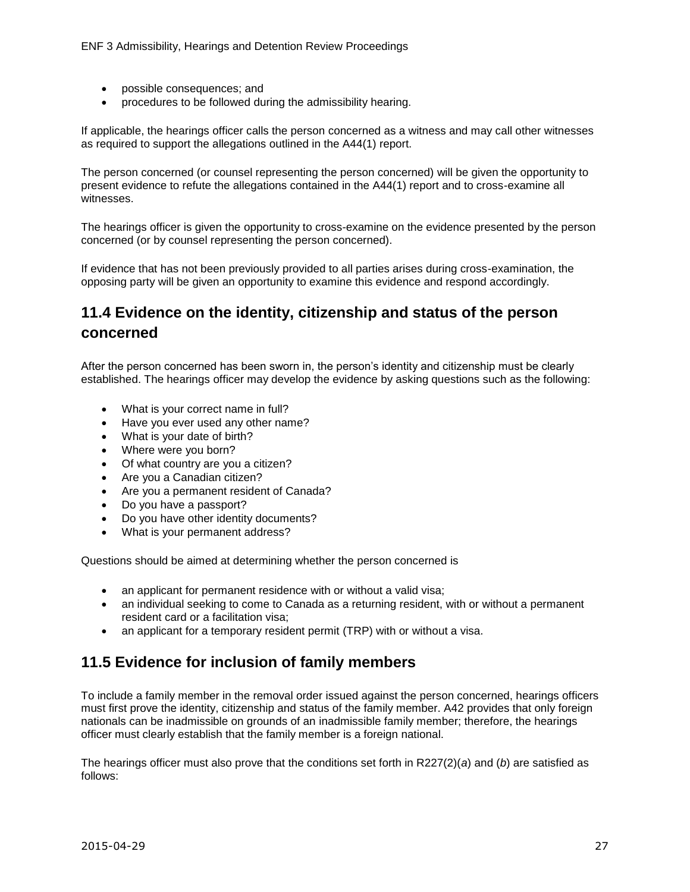- possible consequences; and
- procedures to be followed during the admissibility hearing.

If applicable, the hearings officer calls the person concerned as a witness and may call other witnesses as required to support the allegations outlined in the A44(1) report.

The person concerned (or counsel representing the person concerned) will be given the opportunity to present evidence to refute the allegations contained in the A44(1) report and to cross-examine all witnesses.

The hearings officer is given the opportunity to cross-examine on the evidence presented by the person concerned (or by counsel representing the person concerned).

If evidence that has not been previously provided to all parties arises during cross-examination, the opposing party will be given an opportunity to examine this evidence and respond accordingly.

## 11.4 Evidence on the identity, citizenship and status of the person concerned

After the person concerned has been sworn in, the person's identity and citizenship must be clearly established. The hearings officer may develop the evidence by asking questions such as the following:

- What is your correct name in full?
- Have you ever used any other name?
- What is your date of birth?
- Where were you born?
- Of what country are you a citizen?
- Are you a Canadian citizen?
- Are you a permanent resident of Canada?
- Do you have a passport?
- Do you have other identity documents?
- What is your permanent address?

Questions should be aimed at determining whether the person concerned is

- an applicant for permanent residence with or without a valid visa;
- an individual seeking to come to Canada as a returning resident, with or without a permanent resident card or a facilitation visa;
- an applicant for a temporary resident permit (TRP) with or without a visa.

## 11.5 Evidence for inclusion of family members

To include a family member in the removal order issued against the person concerned, hearings officers must first prove the identity, citizenship and status of the family member. A42 provides that only foreign nationals can be inadmissible on grounds of an inadmissible family member; therefore, the hearings officer must clearly establish that the family member is a foreign national.

The hearings officer must also prove that the conditions set forth in R227(2)(*a*) and (*b*) are satisfied as follows: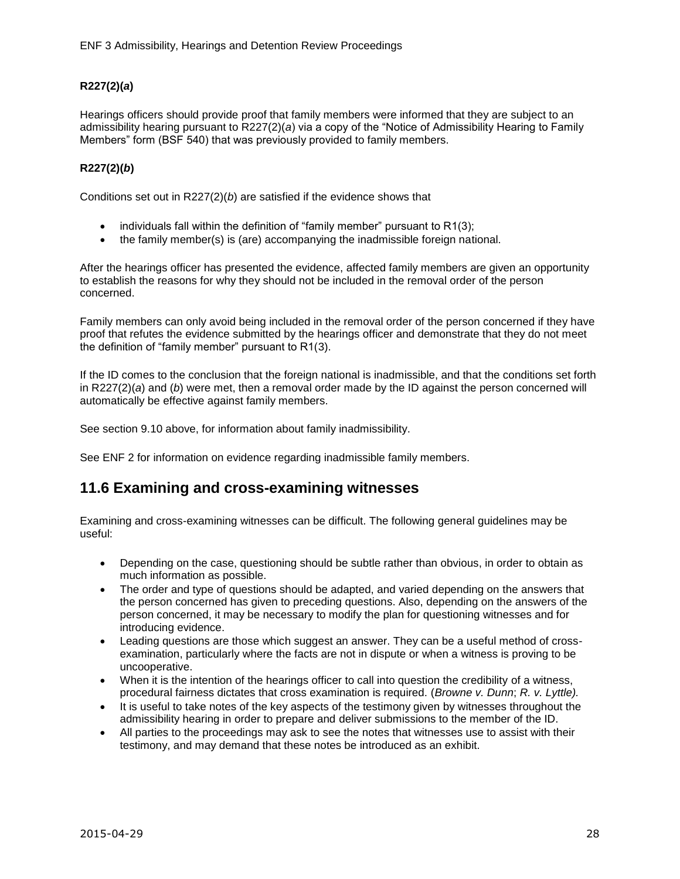### R227(2)(*a*)

Hearings officers should provide proof that family members were informed that they are subject to an admissibility hearing pursuant to R227(2)(*a*) via a copy of the "Notice of Admissibility Hearing to Family Members" form (BSF 540) that was previously provided to family members.

### R227(2)(*b*)

Conditions set out in R227(2)(*b*) are satisfied if the evidence shows that

- individuals fall within the definition of "family member" pursuant to R1(3);
- the family member(s) is (are) accompanying the inadmissible foreign national.

After the hearings officer has presented the evidence, affected family members are given an opportunity to establish the reasons for why they should not be included in the removal order of the person concerned.

Family members can only avoid being included in the removal order of the person concerned if they have proof that refutes the evidence submitted by the hearings officer and demonstrate that they do not meet the definition of "family member" pursuant to R1(3).

If the ID comes to the conclusion that the foreign national is inadmissible, and that the conditions set forth in R227(2)(*a*) and (*b*) were met, then a removal order made by the ID against the person concerned will automatically be effective against family members.

See section 9.10 above, for information about family inadmissibility.

See ENF 2 for information on evidence regarding inadmissible family members.

## 11.6 Examining and cross-examining witnesses

Examining and cross-examining witnesses can be difficult. The following general guidelines may be useful:

- Depending on the case, questioning should be subtle rather than obvious, in order to obtain as much information as possible.
- The order and type of questions should be adapted, and varied depending on the answers that the person concerned has given to preceding questions. Also, depending on the answers of the person concerned, it may be necessary to modify the plan for questioning witnesses and for introducing evidence.
- Leading questions are those which suggest an answer. They can be a useful method of cross-examination, particularly where the facts are not in dispute or when a witness is proving to be uncooperative.
- When it is the intention of the hearings officer to call into question the credibility of a witness, procedural fairness dictates that cross examination is required. (*Browne v. Dunn*; *R. v. Lyttle).*
- It is useful to take notes of the key aspects of the testimony given by witnesses throughout the admissibility hearing in order to prepare and deliver submissions to the member of the ID.
- All parties to the proceedings may ask to see the notes that witnesses use to assist with their testimony, and may demand that these notes be introduced as an exhibit.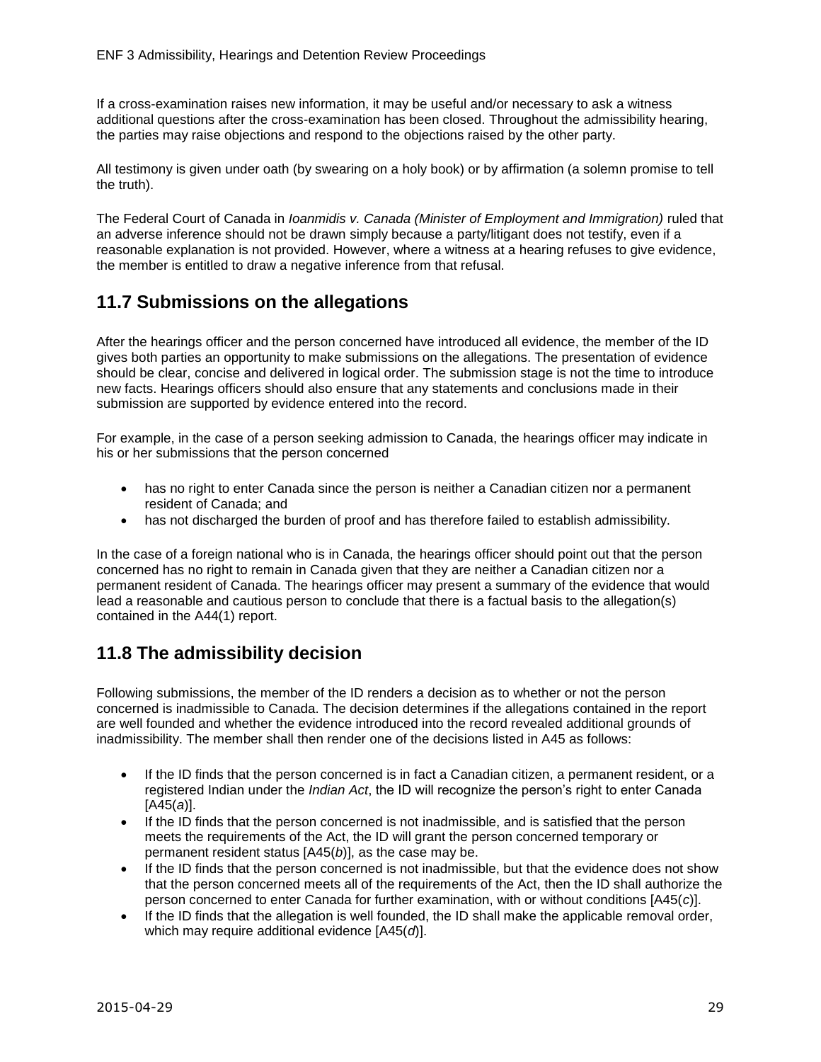If a cross-examination raises new information, it may be useful and/or necessary to ask a witness additional questions after the cross-examination has been closed. Throughout the admissibility hearing, the parties may raise objections and respond to the objections raised by the other party.

All testimony is given under oath (by swearing on a holy book) or by affirmation (a solemn promise to tell the truth).

The Federal Court of Canada in *Ioanmidis v. Canada (Minister of Employment and Immigration)* ruled that an adverse inference should not be drawn simply because a party/litigant does not testify, even if a reasonable explanation is not provided. However, where a witness at a hearing refuses to give evidence, the member is entitled to draw a negative inference from that refusal.

## 11.7 Submissions on the allegations

After the hearings officer and the person concerned have introduced all evidence, the member of the ID gives both parties an opportunity to make submissions on the allegations. The presentation of evidence should be clear, concise and delivered in logical order. The submission stage is not the time to introduce new facts. Hearings officers should also ensure that any statements and conclusions made in their submission are supported by evidence entered into the record.

For example, in the case of a person seeking admission to Canada, the hearings officer may indicate in his or her submissions that the person concerned

- has no right to enter Canada since the person is neither a Canadian citizen nor a permanent resident of Canada; and
- has not discharged the burden of proof and has therefore failed to establish admissibility.

In the case of a foreign national who is in Canada, the hearings officer should point out that the person concerned has no right to remain in Canada given that they are neither a Canadian citizen nor a permanent resident of Canada. The hearings officer may present a summary of the evidence that would lead a reasonable and cautious person to conclude that there is a factual basis to the allegation(s) contained in the A44(1) report.

## 11.8 The admissibility decision

Following submissions, the member of the ID renders a decision as to whether or not the person concerned is inadmissible to Canada. The decision determines if the allegations contained in the report are well founded and whether the evidence introduced into the record revealed additional grounds of inadmissibility. The member shall then render one of the decisions listed in A45 as follows:

- If the ID finds that the person concerned is in fact a Canadian citizen, a permanent resident, or a registered Indian under the *Indian Act*, the ID will recognize the person's right to enter Canada [A45(*a*)].
- If the ID finds that the person concerned is not inadmissible, and is satisfied that the person meets the requirements of the Act, the ID will grant the person concerned temporary or permanent resident status [A45(*b*)], as the case may be.
- If the ID finds that the person concerned is not inadmissible, but that the evidence does not show that the person concerned meets all of the requirements of the Act, then the ID shall authorize the person concerned to enter Canada for further examination, with or without conditions [A45(*c*)].
- If the ID finds that the allegation is well founded, the ID shall make the applicable removal order, which may require additional evidence [A45(*d*)].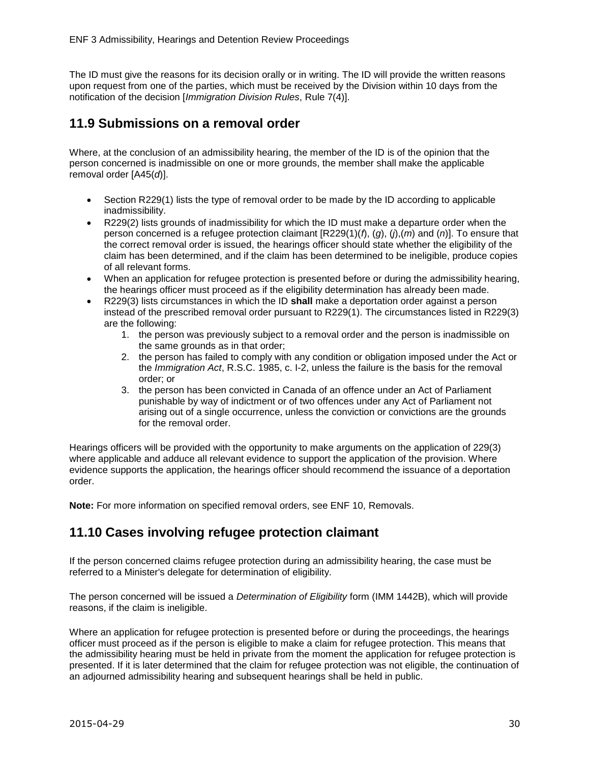The ID must give the reasons for its decision orally or in writing. The ID will provide the written reasons upon request from one of the parties, which must be received by the Division within 10 days from the notification of the decision [*Immigration Division Rules*, Rule 7(4)].

## 11.9 Submissions on a removal order

Where, at the conclusion of an admissibility hearing, the member of the ID is of the opinion that the person concerned is inadmissible on one or more grounds, the member shall make the applicable removal order [A45(*d*)].

- Section R229(1) lists the type of removal order to be made by the ID according to applicable inadmissibility.
- R229(2) lists grounds of inadmissibility for which the ID must make a departure order when the person concerned is a refugee protection claimant [R229(1)(*f*), (*g*), (*j*),(*m*) and (*n*)]. To ensure that the correct removal order is issued, the hearings officer should state whether the eligibility of the claim has been determined, and if the claim has been determined to be ineligible, produce copies of all relevant forms.
- When an application for refugee protection is presented before or during the admissibility hearing, the hearings officer must proceed as if the eligibility determination has already been made.
- R229(3) lists circumstances in which the ID **shall** make a deportation order against a person instead of the prescribed removal order pursuant to R229(1). The circumstances listed in R229(3) are the following:
    1. the person was previously subject to a removal order and the person is inadmissible on the same grounds as in that order;
    2. the person has failed to comply with any condition or obligation imposed under the Act or the *Immigration Act*, R.S.C. 1985, c. I-2, unless the failure is the basis for the removal order; or
    3. the person has been convicted in Canada of an offence under an Act of Parliament punishable by way of indictment or of two offences under any Act of Parliament not arising out of a single occurrence, unless the conviction or convictions are the grounds for the removal order.

Hearings officers will be provided with the opportunity to make arguments on the application of 229(3) where applicable and adduce all relevant evidence to support the application of the provision. Where evidence supports the application, the hearings officer should recommend the issuance of a deportation order.

**Note:** For more information on specified removal orders, see ENF 10, Removals.

## 11.10 Cases involving refugee protection claimant

If the person concerned claims refugee protection during an admissibility hearing, the case must be referred to a Minister's delegate for determination of eligibility.

The person concerned will be issued a *Determination of Eligibility* form (IMM 1442B), which will provide reasons, if the claim is ineligible.

Where an application for refugee protection is presented before or during the proceedings, the hearings officer must proceed as if the person is eligible to make a claim for refugee protection. This means that the admissibility hearing must be held in private from the moment the application for refugee protection is presented. If it is later determined that the claim for refugee protection was not eligible, the continuation of an adjourned admissibility hearing and subsequent hearings shall be held in public.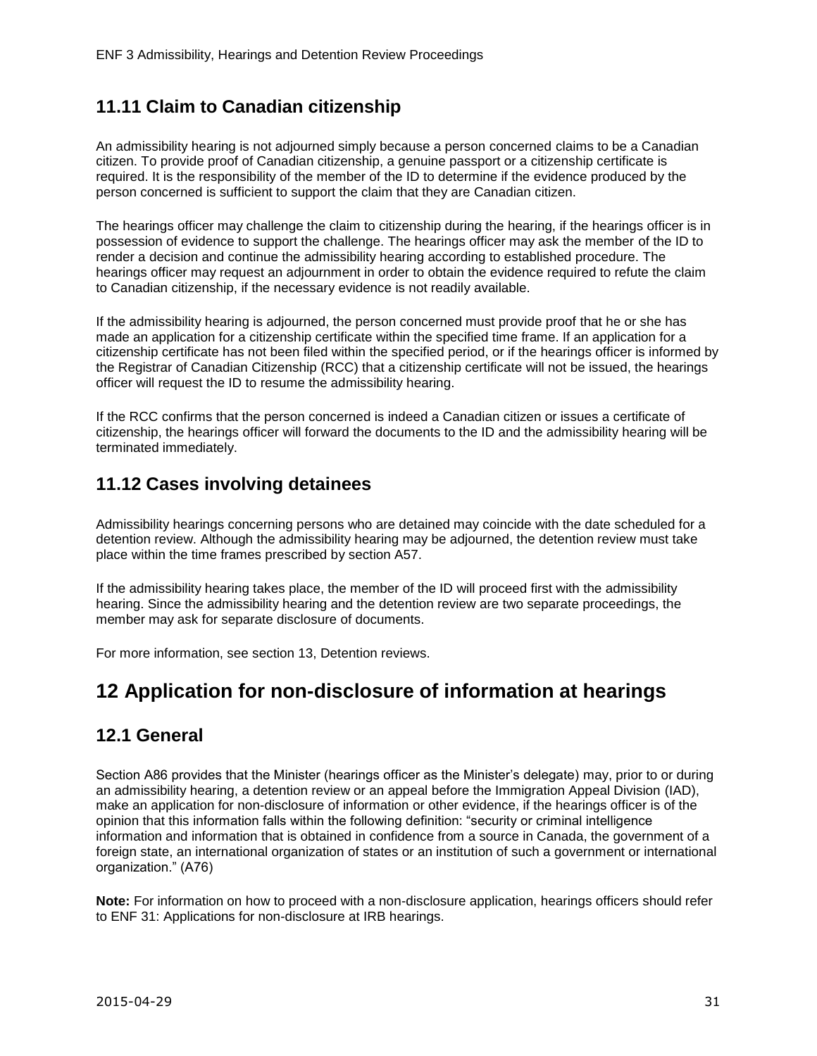## 11.11 Claim to Canadian citizenship

An admissibility hearing is not adjourned simply because a person concerned claims to be a Canadian citizen. To provide proof of Canadian citizenship, a genuine passport or a citizenship certificate is required. It is the responsibility of the member of the ID to determine if the evidence produced by the person concerned is sufficient to support the claim that they are Canadian citizen.

The hearings officer may challenge the claim to citizenship during the hearing, if the hearings officer is in possession of evidence to support the challenge. The hearings officer may ask the member of the ID to render a decision and continue the admissibility hearing according to established procedure. The hearings officer may request an adjournment in order to obtain the evidence required to refute the claim to Canadian citizenship, if the necessary evidence is not readily available.

If the admissibility hearing is adjourned, the person concerned must provide proof that he or she has made an application for a citizenship certificate within the specified time frame. If an application for a citizenship certificate has not been filed within the specified period, or if the hearings officer is informed by the Registrar of Canadian Citizenship (RCC) that a citizenship certificate will not be issued, the hearings officer will request the ID to resume the admissibility hearing.

If the RCC confirms that the person concerned is indeed a Canadian citizen or issues a certificate of citizenship, the hearings officer will forward the documents to the ID and the admissibility hearing will be terminated immediately.

## 11.12 Cases involving detainees

Admissibility hearings concerning persons who are detained may coincide with the date scheduled for a detention review. Although the admissibility hearing may be adjourned, the detention review must take place within the time frames prescribed by section A57.

If the admissibility hearing takes place, the member of the ID will proceed first with the admissibility hearing. Since the admissibility hearing and the detention review are two separate proceedings, the member may ask for separate disclosure of documents.

For more information, see section 13, Detention reviews.

# 12 Application for non-disclosure of information at hearings

## 12.1 General

Section A86 provides that the Minister (hearings officer as the Minister's delegate) may, prior to or during an admissibility hearing, a detention review or an appeal before the Immigration Appeal Division (IAD), make an application for non-disclosure of information or other evidence, if the hearings officer is of the opinion that this information falls within the following definition: "security or criminal intelligence information and information that is obtained in confidence from a source in Canada, the government of a foreign state, an international organization of states or an institution of such a government or international organization." (A76)

**Note:** For information on how to proceed with a non-disclosure application, hearings officers should refer to ENF 31: Applications for non-disclosure at IRB hearings.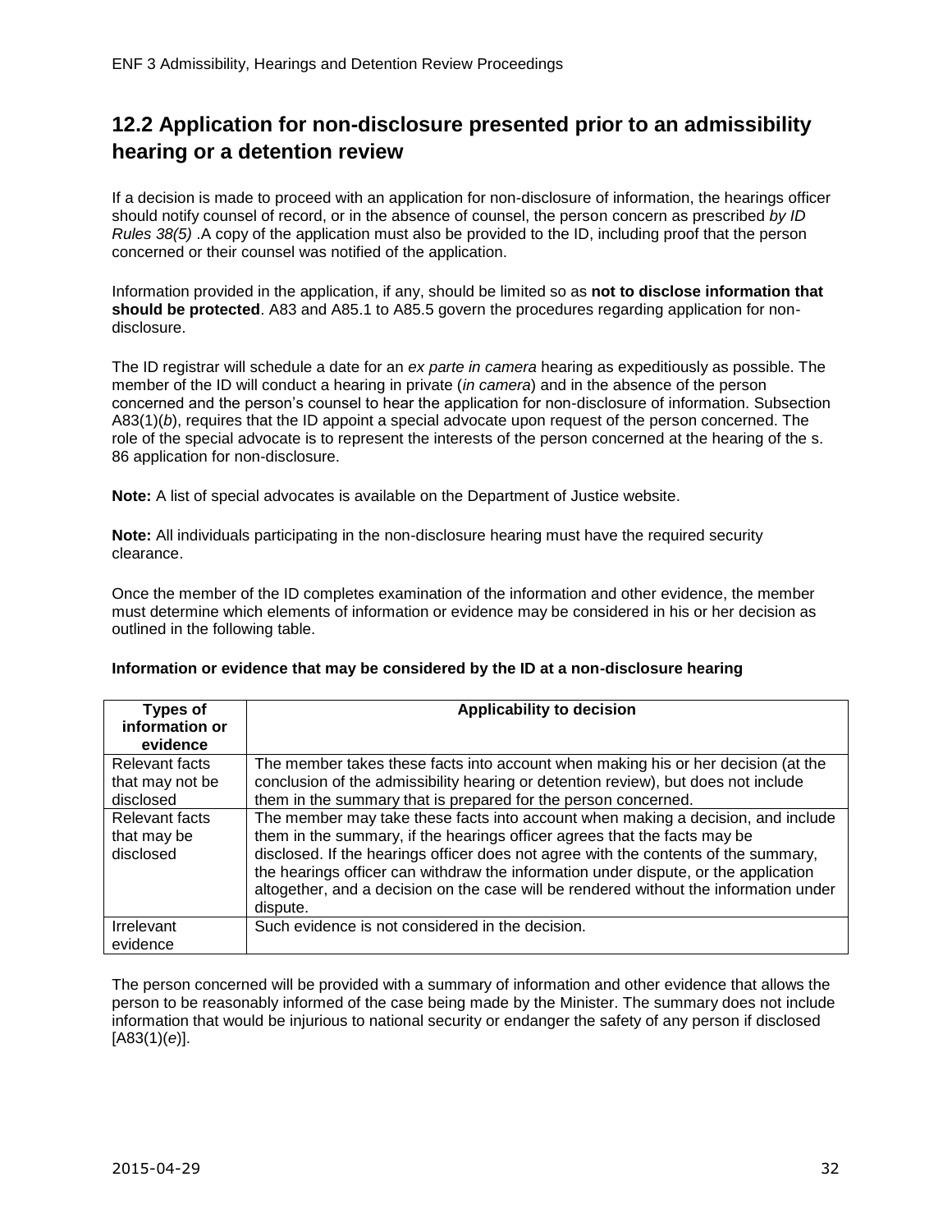## 12.2 Application for non-disclosure presented prior to an admissibility hearing or a detention review

If a decision is made to proceed with an application for non-disclosure of information, the hearings officer should notify counsel of record, or in the absence of counsel, the person concern as prescribed *by ID Rules 38(5)* .A copy of the application must also be provided to the ID, including proof that the person concerned or their counsel was notified of the application.

Information provided in the application, if any, should be limited so as **not to disclose information that should be protected**. A83 and A85.1 to A85.5 govern the procedures regarding application for non-disclosure.

The ID registrar will schedule a date for an *ex parte in camera* hearing as expeditiously as possible. The member of the ID will conduct a hearing in private (*in camera*) and in the absence of the person concerned and the person's counsel to hear the application for non-disclosure of information. Subsection A83(1)(*b*), requires that the ID appoint a special advocate upon request of the person concerned. The role of the special advocate is to represent the interests of the person concerned at the hearing of the s. 86 application for non-disclosure.

**Note:** A list of special advocates is available on the Department of Justice website.

**Note:** All individuals participating in the non-disclosure hearing must have the required security clearance.

Once the member of the ID completes examination of the information and other evidence, the member must determine which elements of information or evidence may be considered in his or her decision as outlined in the following table.

**Information or evidence that may be considered by the ID at a non-disclosure hearing**

| Types of information or evidence | Applicability to decision |
|---|---|
| Relevant facts that may not be disclosed | The member takes these facts into account when making his or her decision (at the conclusion of the admissibility hearing or detention review), but does not include them in the summary that is prepared for the person concerned. |
| Relevant facts that may be disclosed | The member may take these facts into account when making a decision, and include them in the summary, if the hearings officer agrees that the facts may be disclosed. If the hearings officer does not agree with the contents of the summary, the hearings officer can withdraw the information under dispute, or the application altogether, and a decision on the case will be rendered without the information under dispute. |
| Irrelevant evidence | Such evidence is not considered in the decision. |

The person concerned will be provided with a summary of information and other evidence that allows the person to be reasonably informed of the case being made by the Minister. The summary does not include information that would be injurious to national security or endanger the safety of any person if disclosed [A83(1)(*e*)].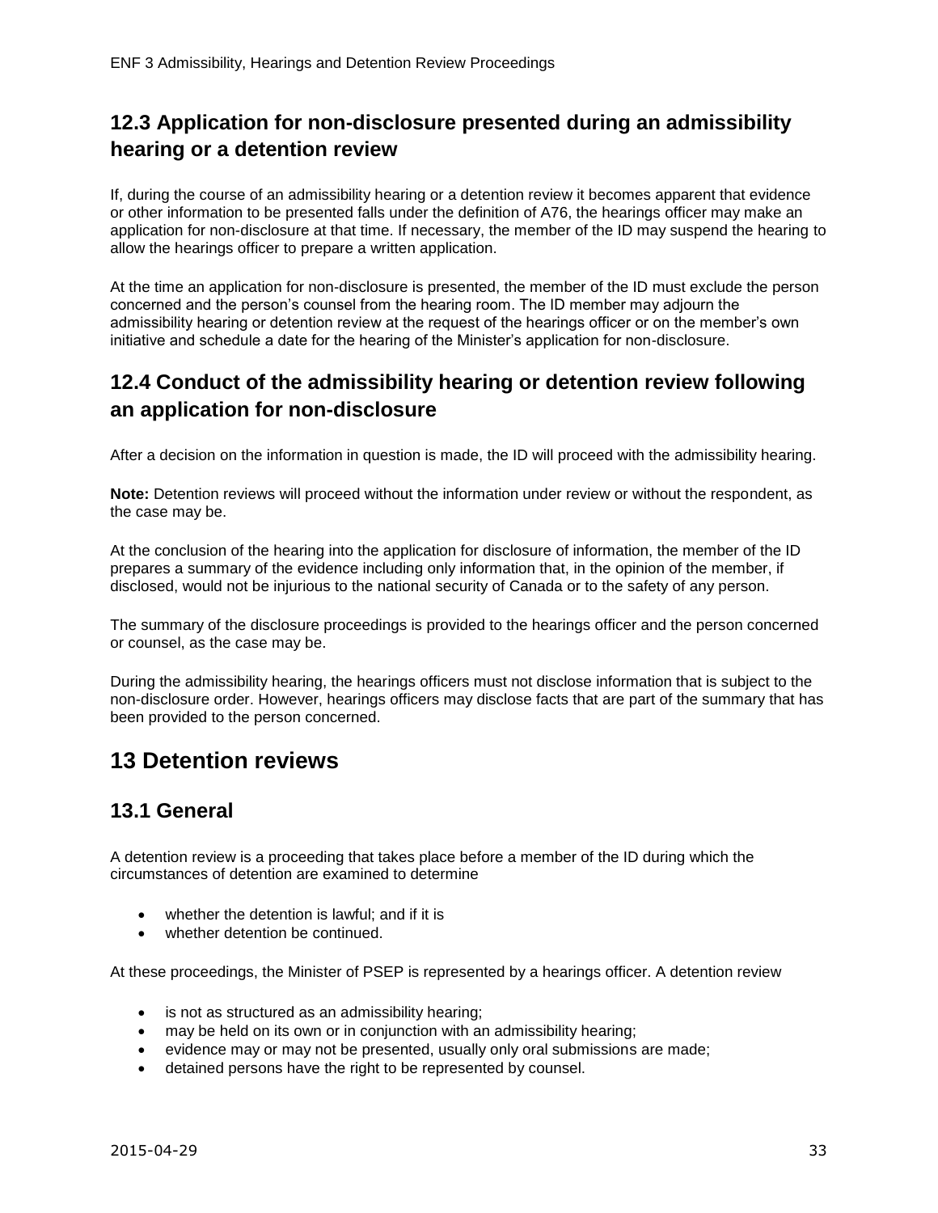## 12.3 Application for non-disclosure presented during an admissibility hearing or a detention review

If, during the course of an admissibility hearing or a detention review it becomes apparent that evidence or other information to be presented falls under the definition of A76, the hearings officer may make an application for non-disclosure at that time. If necessary, the member of the ID may suspend the hearing to allow the hearings officer to prepare a written application.

At the time an application for non-disclosure is presented, the member of the ID must exclude the person concerned and the person's counsel from the hearing room. The ID member may adjourn the admissibility hearing or detention review at the request of the hearings officer or on the member's own initiative and schedule a date for the hearing of the Minister's application for non-disclosure.

## 12.4 Conduct of the admissibility hearing or detention review following an application for non-disclosure

After a decision on the information in question is made, the ID will proceed with the admissibility hearing.

**Note:** Detention reviews will proceed without the information under review or without the respondent, as the case may be.

At the conclusion of the hearing into the application for disclosure of information, the member of the ID prepares a summary of the evidence including only information that, in the opinion of the member, if disclosed, would not be injurious to the national security of Canada or to the safety of any person.

The summary of the disclosure proceedings is provided to the hearings officer and the person concerned or counsel, as the case may be.

During the admissibility hearing, the hearings officers must not disclose information that is subject to the non-disclosure order. However, hearings officers may disclose facts that are part of the summary that has been provided to the person concerned.

# 13 Detention reviews

## 13.1 General

A detention review is a proceeding that takes place before a member of the ID during which the circumstances of detention are examined to determine

- whether the detention is lawful; and if it is
- whether detention be continued.

At these proceedings, the Minister of PSEP is represented by a hearings officer. A detention review

- is not as structured as an admissibility hearing;
- may be held on its own or in conjunction with an admissibility hearing;
- evidence may or may not be presented, usually only oral submissions are made;
- detained persons have the right to be represented by counsel.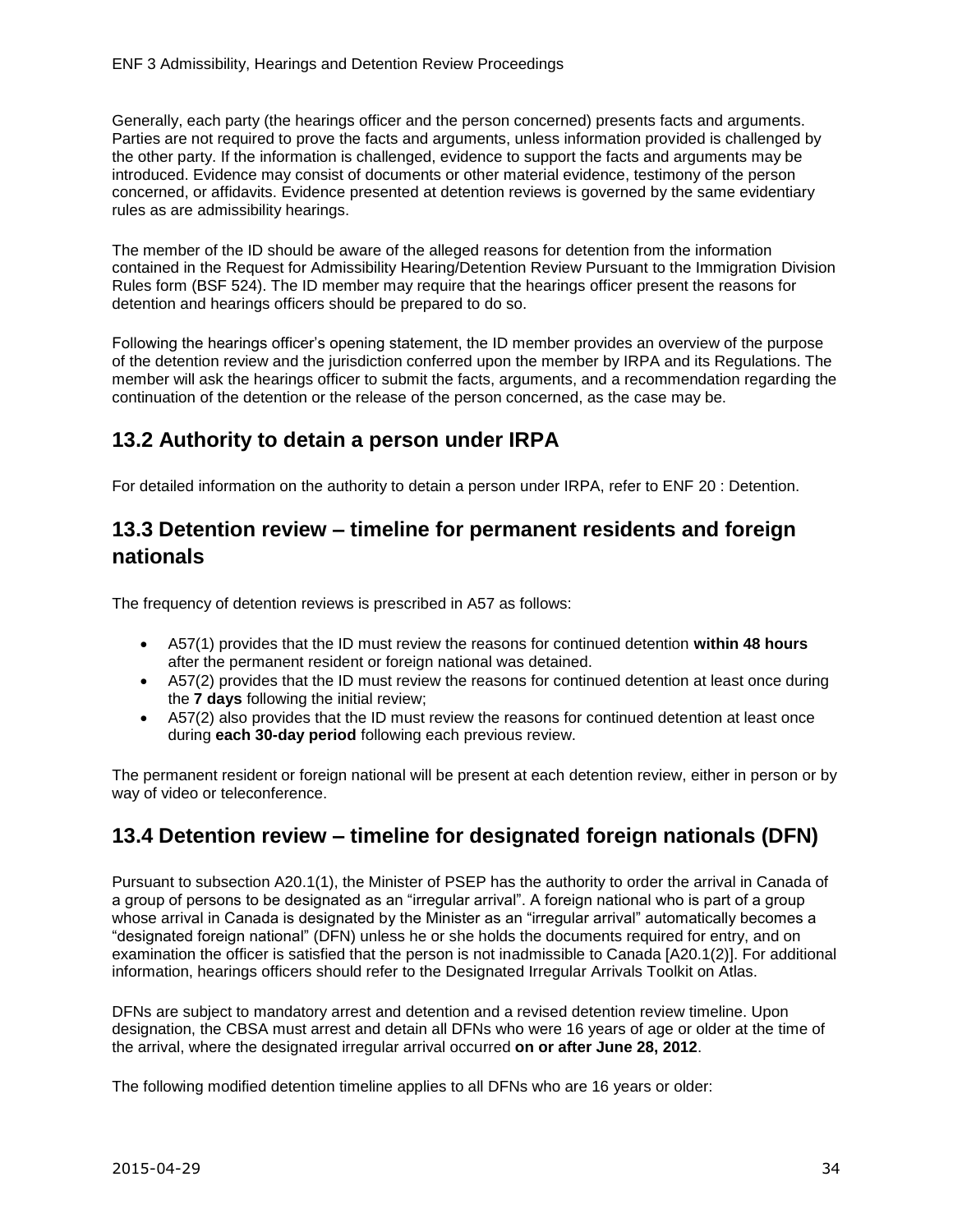Generally, each party (the hearings officer and the person concerned) presents facts and arguments. Parties are not required to prove the facts and arguments, unless information provided is challenged by the other party. If the information is challenged, evidence to support the facts and arguments may be introduced. Evidence may consist of documents or other material evidence, testimony of the person concerned, or affidavits. Evidence presented at detention reviews is governed by the same evidentiary rules as are admissibility hearings.

The member of the ID should be aware of the alleged reasons for detention from the information contained in the Request for Admissibility Hearing/Detention Review Pursuant to the Immigration Division Rules form (BSF 524). The ID member may require that the hearings officer present the reasons for detention and hearings officers should be prepared to do so.

Following the hearings officer's opening statement, the ID member provides an overview of the purpose of the detention review and the jurisdiction conferred upon the member by IRPA and its Regulations. The member will ask the hearings officer to submit the facts, arguments, and a recommendation regarding the continuation of the detention or the release of the person concerned, as the case may be.

## 13.2 Authority to detain a person under IRPA

For detailed information on the authority to detain a person under IRPA, refer to ENF 20 : Detention.

## 13.3 Detention review – timeline for permanent residents and foreign nationals

The frequency of detention reviews is prescribed in A57 as follows:

- A57(1) provides that the ID must review the reasons for continued detention **within 48 hours** after the permanent resident or foreign national was detained.
- A57(2) provides that the ID must review the reasons for continued detention at least once during the **7 days** following the initial review;
- A57(2) also provides that the ID must review the reasons for continued detention at least once during **each 30-day period** following each previous review.

The permanent resident or foreign national will be present at each detention review, either in person or by way of video or teleconference.

## 13.4 Detention review – timeline for designated foreign nationals (DFN)

Pursuant to subsection A20.1(1), the Minister of PSEP has the authority to order the arrival in Canada of a group of persons to be designated as an "irregular arrival". A foreign national who is part of a group whose arrival in Canada is designated by the Minister as an "irregular arrival" automatically becomes a "designated foreign national" (DFN) unless he or she holds the documents required for entry, and on examination the officer is satisfied that the person is not inadmissible to Canada [A20.1(2)]. For additional information, hearings officers should refer to the Designated Irregular Arrivals Toolkit on Atlas.

DFNs are subject to mandatory arrest and detention and a revised detention review timeline. Upon designation, the CBSA must arrest and detain all DFNs who were 16 years of age or older at the time of the arrival, where the designated irregular arrival occurred **on or after June 28, 2012**.

The following modified detention timeline applies to all DFNs who are 16 years or older: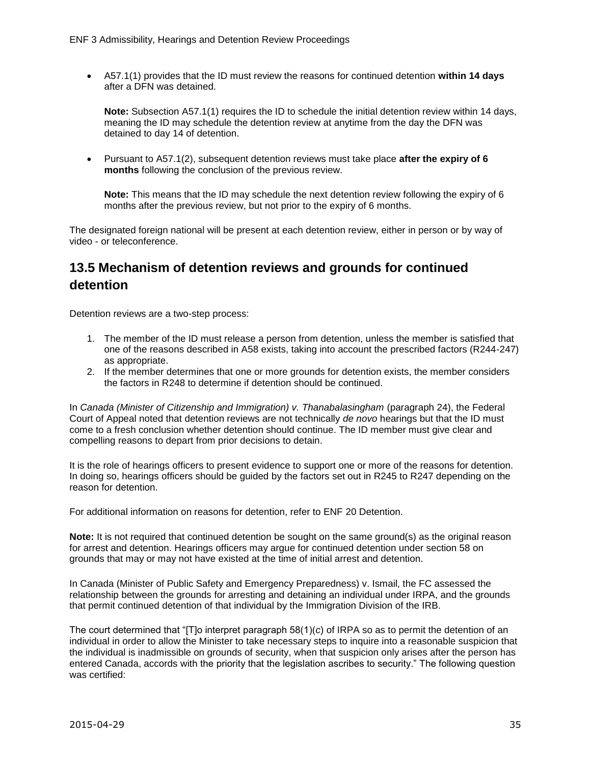- A57.1(1) provides that the ID must review the reasons for continued detention **within 14 days** after a DFN was detained.

  **Note:** Subsection A57.1(1) requires the ID to schedule the initial detention review within 14 days, meaning the ID may schedule the detention review at anytime from the day the DFN was detained to day 14 of detention.

- Pursuant to A57.1(2), subsequent detention reviews must take place **after the expiry of 6 months** following the conclusion of the previous review.

  **Note:** This means that the ID may schedule the next detention review following the expiry of 6 months after the previous review, but not prior to the expiry of 6 months.

The designated foreign national will be present at each detention review, either in person or by way of video - or teleconference.

## 13.5 Mechanism of detention reviews and grounds for continued detention

Detention reviews are a two-step process:

1. The member of the ID must release a person from detention, unless the member is satisfied that one of the reasons described in A58 exists, taking into account the prescribed factors (R244-247) as appropriate.
2. If the member determines that one or more grounds for detention exists, the member considers the factors in R248 to determine if detention should be continued.

In *Canada (Minister of Citizenship and Immigration) v. Thanabalasingham* (paragraph 24), the Federal Court of Appeal noted that detention reviews are not technically *de novo* hearings but that the ID must come to a fresh conclusion whether detention should continue. The ID member must give clear and compelling reasons to depart from prior decisions to detain.

It is the role of hearings officers to present evidence to support one or more of the reasons for detention. In doing so, hearings officers should be guided by the factors set out in R245 to R247 depending on the reason for detention.

For additional information on reasons for detention, refer to ENF 20 Detention.

**Note:** It is not required that continued detention be sought on the same ground(s) as the original reason for arrest and detention. Hearings officers may argue for continued detention under section 58 on grounds that may or may not have existed at the time of initial arrest and detention.

In Canada (Minister of Public Safety and Emergency Preparedness) v. Ismail, the FC assessed the relationship between the grounds for arresting and detaining an individual under IRPA, and the grounds that permit continued detention of that individual by the Immigration Division of the IRB.

The court determined that "[T]o interpret paragraph 58(1)(*c*) of IRPA so as to permit the detention of an individual in order to allow the Minister to take necessary steps to inquire into a reasonable suspicion that the individual is inadmissible on grounds of security, when that suspicion only arises after the person has entered Canada, accords with the priority that the legislation ascribes to security." The following question was certified: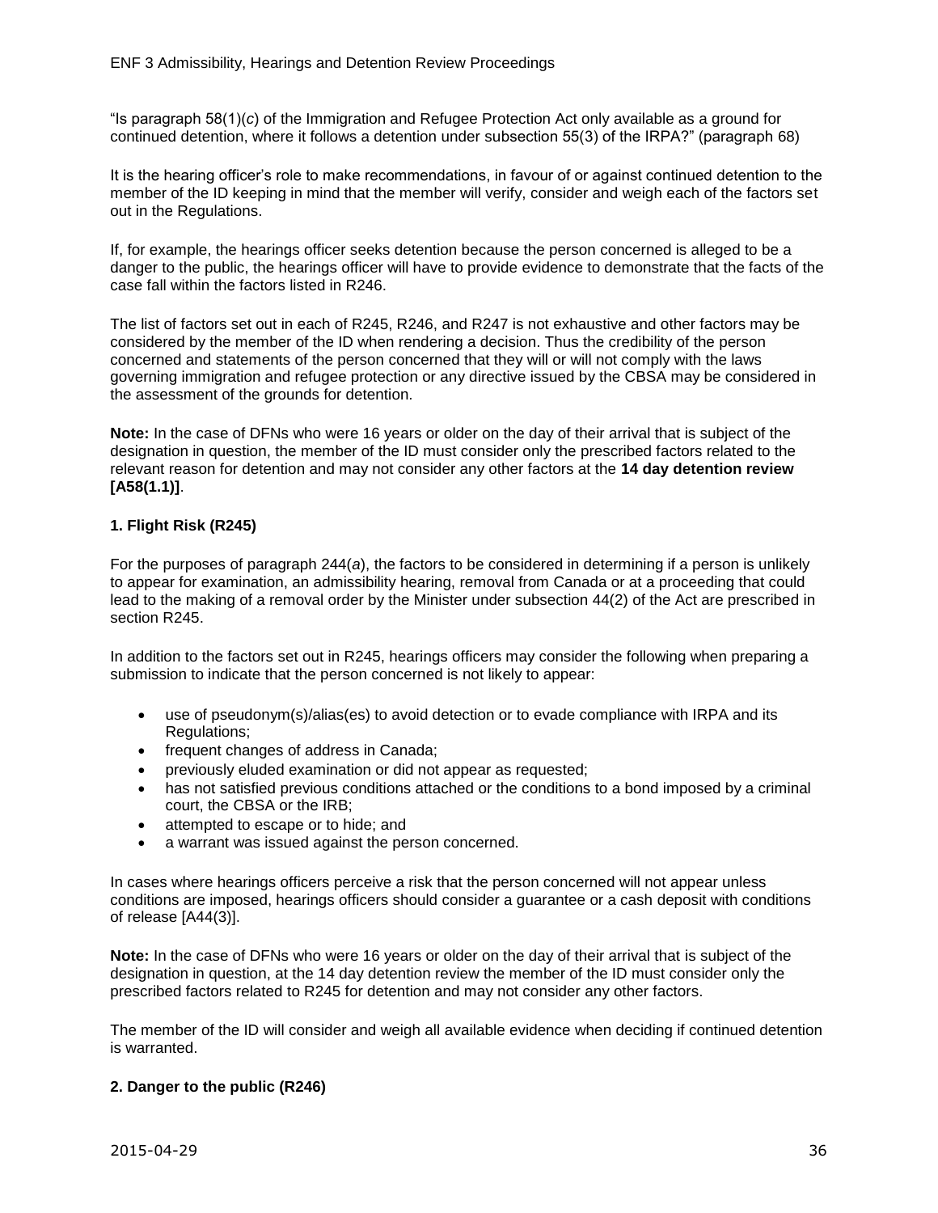"Is paragraph 58(1)(*c*) of the Immigration and Refugee Protection Act only available as a ground for continued detention, where it follows a detention under subsection 55(3) of the IRPA?" (paragraph 68)

It is the hearing officer's role to make recommendations, in favour of or against continued detention to the member of the ID keeping in mind that the member will verify, consider and weigh each of the factors set out in the Regulations.

If, for example, the hearings officer seeks detention because the person concerned is alleged to be a danger to the public, the hearings officer will have to provide evidence to demonstrate that the facts of the case fall within the factors listed in R246.

The list of factors set out in each of R245, R246, and R247 is not exhaustive and other factors may be considered by the member of the ID when rendering a decision. Thus the credibility of the person concerned and statements of the person concerned that they will or will not comply with the laws governing immigration and refugee protection or any directive issued by the CBSA may be considered in the assessment of the grounds for detention.

**Note:** In the case of DFNs who were 16 years or older on the day of their arrival that is subject of the designation in question, the member of the ID must consider only the prescribed factors related to the relevant reason for detention and may not consider any other factors at the **14 day detention review [A58(1.1)]**.

### 1. Flight Risk (R245)

For the purposes of paragraph 244(*a*), the factors to be considered in determining if a person is unlikely to appear for examination, an admissibility hearing, removal from Canada or at a proceeding that could lead to the making of a removal order by the Minister under subsection 44(2) of the Act are prescribed in section R245.

In addition to the factors set out in R245, hearings officers may consider the following when preparing a submission to indicate that the person concerned is not likely to appear:

- use of pseudonym(s)/alias(es) to avoid detection or to evade compliance with IRPA and its Regulations;
- frequent changes of address in Canada;
- previously eluded examination or did not appear as requested;
- has not satisfied previous conditions attached or the conditions to a bond imposed by a criminal court, the CBSA or the IRB;
- attempted to escape or to hide; and
- a warrant was issued against the person concerned.

In cases where hearings officers perceive a risk that the person concerned will not appear unless conditions are imposed, hearings officers should consider a guarantee or a cash deposit with conditions of release [A44(3)].

**Note:** In the case of DFNs who were 16 years or older on the day of their arrival that is subject of the designation in question, at the 14 day detention review the member of the ID must consider only the prescribed factors related to R245 for detention and may not consider any other factors.

The member of the ID will consider and weigh all available evidence when deciding if continued detention is warranted.

### 2. Danger to the public (R246)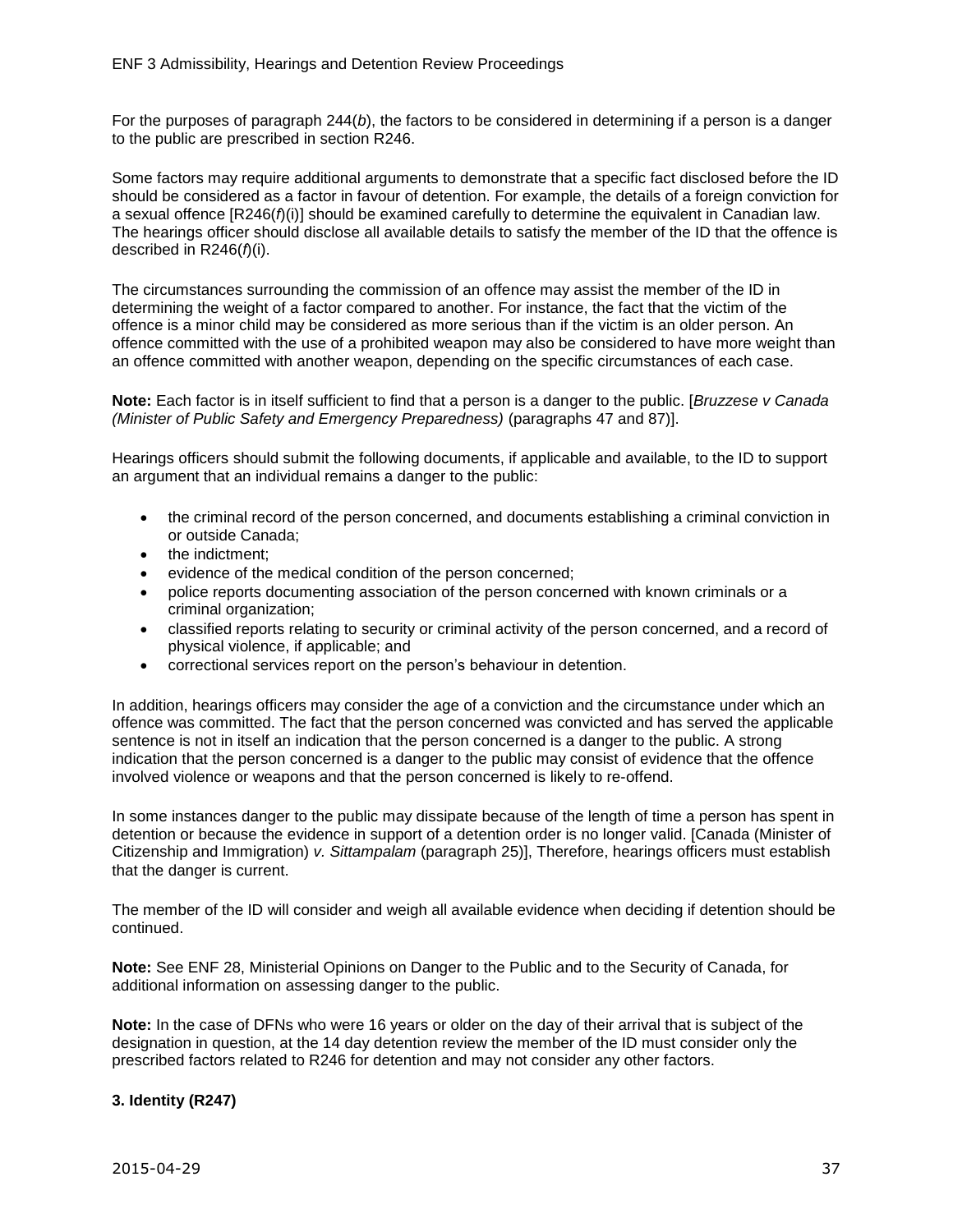For the purposes of paragraph 244(*b*), the factors to be considered in determining if a person is a danger to the public are prescribed in section R246.

Some factors may require additional arguments to demonstrate that a specific fact disclosed before the ID should be considered as a factor in favour of detention. For example, the details of a foreign conviction for a sexual offence [R246(*f*)(i)] should be examined carefully to determine the equivalent in Canadian law. The hearings officer should disclose all available details to satisfy the member of the ID that the offence is described in R246(*f*)(i).

The circumstances surrounding the commission of an offence may assist the member of the ID in determining the weight of a factor compared to another. For instance, the fact that the victim of the offence is a minor child may be considered as more serious than if the victim is an older person. An offence committed with the use of a prohibited weapon may also be considered to have more weight than an offence committed with another weapon, depending on the specific circumstances of each case.

**Note:** Each factor is in itself sufficient to find that a person is a danger to the public. [*Bruzzese v Canada (Minister of Public Safety and Emergency Preparedness)* (paragraphs 47 and 87)].

Hearings officers should submit the following documents, if applicable and available, to the ID to support an argument that an individual remains a danger to the public:

- the criminal record of the person concerned, and documents establishing a criminal conviction in or outside Canada;
- the indictment;
- evidence of the medical condition of the person concerned;
- police reports documenting association of the person concerned with known criminals or a criminal organization;
- classified reports relating to security or criminal activity of the person concerned, and a record of physical violence, if applicable; and
- correctional services report on the person's behaviour in detention.

In addition, hearings officers may consider the age of a conviction and the circumstance under which an offence was committed. The fact that the person concerned was convicted and has served the applicable sentence is not in itself an indication that the person concerned is a danger to the public. A strong indication that the person concerned is a danger to the public may consist of evidence that the offence involved violence or weapons and that the person concerned is likely to re-offend.

In some instances danger to the public may dissipate because of the length of time a person has spent in detention or because the evidence in support of a detention order is no longer valid. [Canada (Minister of Citizenship and Immigration) *v. Sittampalam* (paragraph 25)], Therefore, hearings officers must establish that the danger is current.

The member of the ID will consider and weigh all available evidence when deciding if detention should be continued.

**Note:** See ENF 28, Ministerial Opinions on Danger to the Public and to the Security of Canada, for additional information on assessing danger to the public.

**Note:** In the case of DFNs who were 16 years or older on the day of their arrival that is subject of the designation in question, at the 14 day detention review the member of the ID must consider only the prescribed factors related to R246 for detention and may not consider any other factors.

**3. Identity (R247)**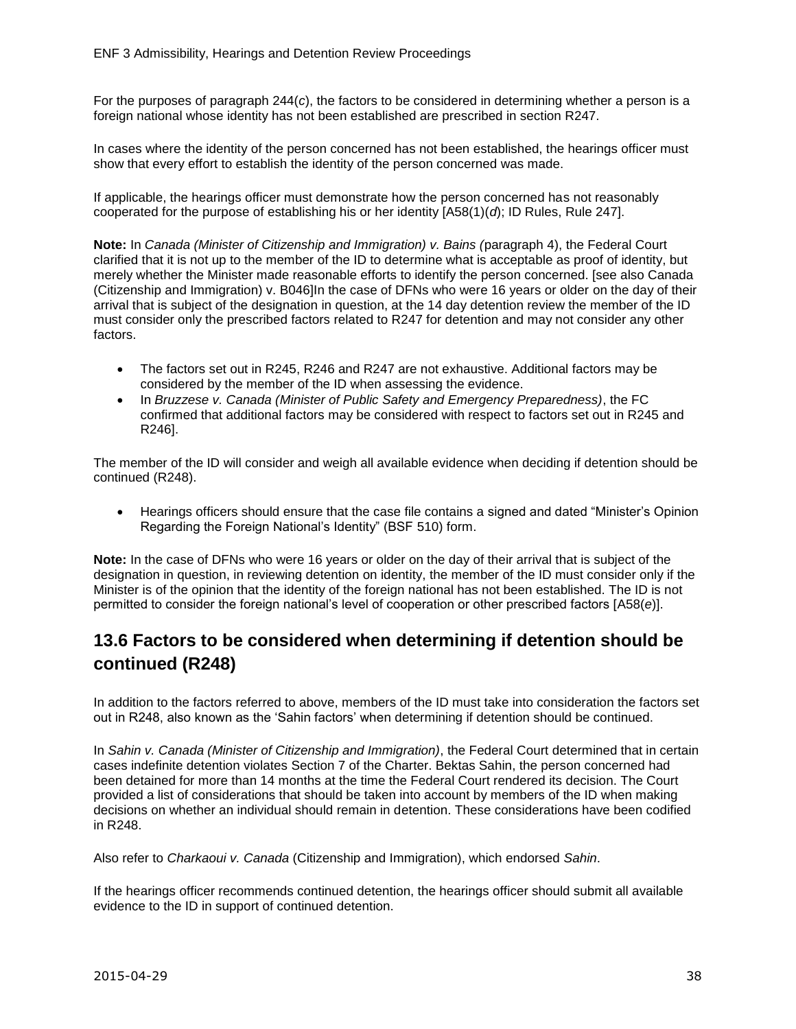For the purposes of paragraph 244(*c*), the factors to be considered in determining whether a person is a foreign national whose identity has not been established are prescribed in section R247.

In cases where the identity of the person concerned has not been established, the hearings officer must show that every effort to establish the identity of the person concerned was made.

If applicable, the hearings officer must demonstrate how the person concerned has not reasonably cooperated for the purpose of establishing his or her identity [A58(1)(*d*); ID Rules, Rule 247].

**Note:** In *Canada (Minister of Citizenship and Immigration) v. Bains (*paragraph 4), the Federal Court clarified that it is not up to the member of the ID to determine what is acceptable as proof of identity, but merely whether the Minister made reasonable efforts to identify the person concerned. [see also Canada (Citizenship and Immigration) v. B046]In the case of DFNs who were 16 years or older on the day of their arrival that is subject of the designation in question, at the 14 day detention review the member of the ID must consider only the prescribed factors related to R247 for detention and may not consider any other factors.

- The factors set out in R245, R246 and R247 are not exhaustive. Additional factors may be considered by the member of the ID when assessing the evidence.
- In *Bruzzese v. Canada (Minister of Public Safety and Emergency Preparedness)*, the FC confirmed that additional factors may be considered with respect to factors set out in R245 and R246].

The member of the ID will consider and weigh all available evidence when deciding if detention should be continued (R248).

- Hearings officers should ensure that the case file contains a signed and dated "Minister's Opinion Regarding the Foreign National's Identity" (BSF 510) form.

**Note:** In the case of DFNs who were 16 years or older on the day of their arrival that is subject of the designation in question, in reviewing detention on identity, the member of the ID must consider only if the Minister is of the opinion that the identity of the foreign national has not been established. The ID is not permitted to consider the foreign national's level of cooperation or other prescribed factors [A58(*e*)].

## 13.6 Factors to be considered when determining if detention should be continued (R248)

In addition to the factors referred to above, members of the ID must take into consideration the factors set out in R248, also known as the 'Sahin factors' when determining if detention should be continued.

In *Sahin v. Canada (Minister of Citizenship and Immigration)*, the Federal Court determined that in certain cases indefinite detention violates Section 7 of the Charter. Bektas Sahin, the person concerned had been detained for more than 14 months at the time the Federal Court rendered its decision. The Court provided a list of considerations that should be taken into account by members of the ID when making decisions on whether an individual should remain in detention. These considerations have been codified in R248.

Also refer to *Charkaoui v. Canada* (Citizenship and Immigration), which endorsed *Sahin*.

If the hearings officer recommends continued detention, the hearings officer should submit all available evidence to the ID in support of continued detention.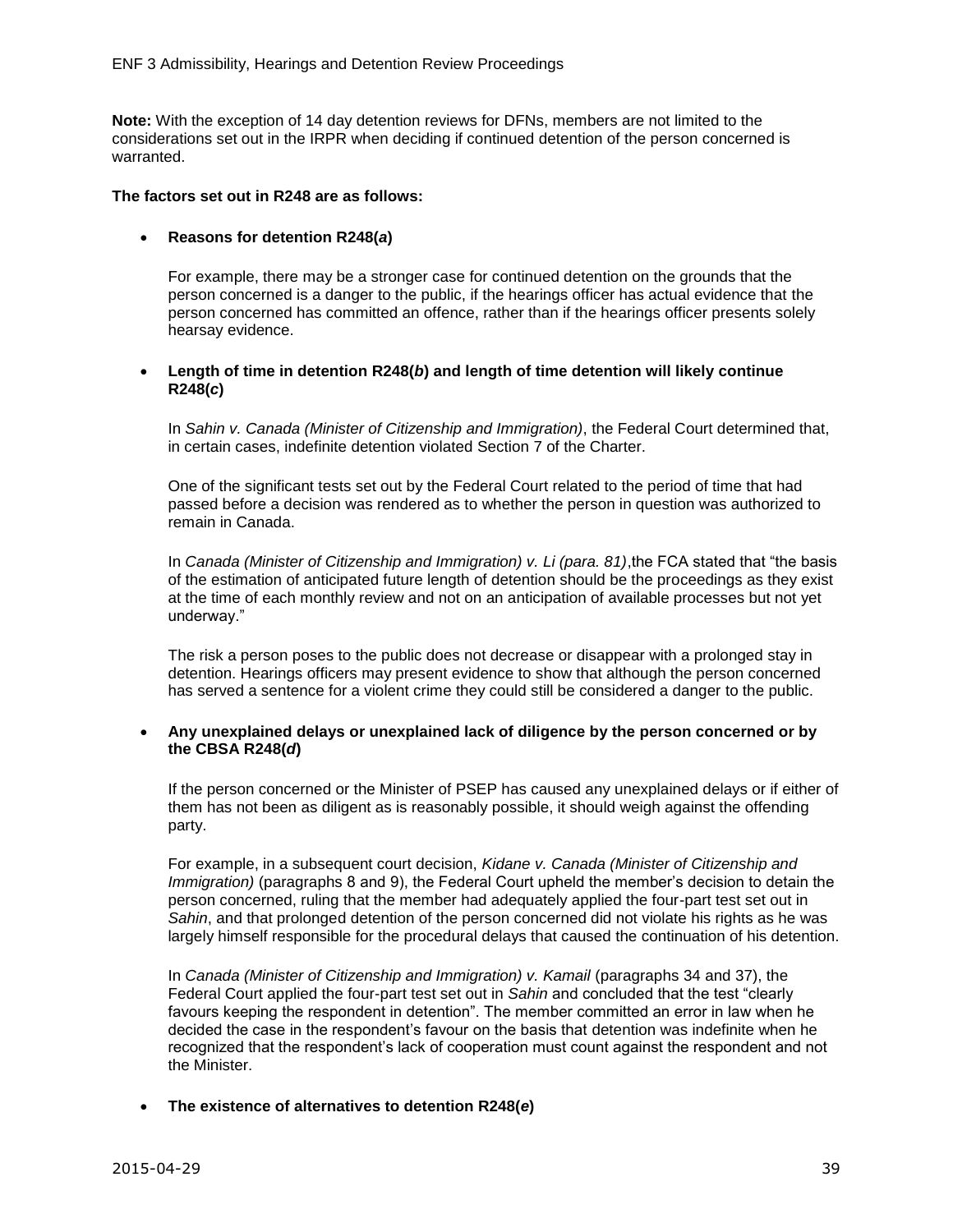**Note:** With the exception of 14 day detention reviews for DFNs, members are not limited to the considerations set out in the IRPR when deciding if continued detention of the person concerned is warranted.

**The factors set out in R248 are as follows:**

- **Reasons for detention R248(*a*)**

  For example, there may be a stronger case for continued detention on the grounds that the person concerned is a danger to the public, if the hearings officer has actual evidence that the person concerned has committed an offence, rather than if the hearings officer presents solely hearsay evidence.

- **Length of time in detention R248(*b*) and length of time detention will likely continue R248(*c*)**

  In *Sahin v. Canada (Minister of Citizenship and Immigration)*, the Federal Court determined that, in certain cases, indefinite detention violated Section 7 of the Charter.

  One of the significant tests set out by the Federal Court related to the period of time that had passed before a decision was rendered as to whether the person in question was authorized to remain in Canada.

  In *Canada (Minister of Citizenship and Immigration) v. Li (para. 81)*,the FCA stated that "the basis of the estimation of anticipated future length of detention should be the proceedings as they exist at the time of each monthly review and not on an anticipation of available processes but not yet underway."

  The risk a person poses to the public does not decrease or disappear with a prolonged stay in detention. Hearings officers may present evidence to show that although the person concerned has served a sentence for a violent crime they could still be considered a danger to the public.

- **Any unexplained delays or unexplained lack of diligence by the person concerned or by the CBSA R248(*d*)**

  If the person concerned or the Minister of PSEP has caused any unexplained delays or if either of them has not been as diligent as is reasonably possible, it should weigh against the offending party.

  For example, in a subsequent court decision, *Kidane v. Canada (Minister of Citizenship and Immigration)* (paragraphs 8 and 9), the Federal Court upheld the member's decision to detain the person concerned, ruling that the member had adequately applied the four-part test set out in *Sahin*, and that prolonged detention of the person concerned did not violate his rights as he was largely himself responsible for the procedural delays that caused the continuation of his detention.

  In *Canada (Minister of Citizenship and Immigration) v. Kamail* (paragraphs 34 and 37), the Federal Court applied the four-part test set out in *Sahin* and concluded that the test "clearly favours keeping the respondent in detention". The member committed an error in law when he decided the case in the respondent's favour on the basis that detention was indefinite when he recognized that the respondent's lack of cooperation must count against the respondent and not the Minister.

- **The existence of alternatives to detention R248(*e*)**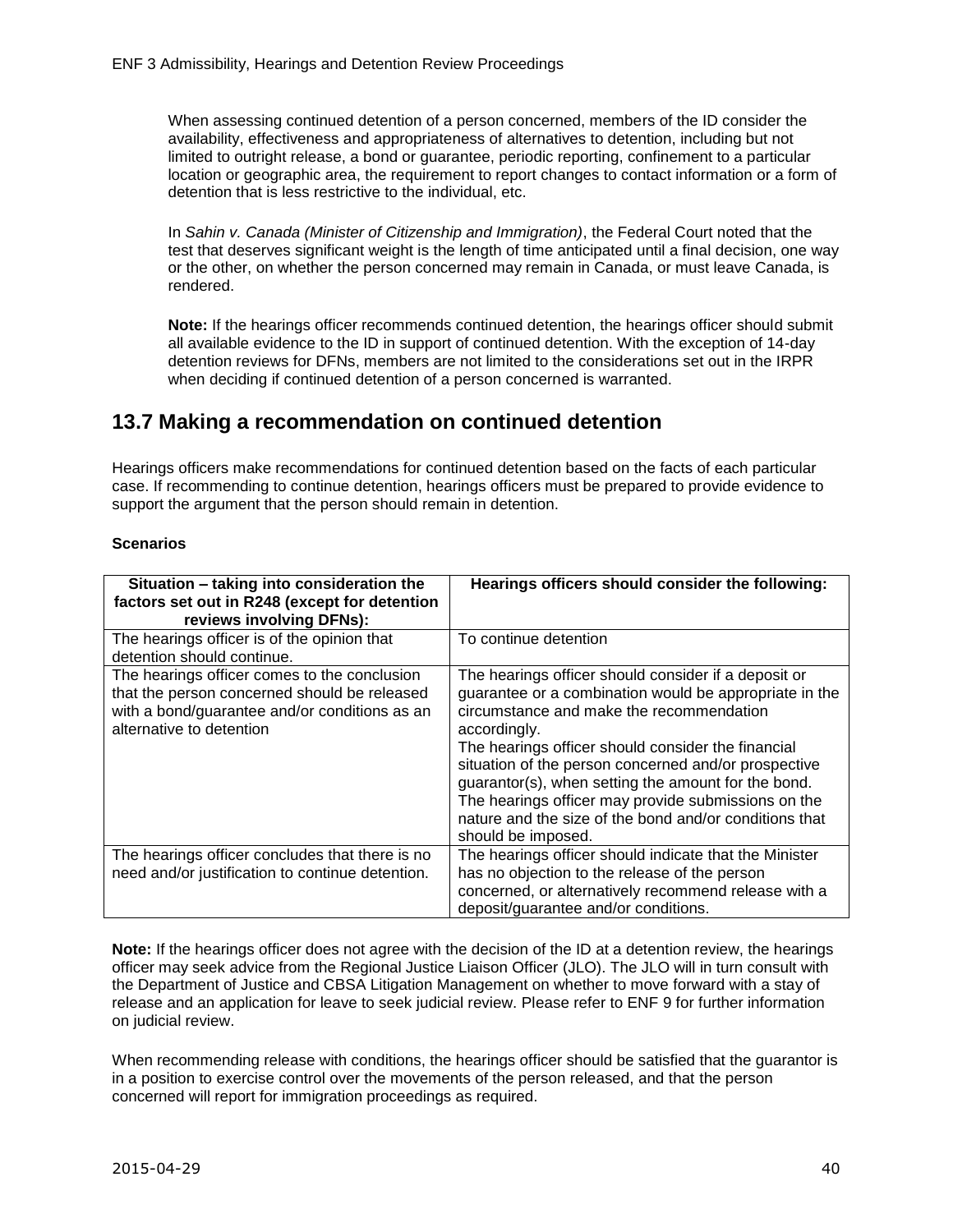When assessing continued detention of a person concerned, members of the ID consider the availability, effectiveness and appropriateness of alternatives to detention, including but not limited to outright release, a bond or guarantee, periodic reporting, confinement to a particular location or geographic area, the requirement to report changes to contact information or a form of detention that is less restrictive to the individual, etc.

In *Sahin v. Canada (Minister of Citizenship and Immigration)*, the Federal Court noted that the test that deserves significant weight is the length of time anticipated until a final decision, one way or the other, on whether the person concerned may remain in Canada, or must leave Canada, is rendered.

**Note:** If the hearings officer recommends continued detention, the hearings officer should submit all available evidence to the ID in support of continued detention. With the exception of 14-day detention reviews for DFNs, members are not limited to the considerations set out in the IRPR when deciding if continued detention of a person concerned is warranted.

## 13.7 Making a recommendation on continued detention

Hearings officers make recommendations for continued detention based on the facts of each particular case. If recommending to continue detention, hearings officers must be prepared to provide evidence to support the argument that the person should remain in detention.

**Scenarios**

| Situation – taking into consideration the factors set out in R248 (except for detention reviews involving DFNs): | Hearings officers should consider the following: |
|---|---|
| The hearings officer is of the opinion that detention should continue. | To continue detention |
| The hearings officer comes to the conclusion that the person concerned should be released with a bond/guarantee and/or conditions as an alternative to detention | The hearings officer should consider if a deposit or guarantee or a combination would be appropriate in the circumstance and make the recommendation accordingly. The hearings officer should consider the financial situation of the person concerned and/or prospective guarantor(s), when setting the amount for the bond. The hearings officer may provide submissions on the nature and the size of the bond and/or conditions that should be imposed. |
| The hearings officer concludes that there is no need and/or justification to continue detention. | The hearings officer should indicate that the Minister has no objection to the release of the person concerned, or alternatively recommend release with a deposit/guarantee and/or conditions. |

**Note:** If the hearings officer does not agree with the decision of the ID at a detention review, the hearings officer may seek advice from the Regional Justice Liaison Officer (JLO). The JLO will in turn consult with the Department of Justice and CBSA Litigation Management on whether to move forward with a stay of release and an application for leave to seek judicial review. Please refer to ENF 9 for further information on judicial review.

When recommending release with conditions, the hearings officer should be satisfied that the guarantor is in a position to exercise control over the movements of the person released, and that the person concerned will report for immigration proceedings as required.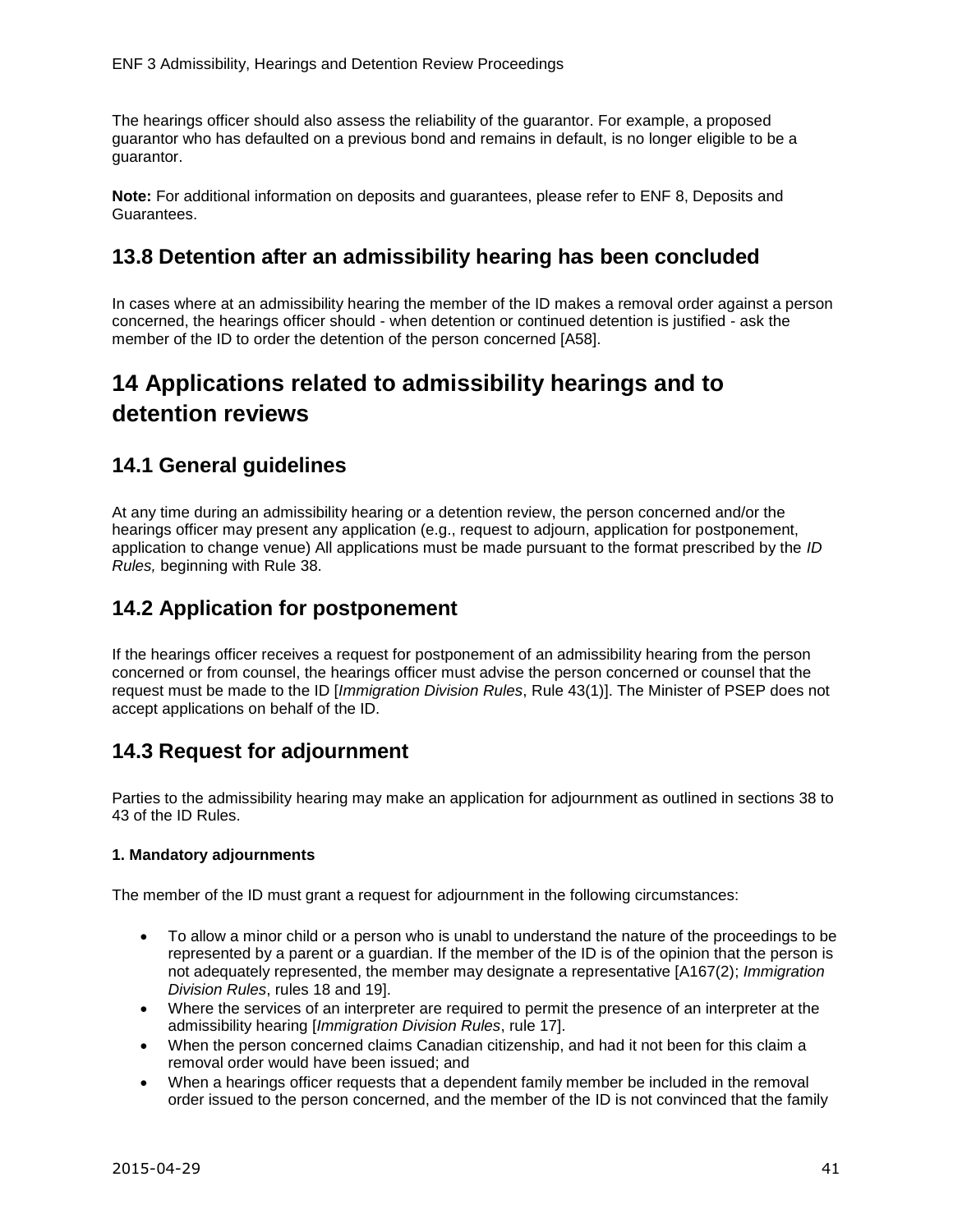The hearings officer should also assess the reliability of the guarantor. For example, a proposed guarantor who has defaulted on a previous bond and remains in default, is no longer eligible to be a guarantor.

**Note:** For additional information on deposits and guarantees, please refer to ENF 8, Deposits and Guarantees.

## 13.8 Detention after an admissibility hearing has been concluded

In cases where at an admissibility hearing the member of the ID makes a removal order against a person concerned, the hearings officer should - when detention or continued detention is justified - ask the member of the ID to order the detention of the person concerned [A58].

# 14 Applications related to admissibility hearings and to detention reviews

## 14.1 General guidelines

At any time during an admissibility hearing or a detention review, the person concerned and/or the hearings officer may present any application (e.g., request to adjourn, application for postponement, application to change venue) All applications must be made pursuant to the format prescribed by the *ID Rules,* beginning with Rule 38.

## 14.2 Application for postponement

If the hearings officer receives a request for postponement of an admissibility hearing from the person concerned or from counsel, the hearings officer must advise the person concerned or counsel that the request must be made to the ID [*Immigration Division Rules*, Rule 43(1)]. The Minister of PSEP does not accept applications on behalf of the ID.

## 14.3 Request for adjournment

Parties to the admissibility hearing may make an application for adjournment as outlined in sections 38 to 43 of the ID Rules.

**1. Mandatory adjournments**

The member of the ID must grant a request for adjournment in the following circumstances:

- To allow a minor child or a person who is unabl to understand the nature of the proceedings to be represented by a parent or a guardian. If the member of the ID is of the opinion that the person is not adequately represented, the member may designate a representative [A167(2); *Immigration Division Rules*, rules 18 and 19].
- Where the services of an interpreter are required to permit the presence of an interpreter at the admissibility hearing [*Immigration Division Rules*, rule 17].
- When the person concerned claims Canadian citizenship, and had it not been for this claim a removal order would have been issued; and
- When a hearings officer requests that a dependent family member be included in the removal order issued to the person concerned, and the member of the ID is not convinced that the family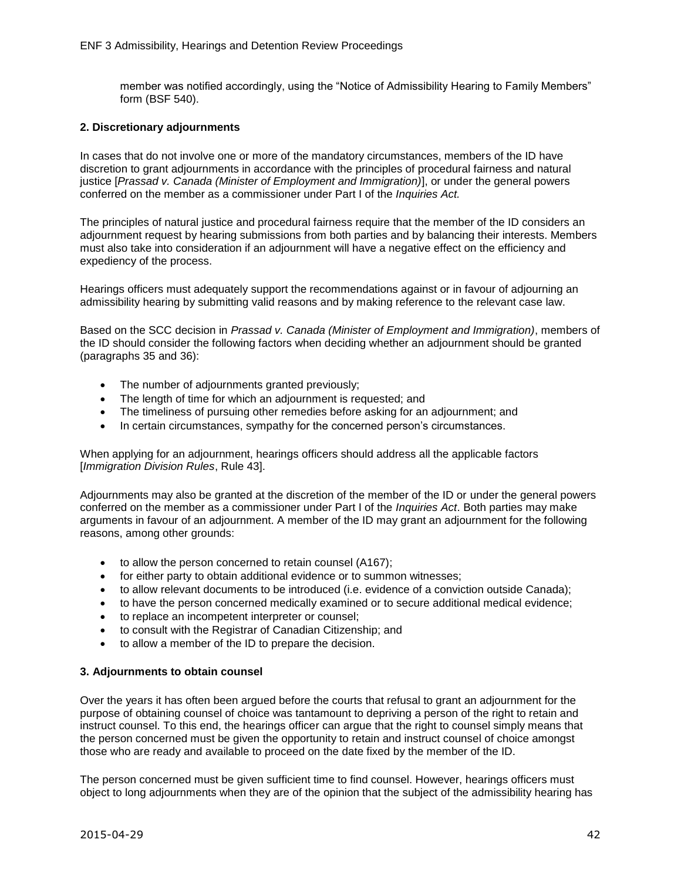member was notified accordingly, using the "Notice of Admissibility Hearing to Family Members" form (BSF 540).

### 2. Discretionary adjournments

In cases that do not involve one or more of the mandatory circumstances, members of the ID have discretion to grant adjournments in accordance with the principles of procedural fairness and natural justice [*Prassad v. Canada (Minister of Employment and Immigration)*], or under the general powers conferred on the member as a commissioner under Part I of the *Inquiries Act.*

The principles of natural justice and procedural fairness require that the member of the ID considers an adjournment request by hearing submissions from both parties and by balancing their interests. Members must also take into consideration if an adjournment will have a negative effect on the efficiency and expediency of the process.

Hearings officers must adequately support the recommendations against or in favour of adjourning an admissibility hearing by submitting valid reasons and by making reference to the relevant case law.

Based on the SCC decision in *Prassad v. Canada (Minister of Employment and Immigration)*, members of the ID should consider the following factors when deciding whether an adjournment should be granted (paragraphs 35 and 36):

- The number of adjournments granted previously;
- The length of time for which an adjournment is requested; and
- The timeliness of pursuing other remedies before asking for an adjournment; and
- In certain circumstances, sympathy for the concerned person's circumstances.

When applying for an adjournment, hearings officers should address all the applicable factors [*Immigration Division Rules*, Rule 43].

Adjournments may also be granted at the discretion of the member of the ID or under the general powers conferred on the member as a commissioner under Part I of the *Inquiries Act*. Both parties may make arguments in favour of an adjournment. A member of the ID may grant an adjournment for the following reasons, among other grounds:

- to allow the person concerned to retain counsel (A167);
- for either party to obtain additional evidence or to summon witnesses;
- to allow relevant documents to be introduced (i.e. evidence of a conviction outside Canada);
- to have the person concerned medically examined or to secure additional medical evidence;
- to replace an incompetent interpreter or counsel;
- to consult with the Registrar of Canadian Citizenship; and
- to allow a member of the ID to prepare the decision.

### 3. Adjournments to obtain counsel

Over the years it has often been argued before the courts that refusal to grant an adjournment for the purpose of obtaining counsel of choice was tantamount to depriving a person of the right to retain and instruct counsel. To this end, the hearings officer can argue that the right to counsel simply means that the person concerned must be given the opportunity to retain and instruct counsel of choice amongst those who are ready and available to proceed on the date fixed by the member of the ID.

The person concerned must be given sufficient time to find counsel. However, hearings officers must object to long adjournments when they are of the opinion that the subject of the admissibility hearing has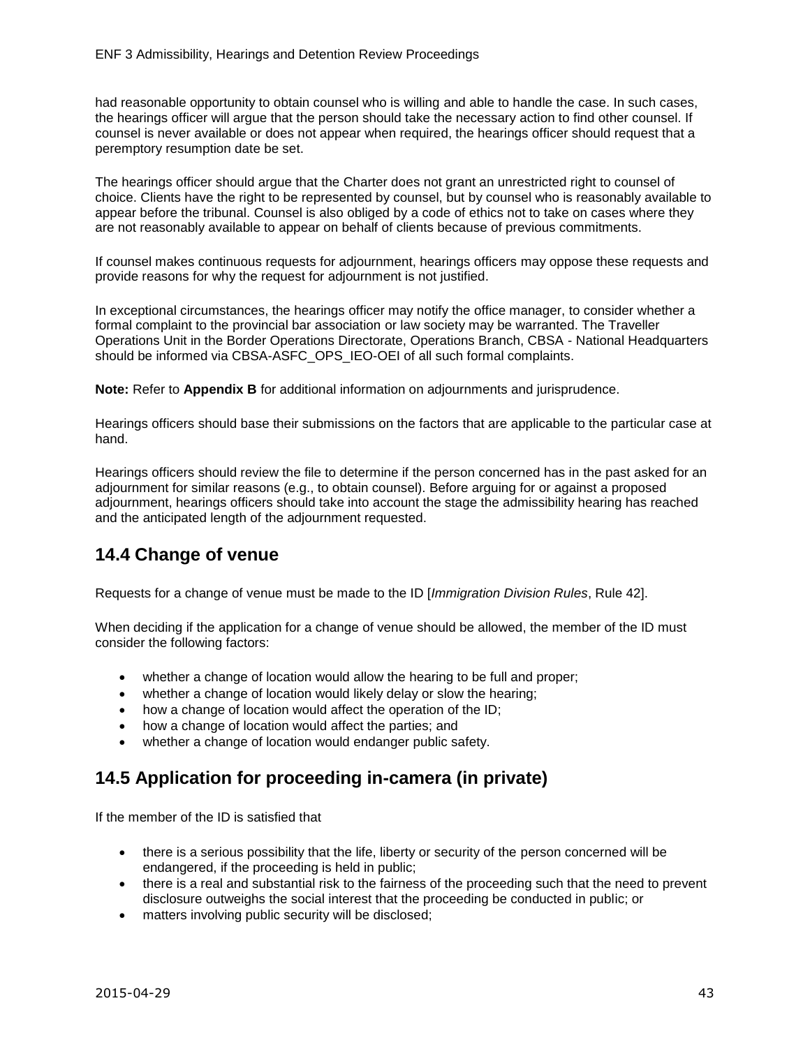had reasonable opportunity to obtain counsel who is willing and able to handle the case. In such cases, the hearings officer will argue that the person should take the necessary action to find other counsel. If counsel is never available or does not appear when required, the hearings officer should request that a peremptory resumption date be set.

The hearings officer should argue that the Charter does not grant an unrestricted right to counsel of choice. Clients have the right to be represented by counsel, but by counsel who is reasonably available to appear before the tribunal. Counsel is also obliged by a code of ethics not to take on cases where they are not reasonably available to appear on behalf of clients because of previous commitments.

If counsel makes continuous requests for adjournment, hearings officers may oppose these requests and provide reasons for why the request for adjournment is not justified.

In exceptional circumstances, the hearings officer may notify the office manager, to consider whether a formal complaint to the provincial bar association or law society may be warranted. The Traveller Operations Unit in the Border Operations Directorate, Operations Branch, CBSA - National Headquarters should be informed via CBSA-ASFC_OPS_IEO-OEI of all such formal complaints.

**Note:** Refer to **Appendix B** for additional information on adjournments and jurisprudence.

Hearings officers should base their submissions on the factors that are applicable to the particular case at hand.

Hearings officers should review the file to determine if the person concerned has in the past asked for an adjournment for similar reasons (e.g., to obtain counsel). Before arguing for or against a proposed adjournment, hearings officers should take into account the stage the admissibility hearing has reached and the anticipated length of the adjournment requested.

## 14.4 Change of venue

Requests for a change of venue must be made to the ID [*Immigration Division Rules*, Rule 42].

When deciding if the application for a change of venue should be allowed, the member of the ID must consider the following factors:

- whether a change of location would allow the hearing to be full and proper;
- whether a change of location would likely delay or slow the hearing;
- how a change of location would affect the operation of the ID;
- how a change of location would affect the parties; and
- whether a change of location would endanger public safety.

## 14.5 Application for proceeding in-camera (in private)

If the member of the ID is satisfied that

- there is a serious possibility that the life, liberty or security of the person concerned will be endangered, if the proceeding is held in public;
- there is a real and substantial risk to the fairness of the proceeding such that the need to prevent disclosure outweighs the social interest that the proceeding be conducted in public; or
- matters involving public security will be disclosed;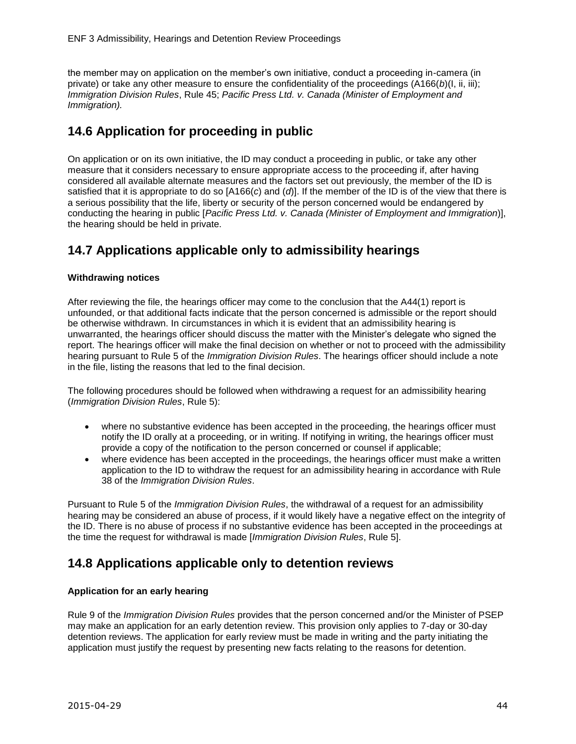the member may on application on the member's own initiative, conduct a proceeding in-camera (in private) or take any other measure to ensure the confidentiality of the proceedings (A166(*b*)(I, ii, iii); *Immigration Division Rules*, Rule 45; *Pacific Press Ltd. v. Canada (Minister of Employment and Immigration).*

## 14.6 Application for proceeding in public

On application or on its own initiative, the ID may conduct a proceeding in public, or take any other measure that it considers necessary to ensure appropriate access to the proceeding if, after having considered all available alternate measures and the factors set out previously, the member of the ID is satisfied that it is appropriate to do so [A166(*c*) and (*d*)]. If the member of the ID is of the view that there is a serious possibility that the life, liberty or security of the person concerned would be endangered by conducting the hearing in public [*Pacific Press Ltd. v. Canada (Minister of Employment and Immigration*)], the hearing should be held in private.

## 14.7 Applications applicable only to admissibility hearings

**Withdrawing notices**

After reviewing the file, the hearings officer may come to the conclusion that the A44(1) report is unfounded, or that additional facts indicate that the person concerned is admissible or the report should be otherwise withdrawn. In circumstances in which it is evident that an admissibility hearing is unwarranted, the hearings officer should discuss the matter with the Minister's delegate who signed the report. The hearings officer will make the final decision on whether or not to proceed with the admissibility hearing pursuant to Rule 5 of the *Immigration Division Rules*. The hearings officer should include a note in the file, listing the reasons that led to the final decision.

The following procedures should be followed when withdrawing a request for an admissibility hearing (*Immigration Division Rules*, Rule 5):

- where no substantive evidence has been accepted in the proceeding, the hearings officer must notify the ID orally at a proceeding, or in writing. If notifying in writing, the hearings officer must provide a copy of the notification to the person concerned or counsel if applicable;
- where evidence has been accepted in the proceedings, the hearings officer must make a written application to the ID to withdraw the request for an admissibility hearing in accordance with Rule 38 of the *Immigration Division Rules*.

Pursuant to Rule 5 of the *Immigration Division Rules*, the withdrawal of a request for an admissibility hearing may be considered an abuse of process, if it would likely have a negative effect on the integrity of the ID. There is no abuse of process if no substantive evidence has been accepted in the proceedings at the time the request for withdrawal is made [*Immigration Division Rules*, Rule 5].

## 14.8 Applications applicable only to detention reviews

**Application for an early hearing**

Rule 9 of the *Immigration Division Rules* provides that the person concerned and/or the Minister of PSEP may make an application for an early detention review. This provision only applies to 7-day or 30-day detention reviews. The application for early review must be made in writing and the party initiating the application must justify the request by presenting new facts relating to the reasons for detention.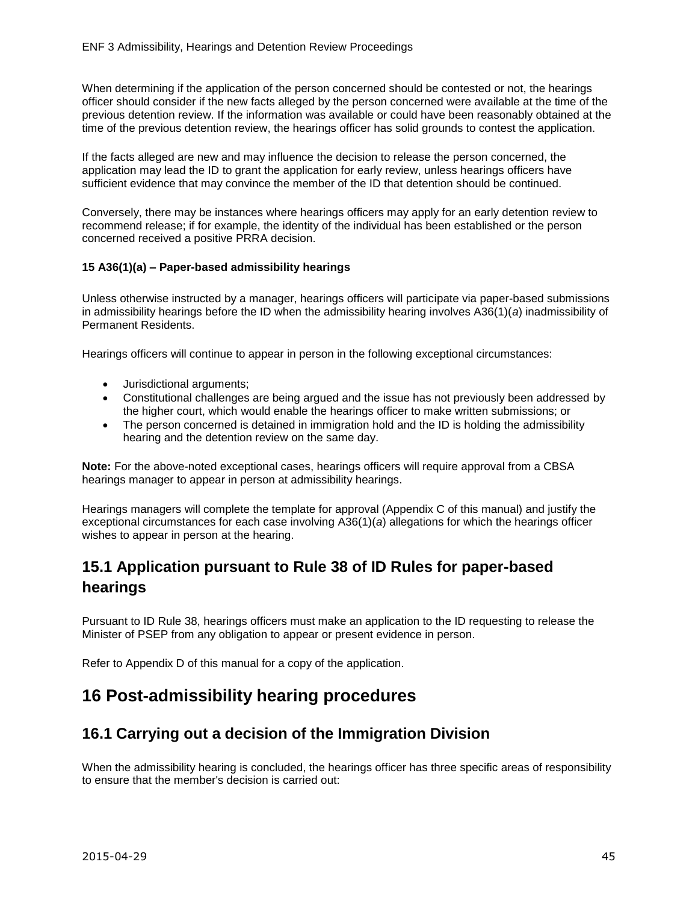When determining if the application of the person concerned should be contested or not, the hearings officer should consider if the new facts alleged by the person concerned were available at the time of the previous detention review. If the information was available or could have been reasonably obtained at the time of the previous detention review, the hearings officer has solid grounds to contest the application.

If the facts alleged are new and may influence the decision to release the person concerned, the application may lead the ID to grant the application for early review, unless hearings officers have sufficient evidence that may convince the member of the ID that detention should be continued.

Conversely, there may be instances where hearings officers may apply for an early detention review to recommend release; if for example, the identity of the individual has been established or the person concerned received a positive PRRA decision.

**15 A36(1)(a) – Paper-based admissibility hearings**

Unless otherwise instructed by a manager, hearings officers will participate via paper-based submissions in admissibility hearings before the ID when the admissibility hearing involves A36(1)(*a*) inadmissibility of Permanent Residents.

Hearings officers will continue to appear in person in the following exceptional circumstances:

- Jurisdictional arguments;
- Constitutional challenges are being argued and the issue has not previously been addressed by the higher court, which would enable the hearings officer to make written submissions; or
- The person concerned is detained in immigration hold and the ID is holding the admissibility hearing and the detention review on the same day.

**Note:** For the above-noted exceptional cases, hearings officers will require approval from a CBSA hearings manager to appear in person at admissibility hearings.

Hearings managers will complete the template for approval (Appendix C of this manual) and justify the exceptional circumstances for each case involving A36(1)(*a*) allegations for which the hearings officer wishes to appear in person at the hearing.

## 15.1 Application pursuant to Rule 38 of ID Rules for paper-based hearings

Pursuant to ID Rule 38, hearings officers must make an application to the ID requesting to release the Minister of PSEP from any obligation to appear or present evidence in person.

Refer to Appendix D of this manual for a copy of the application.

# 16 Post-admissibility hearing procedures

## 16.1 Carrying out a decision of the Immigration Division

When the admissibility hearing is concluded, the hearings officer has three specific areas of responsibility to ensure that the member's decision is carried out: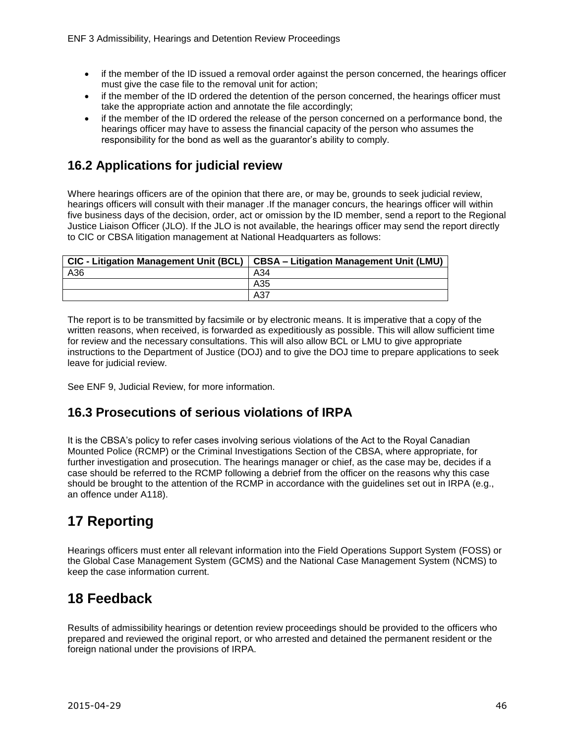- if the member of the ID issued a removal order against the person concerned, the hearings officer must give the case file to the removal unit for action;
- if the member of the ID ordered the detention of the person concerned, the hearings officer must take the appropriate action and annotate the file accordingly;
- if the member of the ID ordered the release of the person concerned on a performance bond, the hearings officer may have to assess the financial capacity of the person who assumes the responsibility for the bond as well as the guarantor's ability to comply.

## 16.2 Applications for judicial review

Where hearings officers are of the opinion that there are, or may be, grounds to seek judicial review, hearings officers will consult with their manager .If the manager concurs, the hearings officer will within five business days of the decision, order, act or omission by the ID member, send a report to the Regional Justice Liaison Officer (JLO). If the JLO is not available, the hearings officer may send the report directly to CIC or CBSA litigation management at National Headquarters as follows:

| CIC - Litigation Management Unit (BCL) | CBSA – Litigation Management Unit (LMU) |
|---|---|
| A36 | A34 |
| | A35 |
| | A37 |

The report is to be transmitted by facsimile or by electronic means. It is imperative that a copy of the written reasons, when received, is forwarded as expeditiously as possible. This will allow sufficient time for review and the necessary consultations. This will also allow BCL or LMU to give appropriate instructions to the Department of Justice (DOJ) and to give the DOJ time to prepare applications to seek leave for judicial review.

See ENF 9, Judicial Review, for more information.

## 16.3 Prosecutions of serious violations of IRPA

It is the CBSA's policy to refer cases involving serious violations of the Act to the Royal Canadian Mounted Police (RCMP) or the Criminal Investigations Section of the CBSA, where appropriate, for further investigation and prosecution. The hearings manager or chief, as the case may be, decides if a case should be referred to the RCMP following a debrief from the officer on the reasons why this case should be brought to the attention of the RCMP in accordance with the guidelines set out in IRPA (e.g., an offence under A118).

# 17 Reporting

Hearings officers must enter all relevant information into the Field Operations Support System (FOSS) or the Global Case Management System (GCMS) and the National Case Management System (NCMS) to keep the case information current.

# 18 Feedback

Results of admissibility hearings or detention review proceedings should be provided to the officers who prepared and reviewed the original report, or who arrested and detained the permanent resident or the foreign national under the provisions of IRPA.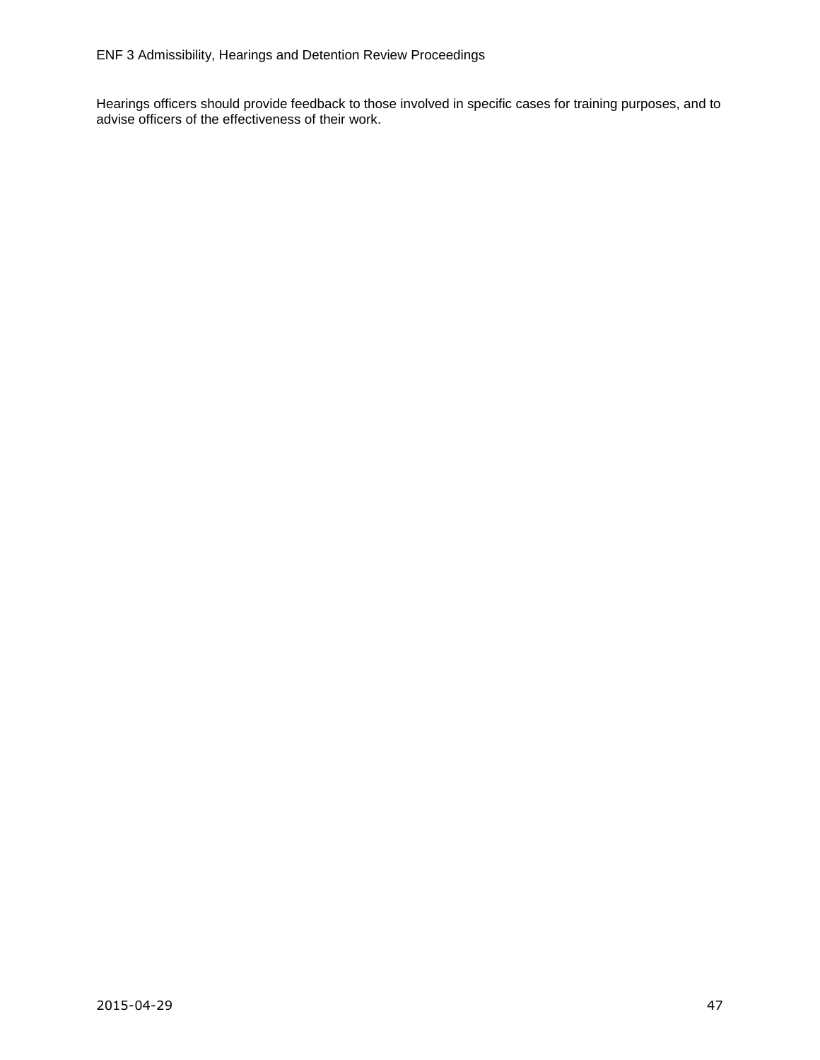Hearings officers should provide feedback to those involved in specific cases for training purposes, and to advise officers of the effectiveness of their work.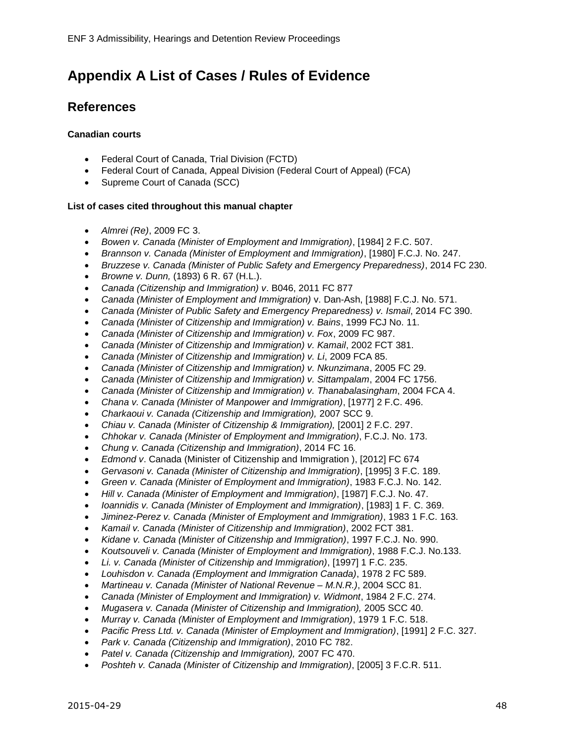# Appendix A List of Cases / Rules of Evidence

## References

**Canadian courts**

- Federal Court of Canada, Trial Division (FCTD)
- Federal Court of Canada, Appeal Division (Federal Court of Appeal) (FCA)
- Supreme Court of Canada (SCC)

**List of cases cited throughout this manual chapter**

- *Almrei (Re)*, 2009 FC 3.
- *Bowen v. Canada (Minister of Employment and Immigration)*, [1984] 2 F.C. 507.
- *Brannson v. Canada (Minister of Employment and Immigration)*, [1980] F.C.J. No. 247.
- *Bruzzese v. Canada (Minister of Public Safety and Emergency Preparedness)*, 2014 FC 230.
- *Browne v. Dunn,* (1893) 6 R. 67 (H.L.).
- *Canada (Citizenship and Immigration) v*. B046, 2011 FC 877
- *Canada (Minister of Employment and Immigration)* v. Dan-Ash, [1988] F.C.J. No. 571.
- *Canada (Minister of Public Safety and Emergency Preparedness) v. Ismail*, 2014 FC 390.
- *Canada (Minister of Citizenship and Immigration) v. Bains*, 1999 FCJ No. 11.
- *Canada (Minister of Citizenship and Immigration) v. Fox*, 2009 FC 987.
- *Canada (Minister of Citizenship and Immigration) v. Kamail*, 2002 FCT 381.
- *Canada (Minister of Citizenship and Immigration) v. Li*, 2009 FCA 85.
- *Canada (Minister of Citizenship and Immigration) v. Nkunzimana*, 2005 FC 29.
- *Canada (Minister of Citizenship and Immigration) v. Sittampalam*, 2004 FC 1756.
- *Canada (Minister of Citizenship and Immigration) v. Thanabalasingham*, 2004 FCA 4.
- *Chana v. Canada (Minister of Manpower and Immigration)*, [1977] 2 F.C. 496.
- *Charkaoui v. Canada (Citizenship and Immigration),* 2007 SCC 9.
- *Chiau v. Canada (Minister of Citizenship & Immigration),* [2001] 2 F.C. 297.
- *Chhokar v. Canada (Minister of Employment and Immigration)*, F.C.J. No. 173.
- *Chung v. Canada (Citizenship and Immigration)*, 2014 FC 16.
- *Edmond v*. Canada (Minister of Citizenship and Immigration ), [2012] FC 674
- *Gervasoni v. Canada (Minister of Citizenship and Immigration)*, [1995] 3 F.C. 189.
- *Green v. Canada (Minister of Employment and Immigration)*, 1983 F.C.J. No. 142.
- *Hill v. Canada (Minister of Employment and Immigration)*, [1987] F.C.J. No. 47.
- *Ioannidis v. Canada (Minister of Employment and Immigration)*, [1983] 1 F. C. 369.
- *Jiminez-Perez v. Canada (Minister of Employment and Immigration)*, 1983 1 F.C. 163.
- *Kamail v. Canada (Minister of Citizenship and Immigration)*, 2002 FCT 381.
- *Kidane v. Canada (Minister of Citizenship and Immigration)*, 1997 F.C.J. No. 990.
- *Koutsouveli v. Canada (Minister of Employment and Immigration)*, 1988 F.C.J. No.133.
- *Li. v. Canada (Minister of Citizenship and Immigration)*, [1997] 1 F.C. 235.
- *Louhisdon v. Canada (Employment and Immigration Canada)*, 1978 2 FC 589.
- *Martineau v. Canada (Minister of National Revenue – M.N.R.)*, 2004 SCC 81.
- *Canada (Minister of Employment and Immigration) v. Widmont*, 1984 2 F.C. 274.
- *Mugasera v. Canada (Minister of Citizenship and Immigration),* 2005 SCC 40.
- *Murray v. Canada (Minister of Employment and Immigration)*, 1979 1 F.C. 518.
- *Pacific Press Ltd. v. Canada (Minister of Employment and Immigration)*, [1991] 2 F.C. 327.
- *Park v. Canada (Citizenship and Immigration)*, 2010 FC 782.
- *Patel v. Canada (Citizenship and Immigration),* 2007 FC 470.
- *Poshteh v. Canada (Minister of Citizenship and Immigration)*, [2005] 3 F.C.R. 511.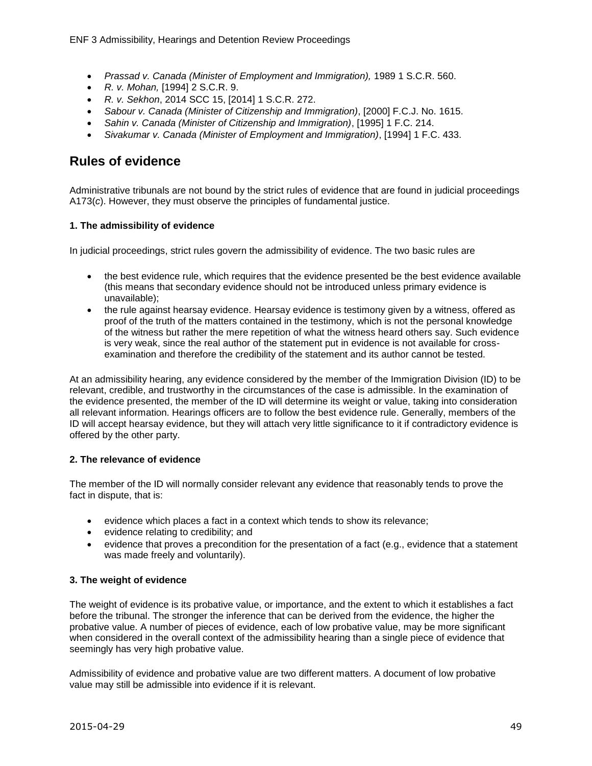- *Prassad v. Canada (Minister of Employment and Immigration),* 1989 1 S.C.R. 560.
- *R. v. Mohan,* [1994] 2 S.C.R. 9.
- *R. v. Sekhon*, 2014 SCC 15, [2014] 1 S.C.R. 272.
- *Sabour v. Canada (Minister of Citizenship and Immigration)*, [2000] F.C.J. No. 1615.
- *Sahin v. Canada (Minister of Citizenship and Immigration)*, [1995] 1 F.C. 214.
- *Sivakumar v. Canada (Minister of Employment and Immigration)*, [1994] 1 F.C. 433.

## Rules of evidence

Administrative tribunals are not bound by the strict rules of evidence that are found in judicial proceedings A173(*c*). However, they must observe the principles of fundamental justice.

**1. The admissibility of evidence**

In judicial proceedings, strict rules govern the admissibility of evidence. The two basic rules are

- the best evidence rule, which requires that the evidence presented be the best evidence available (this means that secondary evidence should not be introduced unless primary evidence is unavailable);
- the rule against hearsay evidence. Hearsay evidence is testimony given by a witness, offered as proof of the truth of the matters contained in the testimony, which is not the personal knowledge of the witness but rather the mere repetition of what the witness heard others say. Such evidence is very weak, since the real author of the statement put in evidence is not available for cross-examination and therefore the credibility of the statement and its author cannot be tested.

At an admissibility hearing, any evidence considered by the member of the Immigration Division (ID) to be relevant, credible, and trustworthy in the circumstances of the case is admissible. In the examination of the evidence presented, the member of the ID will determine its weight or value, taking into consideration all relevant information. Hearings officers are to follow the best evidence rule. Generally, members of the ID will accept hearsay evidence, but they will attach very little significance to it if contradictory evidence is offered by the other party.

**2. The relevance of evidence**

The member of the ID will normally consider relevant any evidence that reasonably tends to prove the fact in dispute, that is:

- evidence which places a fact in a context which tends to show its relevance;
- evidence relating to credibility; and
- evidence that proves a precondition for the presentation of a fact (e.g., evidence that a statement was made freely and voluntarily).

**3. The weight of evidence**

The weight of evidence is its probative value, or importance, and the extent to which it establishes a fact before the tribunal. The stronger the inference that can be derived from the evidence, the higher the probative value. A number of pieces of evidence, each of low probative value, may be more significant when considered in the overall context of the admissibility hearing than a single piece of evidence that seemingly has very high probative value.

Admissibility of evidence and probative value are two different matters. A document of low probative value may still be admissible into evidence if it is relevant.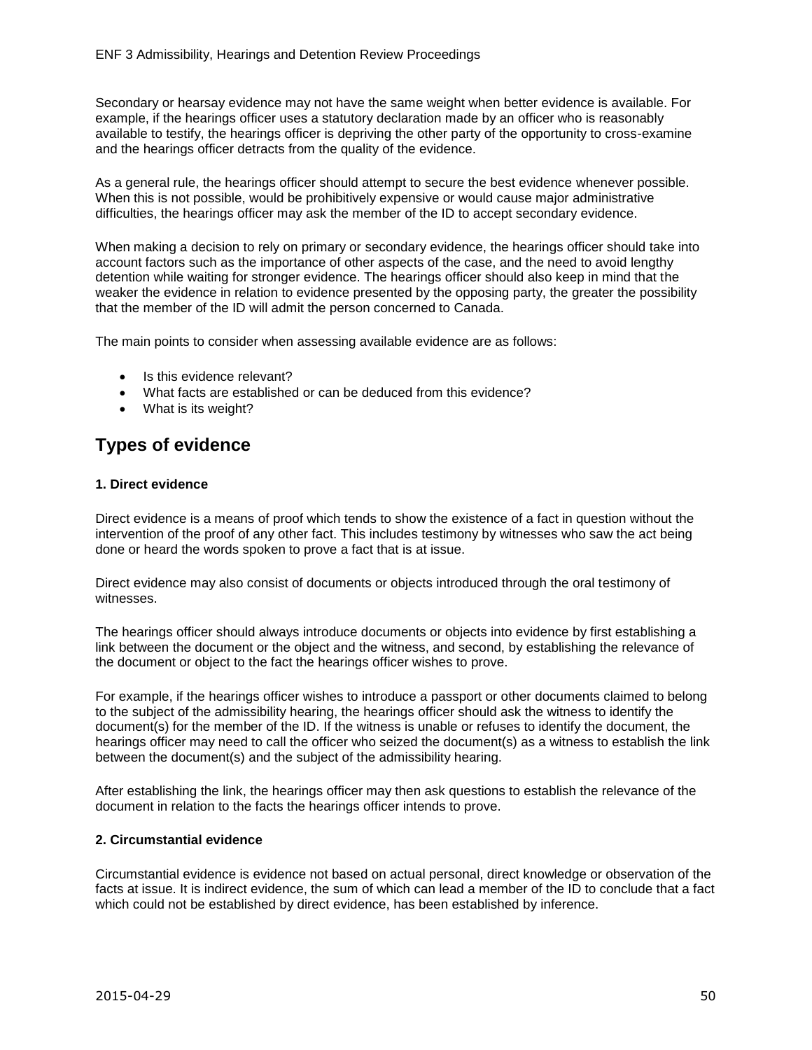Secondary or hearsay evidence may not have the same weight when better evidence is available. For example, if the hearings officer uses a statutory declaration made by an officer who is reasonably available to testify, the hearings officer is depriving the other party of the opportunity to cross-examine and the hearings officer detracts from the quality of the evidence.

As a general rule, the hearings officer should attempt to secure the best evidence whenever possible. When this is not possible, would be prohibitively expensive or would cause major administrative difficulties, the hearings officer may ask the member of the ID to accept secondary evidence.

When making a decision to rely on primary or secondary evidence, the hearings officer should take into account factors such as the importance of other aspects of the case, and the need to avoid lengthy detention while waiting for stronger evidence. The hearings officer should also keep in mind that the weaker the evidence in relation to evidence presented by the opposing party, the greater the possibility that the member of the ID will admit the person concerned to Canada.

The main points to consider when assessing available evidence are as follows:

- Is this evidence relevant?
- What facts are established or can be deduced from this evidence?
- What is its weight?

## Types of evidence

**1. Direct evidence**

Direct evidence is a means of proof which tends to show the existence of a fact in question without the intervention of the proof of any other fact. This includes testimony by witnesses who saw the act being done or heard the words spoken to prove a fact that is at issue.

Direct evidence may also consist of documents or objects introduced through the oral testimony of witnesses.

The hearings officer should always introduce documents or objects into evidence by first establishing a link between the document or the object and the witness, and second, by establishing the relevance of the document or object to the fact the hearings officer wishes to prove.

For example, if the hearings officer wishes to introduce a passport or other documents claimed to belong to the subject of the admissibility hearing, the hearings officer should ask the witness to identify the document(s) for the member of the ID. If the witness is unable or refuses to identify the document, the hearings officer may need to call the officer who seized the document(s) as a witness to establish the link between the document(s) and the subject of the admissibility hearing.

After establishing the link, the hearings officer may then ask questions to establish the relevance of the document in relation to the facts the hearings officer intends to prove.

**2. Circumstantial evidence**

Circumstantial evidence is evidence not based on actual personal, direct knowledge or observation of the facts at issue. It is indirect evidence, the sum of which can lead a member of the ID to conclude that a fact which could not be established by direct evidence, has been established by inference.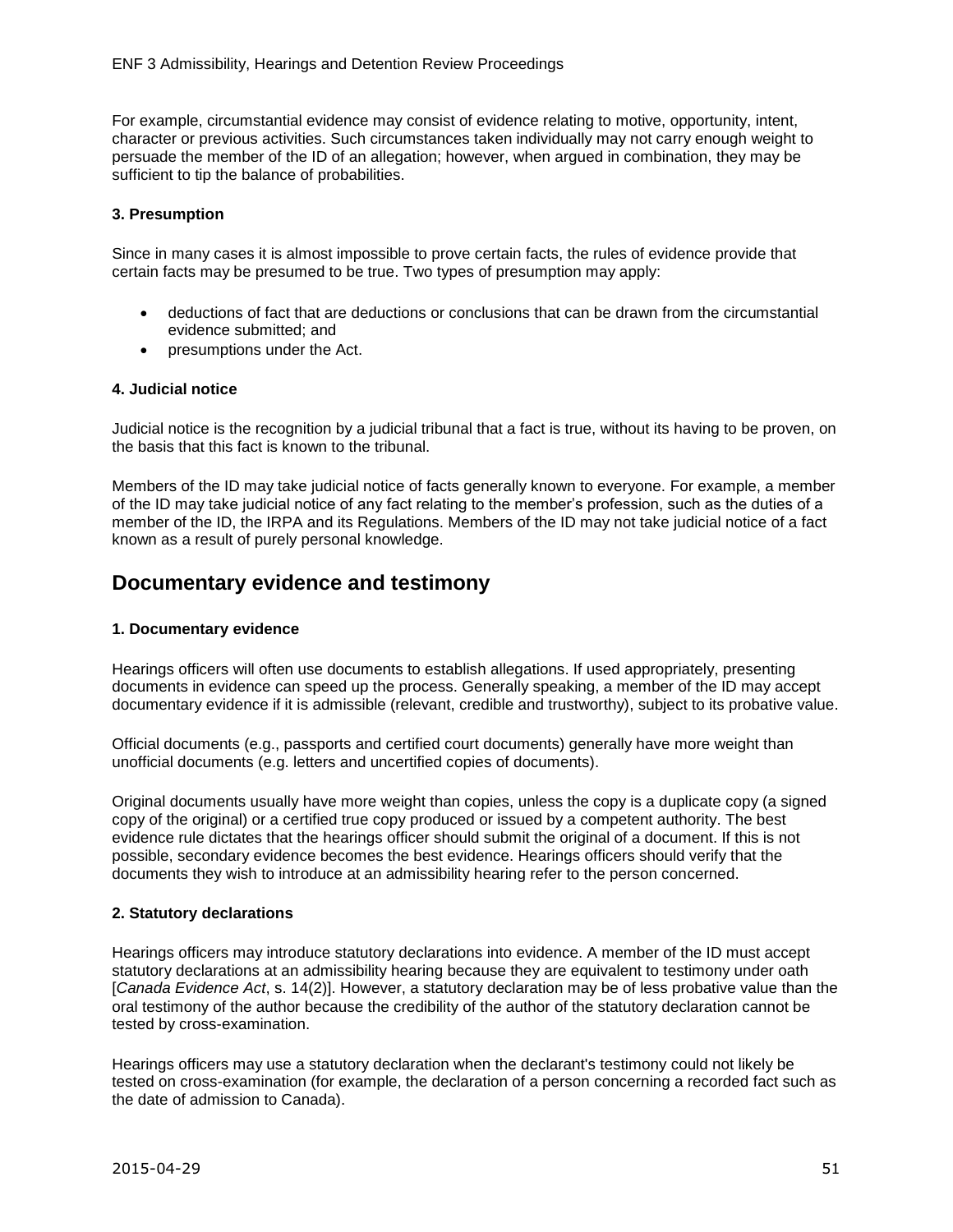For example, circumstantial evidence may consist of evidence relating to motive, opportunity, intent, character or previous activities. Such circumstances taken individually may not carry enough weight to persuade the member of the ID of an allegation; however, when argued in combination, they may be sufficient to tip the balance of probabilities.

### 3. Presumption

Since in many cases it is almost impossible to prove certain facts, the rules of evidence provide that certain facts may be presumed to be true. Two types of presumption may apply:

- deductions of fact that are deductions or conclusions that can be drawn from the circumstantial evidence submitted; and
- presumptions under the Act.

### 4. Judicial notice

Judicial notice is the recognition by a judicial tribunal that a fact is true, without its having to be proven, on the basis that this fact is known to the tribunal.

Members of the ID may take judicial notice of facts generally known to everyone. For example, a member of the ID may take judicial notice of any fact relating to the member's profession, such as the duties of a member of the ID, the IRPA and its Regulations. Members of the ID may not take judicial notice of a fact known as a result of purely personal knowledge.

## Documentary evidence and testimony

### 1. Documentary evidence

Hearings officers will often use documents to establish allegations. If used appropriately, presenting documents in evidence can speed up the process. Generally speaking, a member of the ID may accept documentary evidence if it is admissible (relevant, credible and trustworthy), subject to its probative value.

Official documents (e.g., passports and certified court documents) generally have more weight than unofficial documents (e.g. letters and uncertified copies of documents).

Original documents usually have more weight than copies, unless the copy is a duplicate copy (a signed copy of the original) or a certified true copy produced or issued by a competent authority. The best evidence rule dictates that the hearings officer should submit the original of a document. If this is not possible, secondary evidence becomes the best evidence. Hearings officers should verify that the documents they wish to introduce at an admissibility hearing refer to the person concerned.

### 2. Statutory declarations

Hearings officers may introduce statutory declarations into evidence. A member of the ID must accept statutory declarations at an admissibility hearing because they are equivalent to testimony under oath [*Canada Evidence Act*, s. 14(2)]. However, a statutory declaration may be of less probative value than the oral testimony of the author because the credibility of the author of the statutory declaration cannot be tested by cross-examination.

Hearings officers may use a statutory declaration when the declarant's testimony could not likely be tested on cross-examination (for example, the declaration of a person concerning a recorded fact such as the date of admission to Canada).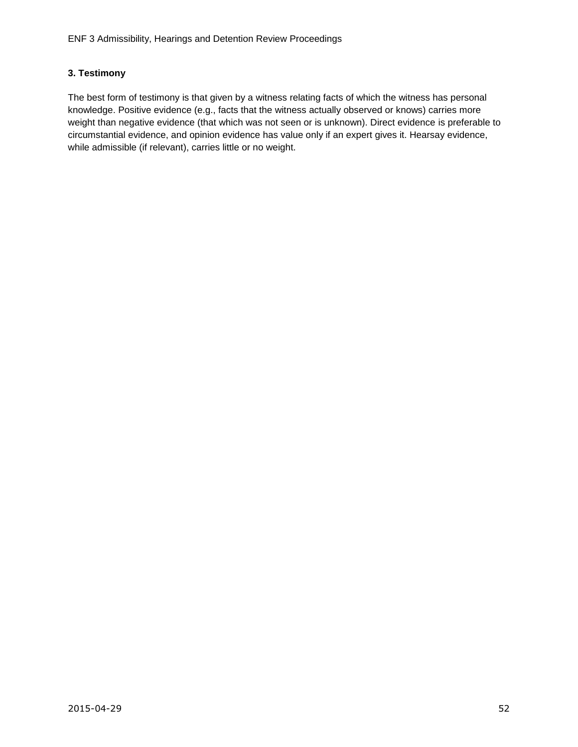### 3. Testimony

The best form of testimony is that given by a witness relating facts of which the witness has personal knowledge. Positive evidence (e.g., facts that the witness actually observed or knows) carries more weight than negative evidence (that which was not seen or is unknown). Direct evidence is preferable to circumstantial evidence, and opinion evidence has value only if an expert gives it. Hearsay evidence, while admissible (if relevant), carries little or no weight.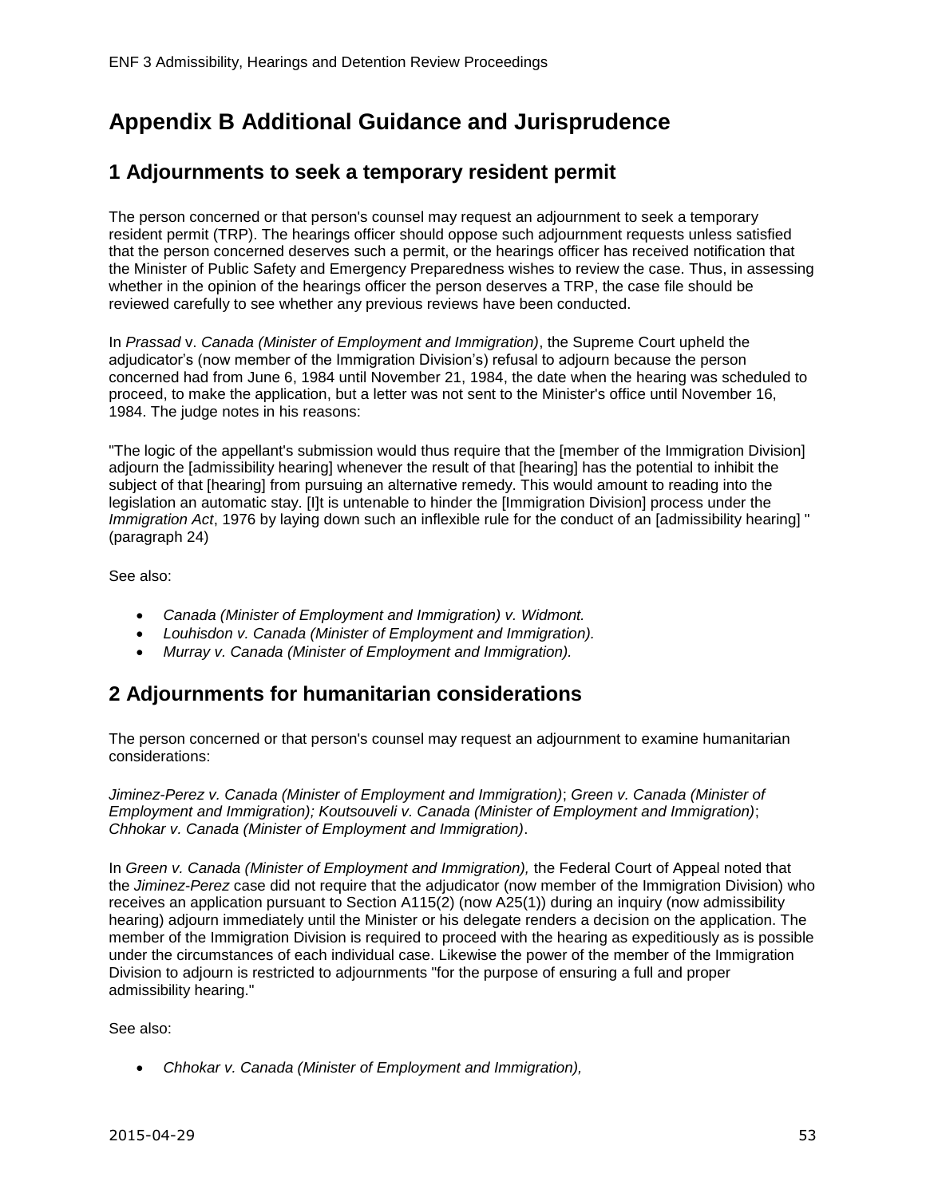# Appendix B Additional Guidance and Jurisprudence

## 1 Adjournments to seek a temporary resident permit

The person concerned or that person's counsel may request an adjournment to seek a temporary resident permit (TRP). The hearings officer should oppose such adjournment requests unless satisfied that the person concerned deserves such a permit, or the hearings officer has received notification that the Minister of Public Safety and Emergency Preparedness wishes to review the case. Thus, in assessing whether in the opinion of the hearings officer the person deserves a TRP, the case file should be reviewed carefully to see whether any previous reviews have been conducted.

In *Prassad* v. *Canada (Minister of Employment and Immigration)*, the Supreme Court upheld the adjudicator's (now member of the Immigration Division's) refusal to adjourn because the person concerned had from June 6, 1984 until November 21, 1984, the date when the hearing was scheduled to proceed, to make the application, but a letter was not sent to the Minister's office until November 16, 1984. The judge notes in his reasons:

"The logic of the appellant's submission would thus require that the [member of the Immigration Division] adjourn the [admissibility hearing] whenever the result of that [hearing] has the potential to inhibit the subject of that [hearing] from pursuing an alternative remedy. This would amount to reading into the legislation an automatic stay. [I]t is untenable to hinder the [Immigration Division] process under the *Immigration Act*, 1976 by laying down such an inflexible rule for the conduct of an [admissibility hearing] " (paragraph 24)

See also:

- *Canada (Minister of Employment and Immigration) v. Widmont.*
- *Louhisdon v. Canada (Minister of Employment and Immigration).*
- *Murray v. Canada (Minister of Employment and Immigration).*

## 2 Adjournments for humanitarian considerations

The person concerned or that person's counsel may request an adjournment to examine humanitarian considerations:

*Jiminez-Perez v. Canada (Minister of Employment and Immigration)*; *Green v. Canada (Minister of Employment and Immigration); Koutsouveli v. Canada (Minister of Employment and Immigration)*; *Chhokar v. Canada (Minister of Employment and Immigration)*.

In *Green v. Canada (Minister of Employment and Immigration),* the Federal Court of Appeal noted that the *Jiminez-Perez* case did not require that the adjudicator (now member of the Immigration Division) who receives an application pursuant to Section A115(2) (now A25(1)) during an inquiry (now admissibility hearing) adjourn immediately until the Minister or his delegate renders a decision on the application. The member of the Immigration Division is required to proceed with the hearing as expeditiously as is possible under the circumstances of each individual case. Likewise the power of the member of the Immigration Division to adjourn is restricted to adjournments "for the purpose of ensuring a full and proper admissibility hearing."

See also:

- *Chhokar v. Canada (Minister of Employment and Immigration),*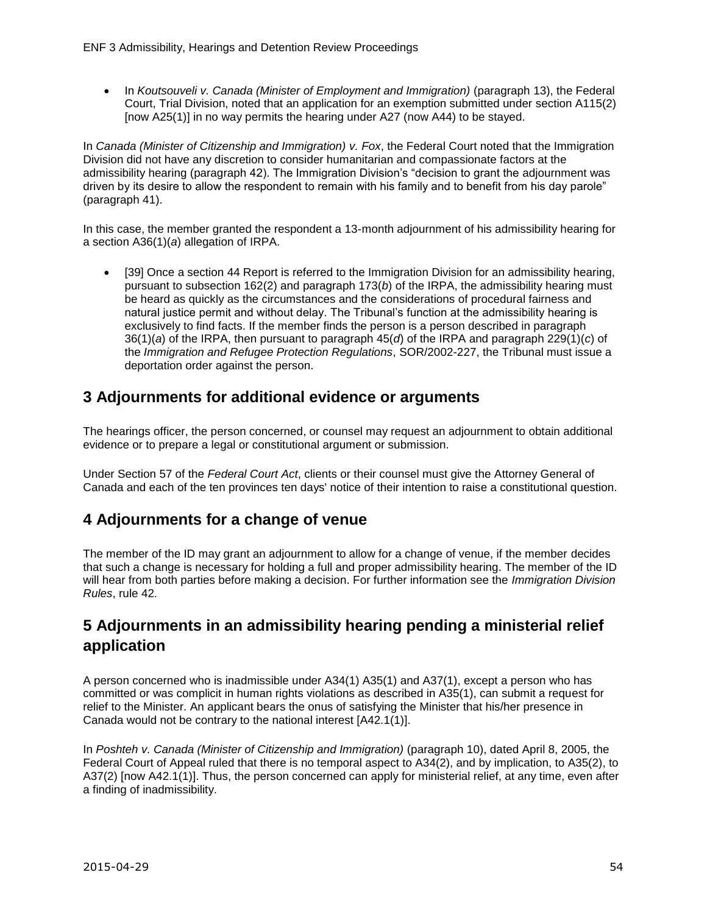- In *Koutsouveli v. Canada (Minister of Employment and Immigration)* (paragraph 13), the Federal Court, Trial Division, noted that an application for an exemption submitted under section A115(2) [now A25(1)] in no way permits the hearing under A27 (now A44) to be stayed.

In *Canada (Minister of Citizenship and Immigration) v. Fox*, the Federal Court noted that the Immigration Division did not have any discretion to consider humanitarian and compassionate factors at the admissibility hearing (paragraph 42). The Immigration Division's "decision to grant the adjournment was driven by its desire to allow the respondent to remain with his family and to benefit from his day parole" (paragraph 41).

In this case, the member granted the respondent a 13-month adjournment of his admissibility hearing for a section A36(1)(*a*) allegation of IRPA.

- [39] Once a section 44 Report is referred to the Immigration Division for an admissibility hearing, pursuant to subsection 162(2) and paragraph 173(*b*) of the IRPA, the admissibility hearing must be heard as quickly as the circumstances and the considerations of procedural fairness and natural justice permit and without delay. The Tribunal's function at the admissibility hearing is exclusively to find facts. If the member finds the person is a person described in paragraph 36(1)(*a*) of the IRPA, then pursuant to paragraph 45(*d*) of the IRPA and paragraph 229(1)(*c*) of the *Immigration and Refugee Protection Regulations*, SOR/2002-227, the Tribunal must issue a deportation order against the person.

## 3 Adjournments for additional evidence or arguments

The hearings officer, the person concerned, or counsel may request an adjournment to obtain additional evidence or to prepare a legal or constitutional argument or submission.

Under Section 57 of the *Federal Court Act*, clients or their counsel must give the Attorney General of Canada and each of the ten provinces ten days' notice of their intention to raise a constitutional question.

## 4 Adjournments for a change of venue

The member of the ID may grant an adjournment to allow for a change of venue, if the member decides that such a change is necessary for holding a full and proper admissibility hearing. The member of the ID will hear from both parties before making a decision. For further information see the *Immigration Division Rules*, rule 42.

## 5 Adjournments in an admissibility hearing pending a ministerial relief application

A person concerned who is inadmissible under A34(1) A35(1) and A37(1), except a person who has committed or was complicit in human rights violations as described in A35(1), can submit a request for relief to the Minister. An applicant bears the onus of satisfying the Minister that his/her presence in Canada would not be contrary to the national interest [A42.1(1)].

In *Poshteh v. Canada (Minister of Citizenship and Immigration)* (paragraph 10), dated April 8, 2005, the Federal Court of Appeal ruled that there is no temporal aspect to A34(2), and by implication, to A35(2), to A37(2) [now A42.1(1)]. Thus, the person concerned can apply for ministerial relief, at any time, even after a finding of inadmissibility.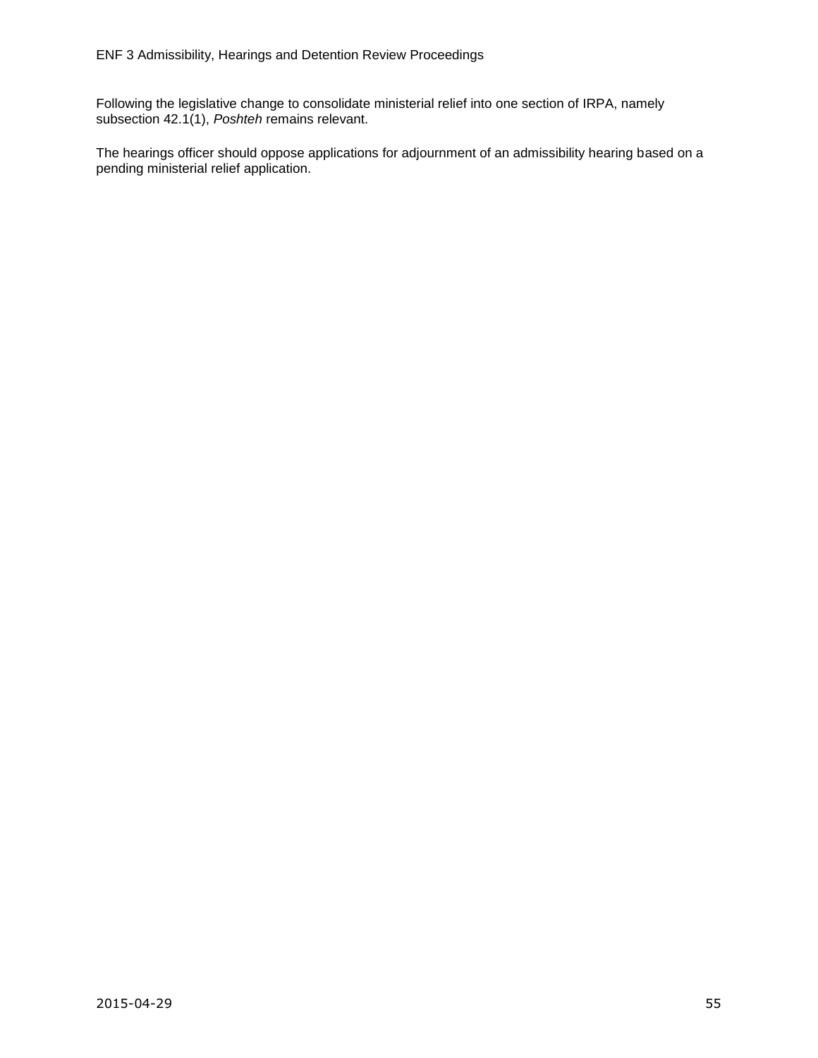Following the legislative change to consolidate ministerial relief into one section of IRPA, namely subsection 42.1(1), *Poshteh* remains relevant.

The hearings officer should oppose applications for adjournment of an admissibility hearing based on a pending ministerial relief application.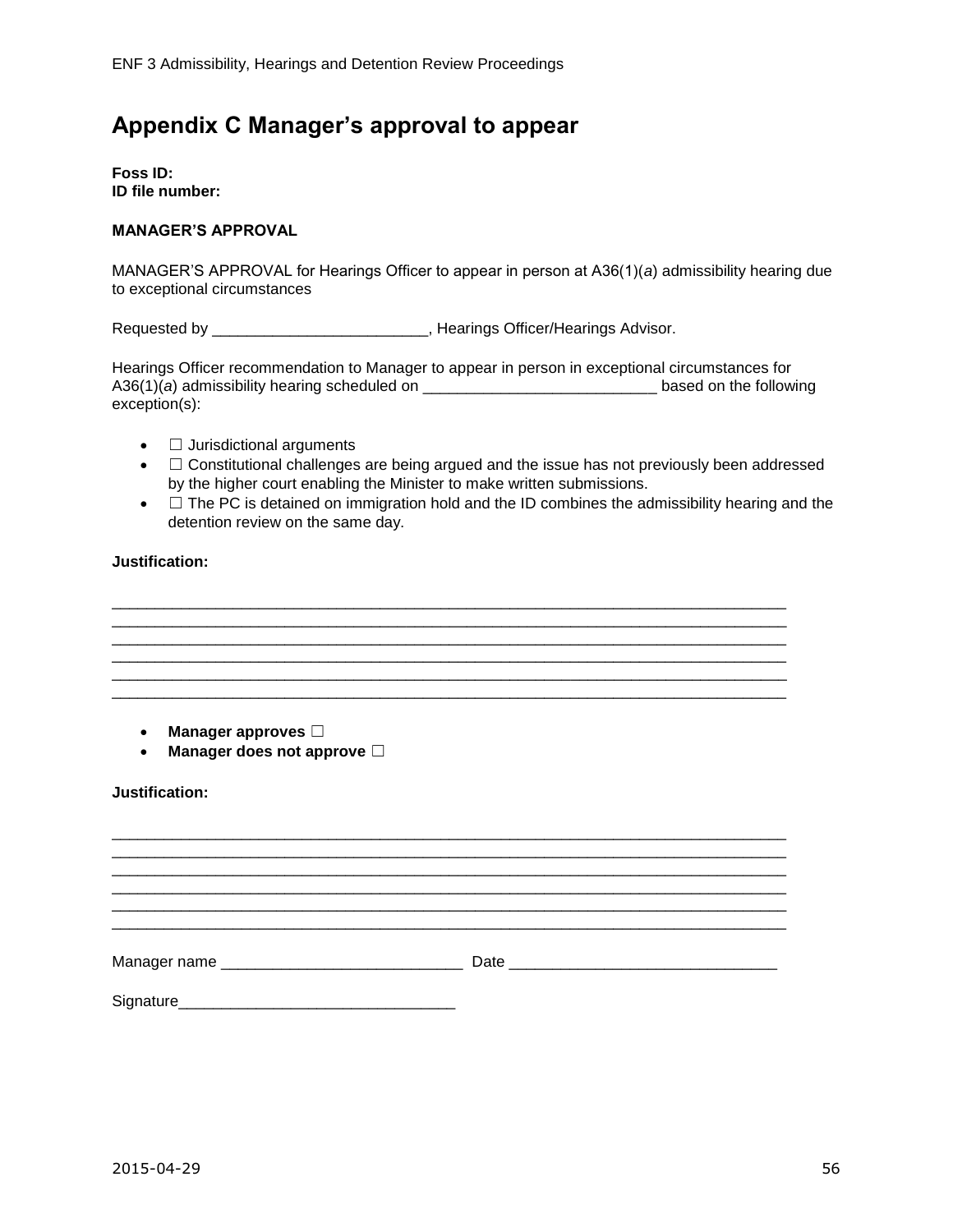# Appendix C Manager's approval to appear

**Foss ID:**
**ID file number:**

**MANAGER'S APPROVAL**

MANAGER'S APPROVAL for Hearings Officer to appear in person at A36(1)(*a*) admissibility hearing due to exceptional circumstances

Requested by ________________________, Hearings Officer/Hearings Advisor.

Hearings Officer recommendation to Manager to appear in person in exceptional circumstances for A36(1)(*a*) admissibility hearing scheduled on __________________________ based on the following exception(s):

- ☐ Jurisdictional arguments
- ☐ Constitutional challenges are being argued and the issue has not previously been addressed by the higher court enabling the Minister to make written submissions.
- ☐ The PC is detained on immigration hold and the ID combines the admissibility hearing and the detention review on the same day.

**Justification:**

___________________________________________________________________________
___________________________________________________________________________
___________________________________________________________________________
___________________________________________________________________________
___________________________________________________________________________
___________________________________________________________________________

- **Manager approves ☐**
- **Manager does not approve ☐**

**Justification:**

___________________________________________________________________________
___________________________________________________________________________
___________________________________________________________________________
___________________________________________________________________________
___________________________________________________________________________
___________________________________________________________________________

Manager name ___________________________ Date ______________________________

Signature_______________________________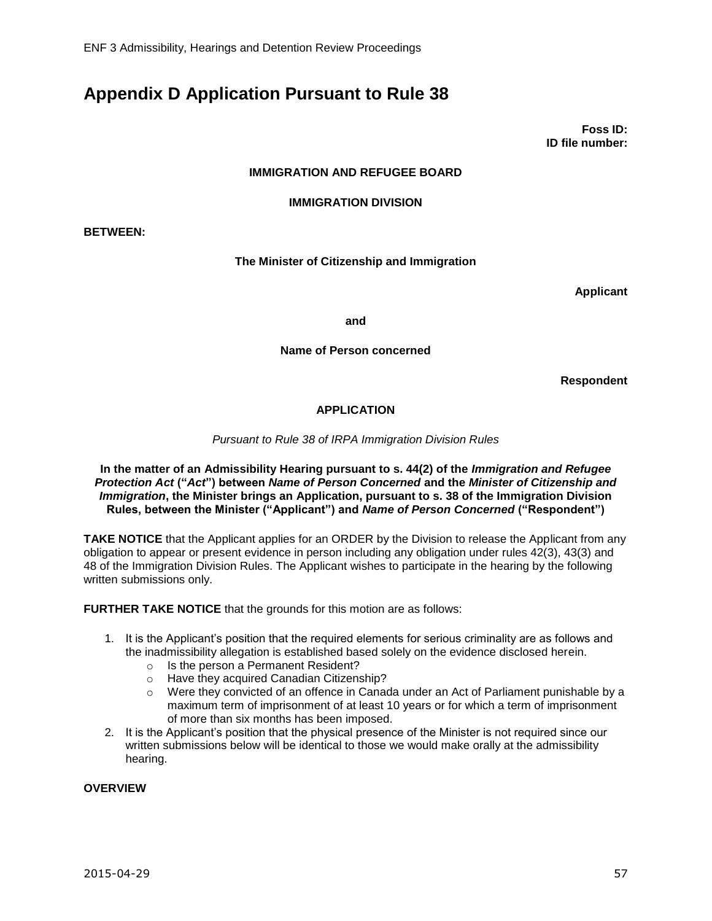# Appendix D Application Pursuant to Rule 38

**Foss ID:**
**ID file number:**

**IMMIGRATION AND REFUGEE BOARD**

**IMMIGRATION DIVISION**

**BETWEEN:**

**The Minister of Citizenship and Immigration**

**Applicant**

**and**

**Name of Person concerned**

**Respondent**

**APPLICATION**

*Pursuant to Rule 38 of IRPA Immigration Division Rules*

**In the matter of an Admissibility Hearing pursuant to s. 44(2) of the *Immigration and Refugee Protection Act* ("*Act*") between *Name of Person Concerned* and the *Minister of Citizenship and Immigration*, the Minister brings an Application, pursuant to s. 38 of the Immigration Division Rules, between the Minister ("Applicant") and *Name of Person Concerned* ("Respondent")**

**TAKE NOTICE** that the Applicant applies for an ORDER by the Division to release the Applicant from any obligation to appear or present evidence in person including any obligation under rules 42(3), 43(3) and 48 of the Immigration Division Rules. The Applicant wishes to participate in the hearing by the following written submissions only.

**FURTHER TAKE NOTICE** that the grounds for this motion are as follows:

1. It is the Applicant's position that the required elements for serious criminality are as follows and the inadmissibility allegation is established based solely on the evidence disclosed herein.
   - Is the person a Permanent Resident?
   - Have they acquired Canadian Citizenship?
   - Were they convicted of an offence in Canada under an Act of Parliament punishable by a maximum term of imprisonment of at least 10 years or for which a term of imprisonment of more than six months has been imposed.
2. It is the Applicant's position that the physical presence of the Minister is not required since our written submissions below will be identical to those we would make orally at the admissibility hearing.

**OVERVIEW**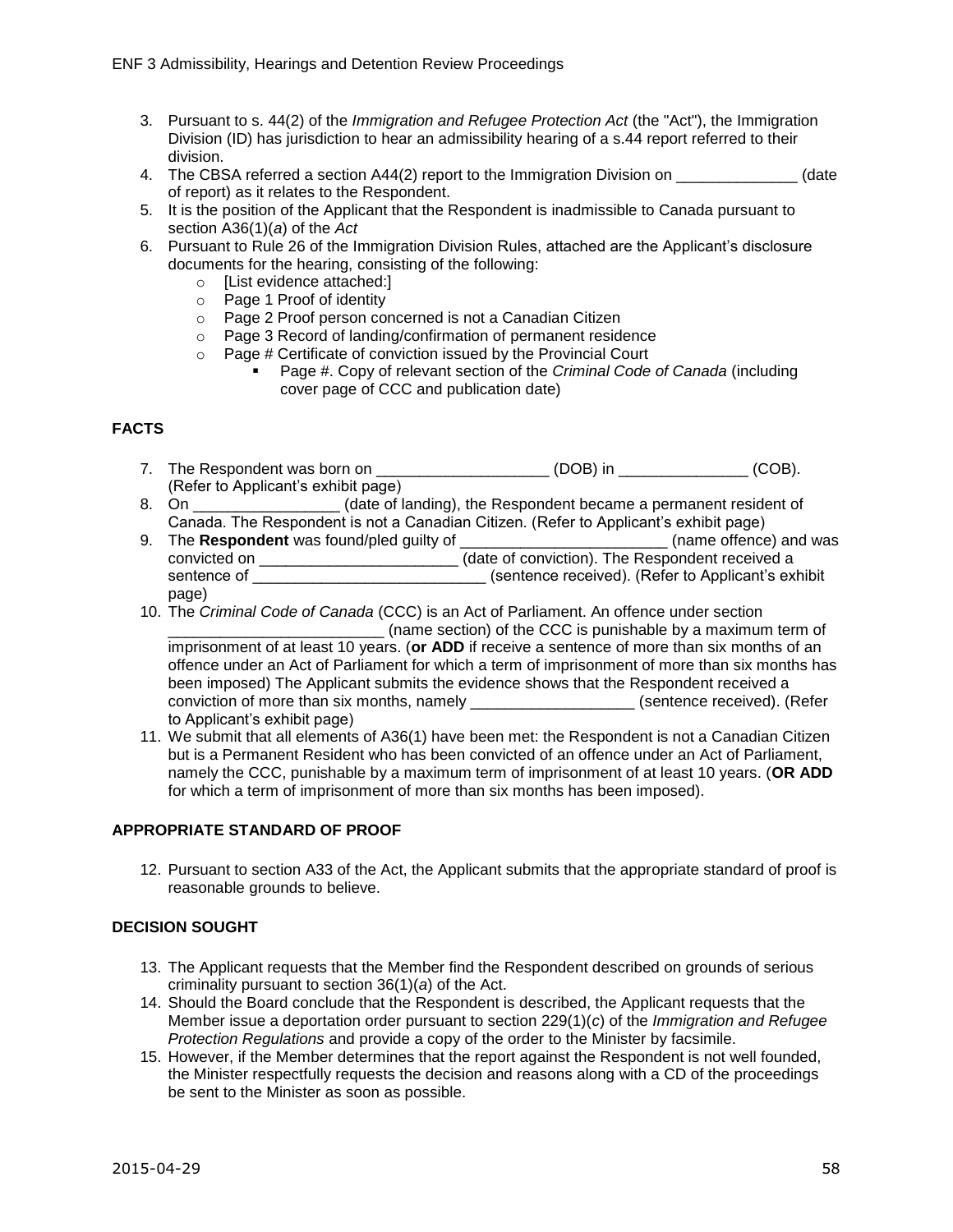3. Pursuant to s. 44(2) of the *Immigration and Refugee Protection Act* (the "Act"), the Immigration Division (ID) has jurisdiction to hear an admissibility hearing of a s.44 report referred to their division.
4. The CBSA referred a section A44(2) report to the Immigration Division on ______________ (date of report) as it relates to the Respondent.
5. It is the position of the Applicant that the Respondent is inadmissible to Canada pursuant to section A36(1)(*a*) of the *Act*
6. Pursuant to Rule 26 of the Immigration Division Rules, attached are the Applicant's disclosure documents for the hearing, consisting of the following:
   - [List evidence attached:]
   - Page 1 Proof of identity
   - Page 2 Proof person concerned is not a Canadian Citizen
   - Page 3 Record of landing/confirmation of permanent residence
   - Page # Certificate of conviction issued by the Provincial Court
     - Page #. Copy of relevant section of the *Criminal Code of Canada* (including cover page of CCC and publication date)

**FACTS**

7. The Respondent was born on ____________________ (DOB) in _______________ (COB). (Refer to Applicant's exhibit page)
8. On _________________ (date of landing), the Respondent became a permanent resident of Canada. The Respondent is not a Canadian Citizen. (Refer to Applicant's exhibit page)
9. The **Respondent** was found/pled guilty of ________________________ (name offence) and was convicted on _______________________ (date of conviction). The Respondent received a sentence of ___________________________ (sentence received). (Refer to Applicant's exhibit page)
10. The *Criminal Code of Canada* (CCC) is an Act of Parliament. An offence under section _________________________ (name section) of the CCC is punishable by a maximum term of imprisonment of at least 10 years. (**or ADD** if receive a sentence of more than six months of an offence under an Act of Parliament for which a term of imprisonment of more than six months has been imposed) The Applicant submits the evidence shows that the Respondent received a conviction of more than six months, namely ___________________ (sentence received). (Refer to Applicant's exhibit page)
11. We submit that all elements of A36(1) have been met: the Respondent is not a Canadian Citizen but is a Permanent Resident who has been convicted of an offence under an Act of Parliament, namely the CCC, punishable by a maximum term of imprisonment of at least 10 years. (**OR ADD** for which a term of imprisonment of more than six months has been imposed).

**APPROPRIATE STANDARD OF PROOF**

12. Pursuant to section A33 of the Act, the Applicant submits that the appropriate standard of proof is reasonable grounds to believe.

**DECISION SOUGHT**

13. The Applicant requests that the Member find the Respondent described on grounds of serious criminality pursuant to section 36(1)(*a*) of the Act.
14. Should the Board conclude that the Respondent is described, the Applicant requests that the Member issue a deportation order pursuant to section 229(1)(*c*) of the *Immigration and Refugee Protection Regulations* and provide a copy of the order to the Minister by facsimile.
15. However, if the Member determines that the report against the Respondent is not well founded, the Minister respectfully requests the decision and reasons along with a CD of the proceedings be sent to the Minister as soon as possible.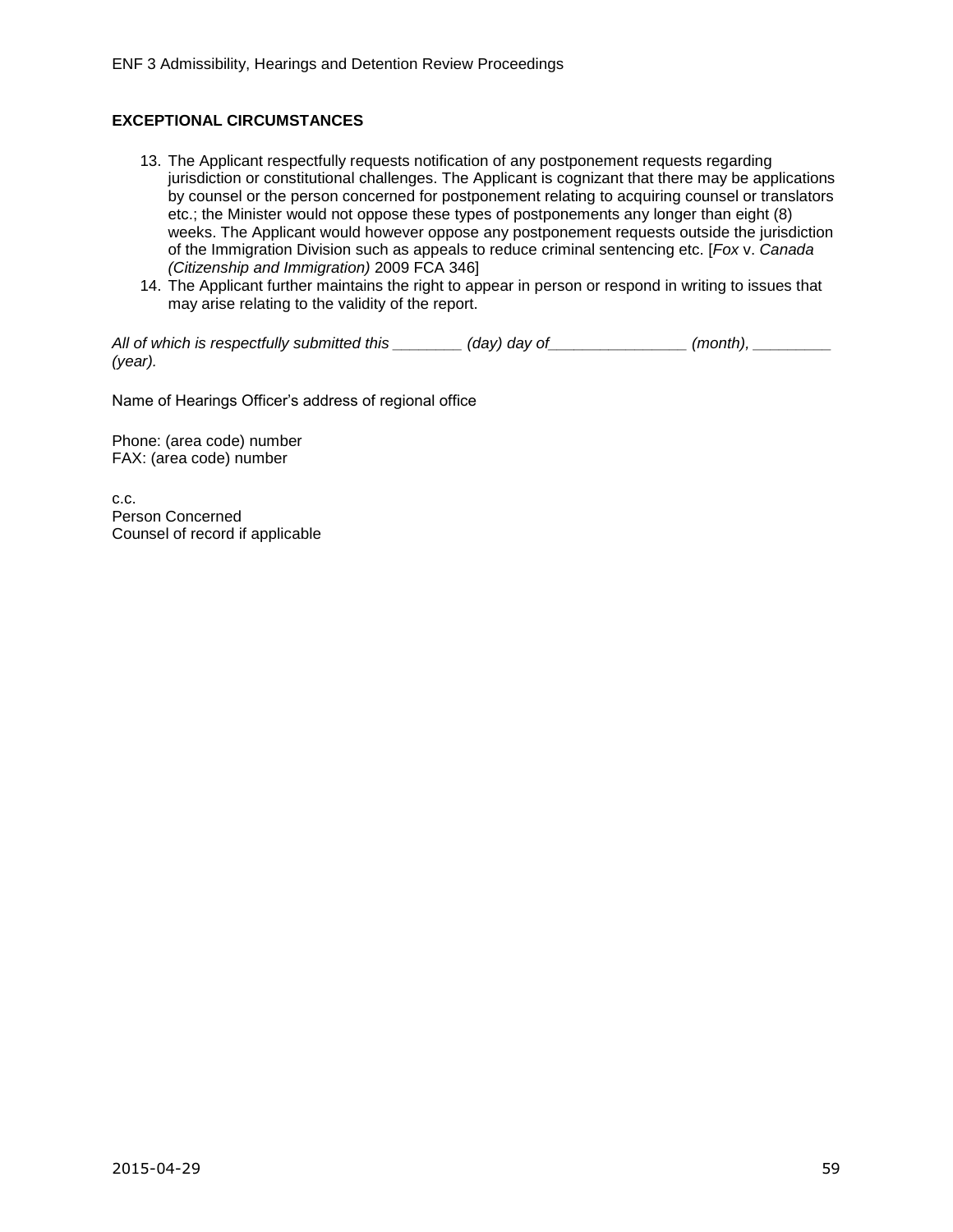**EXCEPTIONAL CIRCUMSTANCES**

13. The Applicant respectfully requests notification of any postponement requests regarding jurisdiction or constitutional challenges. The Applicant is cognizant that there may be applications by counsel or the person concerned for postponement relating to acquiring counsel or translators etc.; the Minister would not oppose these types of postponements any longer than eight (8) weeks. The Applicant would however oppose any postponement requests outside the jurisdiction of the Immigration Division such as appeals to reduce criminal sentencing etc. [*Fox* v. *Canada (Citizenship and Immigration)* 2009 FCA 346]
14. The Applicant further maintains the right to appear in person or respond in writing to issues that may arise relating to the validity of the report.

*All of which is respectfully submitted this ________ (day) day of________________ (month), _________ (year).*

Name of Hearings Officer's address of regional office

Phone: (area code) number
FAX: (area code) number

c.c.
Person Concerned
Counsel of record if applicable